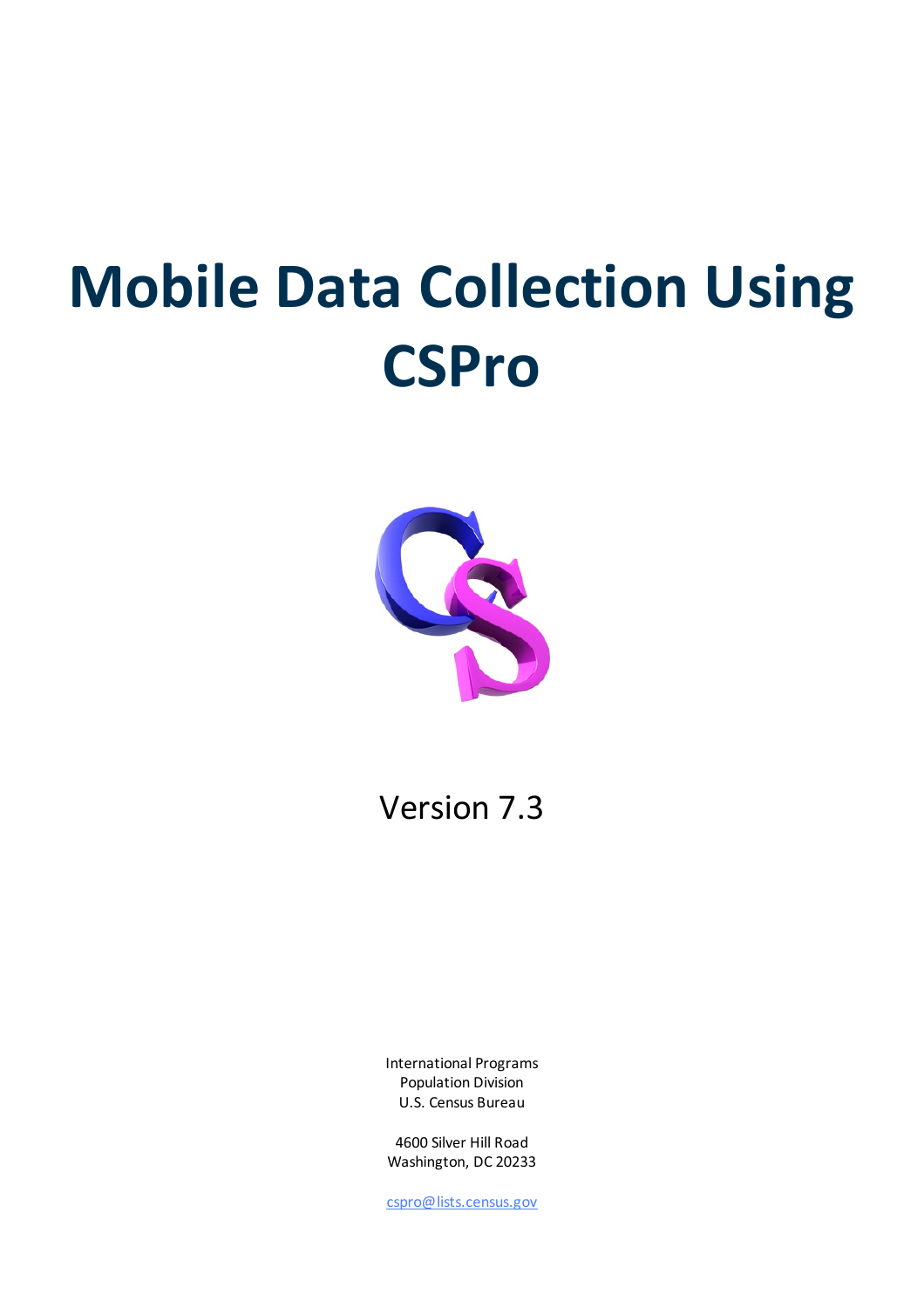# Mobile Data Collection Using CSPro

Version 7.3

International Programs
Population Division
U.S. Census Bureau

4600 Silver Hill Road
Washington, DC 20233

cspro@lists.census.gov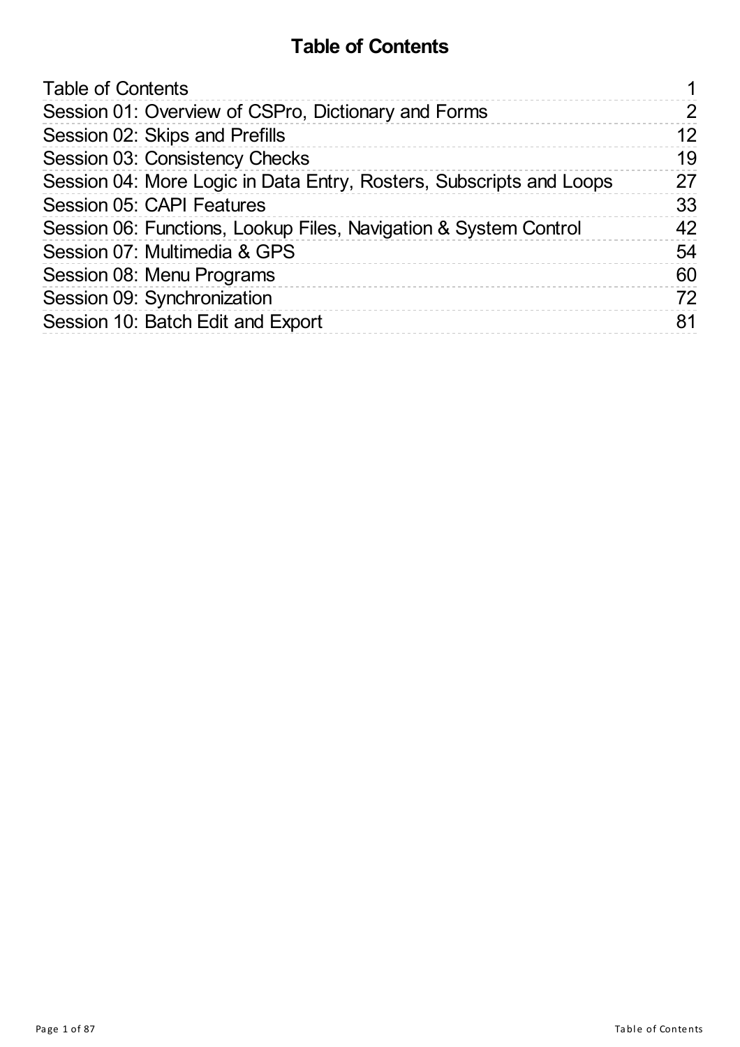# Table of Contents

| | |
|---|---|
| Table of Contents | 1 |
| Session 01: Overview of CSPro, Dictionary and Forms | 2 |
| Session 02: Skips and Prefills | 12 |
| Session 03: Consistency Checks | 19 |
| Session 04: More Logic in Data Entry, Rosters, Subscripts and Loops | 27 |
| Session 05: CAPI Features | 33 |
| Session 06: Functions, Lookup Files, Navigation & System Control | 42 |
| Session 07: Multimedia & GPS | 54 |
| Session 08: Menu Programs | 60 |
| Session 09: Synchronization | 72 |
| Session 10: Batch Edit and Export | 81 |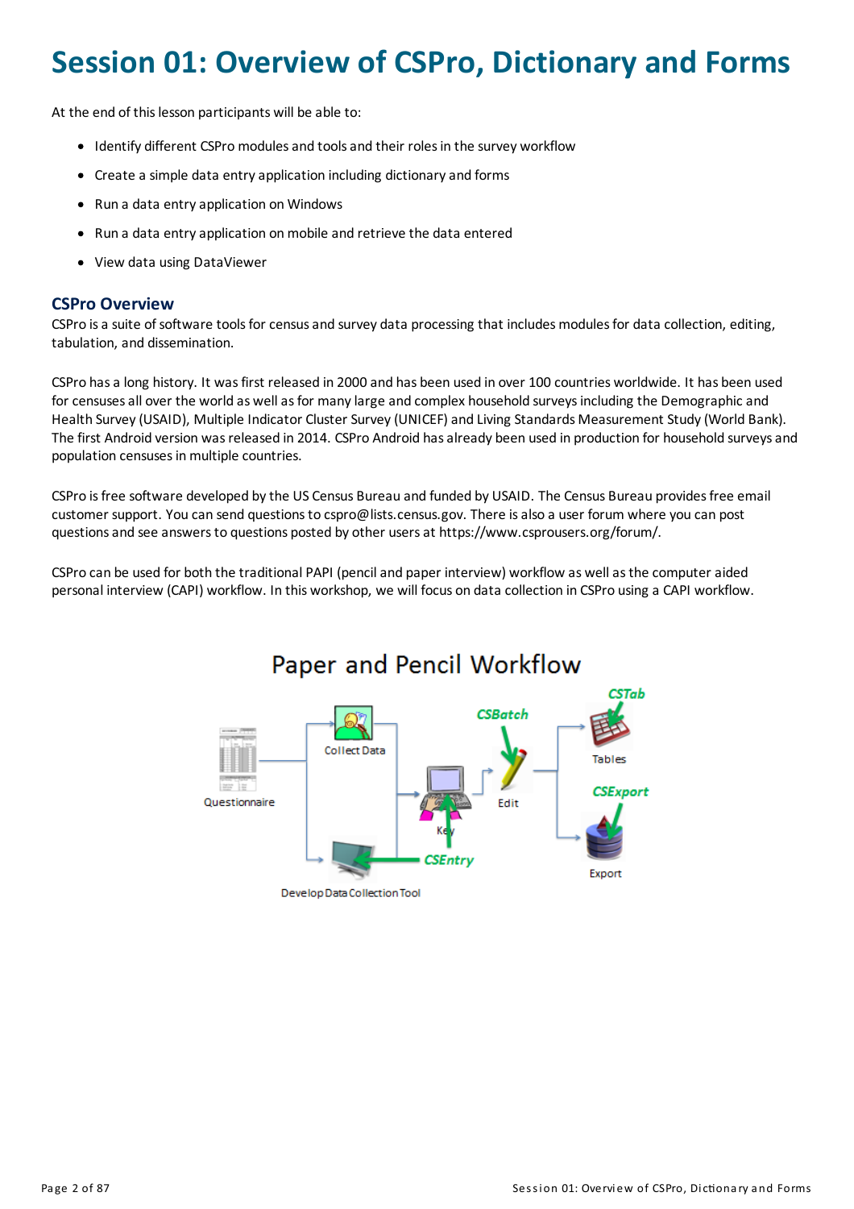# Session 01: Overview of CSPro, Dictionary and Forms

At the end of this lesson participants will be able to:

- Identify different CSPro modules and tools and their roles in the survey workflow
- Create a simple data entry application including dictionary and forms
- Run a data entry application on Windows
- Run a data entry application on mobile and retrieve the data entered
- View data using DataViewer

## CSPro Overview

CSPro is a suite of software tools for census and survey data processing that includes modules for data collection, editing, tabulation, and dissemination.

CSPro has a long history. It was first released in 2000 and has been used in over 100 countries worldwide. It has been used for censuses all over the world as well as for many large and complex household surveys including the Demographic and Health Survey (USAID), Multiple Indicator Cluster Survey (UNICEF) and Living Standards Measurement Study (World Bank). The first Android version was released in 2014. CSPro Android has already been used in production for household surveys and population censuses in multiple countries.

CSPro is free software developed by the US Census Bureau and funded by USAID. The Census Bureau provides free email customer support. You can send questions to cspro@lists.census.gov. There is also a user forum where you can post questions and see answers to questions posted by other users at https://www.csprousers.org/forum/.

CSPro can be used for both the traditional PAPI (pencil and paper interview) workflow as well as the computer aided personal interview (CAPI) workflow. In this workshop, we will focus on data collection in CSPro using a CAPI workflow.

Paper and Pencil Workflow

Questionnaire → Collect Data → Key (CSEntry) → Edit (CSBatch) → Tables (CSTab), Export (CSExport)

Develop Data Collection Tool (CSEntry)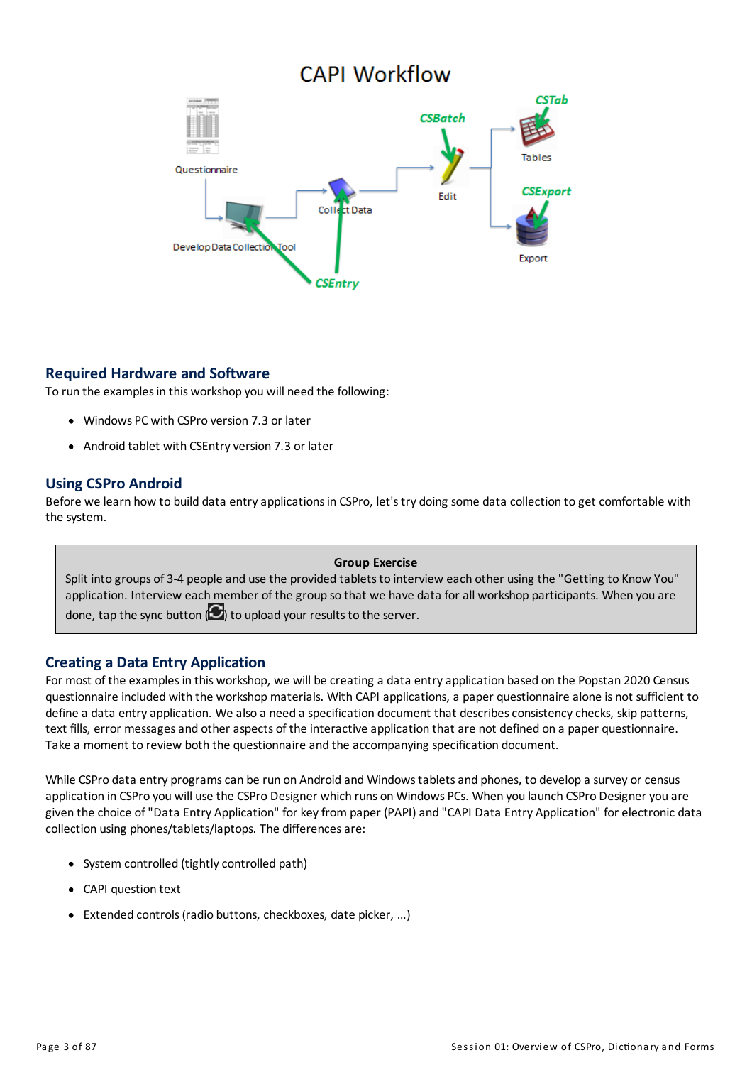# CAPI Workflow

## Required Hardware and Software

To run the examples in this workshop you will need the following:

- Windows PC with CSPro version 7.3 or later
- Android tablet with CSEntry version 7.3 or later

## Using CSPro Android

Before we learn how to build data entry applications in CSPro, let's try doing some data collection to get comfortable with the system.

> **Group Exercise**
>
> Split into groups of 3-4 people and use the provided tablets to interview each other using the "Getting to Know You" application. Interview each member of the group so that we have data for all workshop participants. When you are done, tap the sync button ( ) to upload your results to the server.

## Creating a Data Entry Application

For most of the examples in this workshop, we will be creating a data entry application based on the Popstan 2020 Census questionnaire included with the workshop materials. With CAPI applications, a paper questionnaire alone is not sufficient to define a data entry application. We also a need a specification document that describes consistency checks, skip patterns, text fills, error messages and other aspects of the interactive application that are not defined on a paper questionnaire. Take a moment to review both the questionnaire and the accompanying specification document.

While CSPro data entry programs can be run on Android and Windows tablets and phones, to develop a survey or census application in CSPro you will use the CSPro Designer which runs on Windows PCs. When you launch CSPro Designer you are given the choice of "Data Entry Application" for key from paper (PAPI) and "CAPI Data Entry Application" for electronic data collection using phones/tablets/laptops. The differences are:

- System controlled (tightly controlled path)
- CAPI question text
- Extended controls (radio buttons, checkboxes, date picker, ...)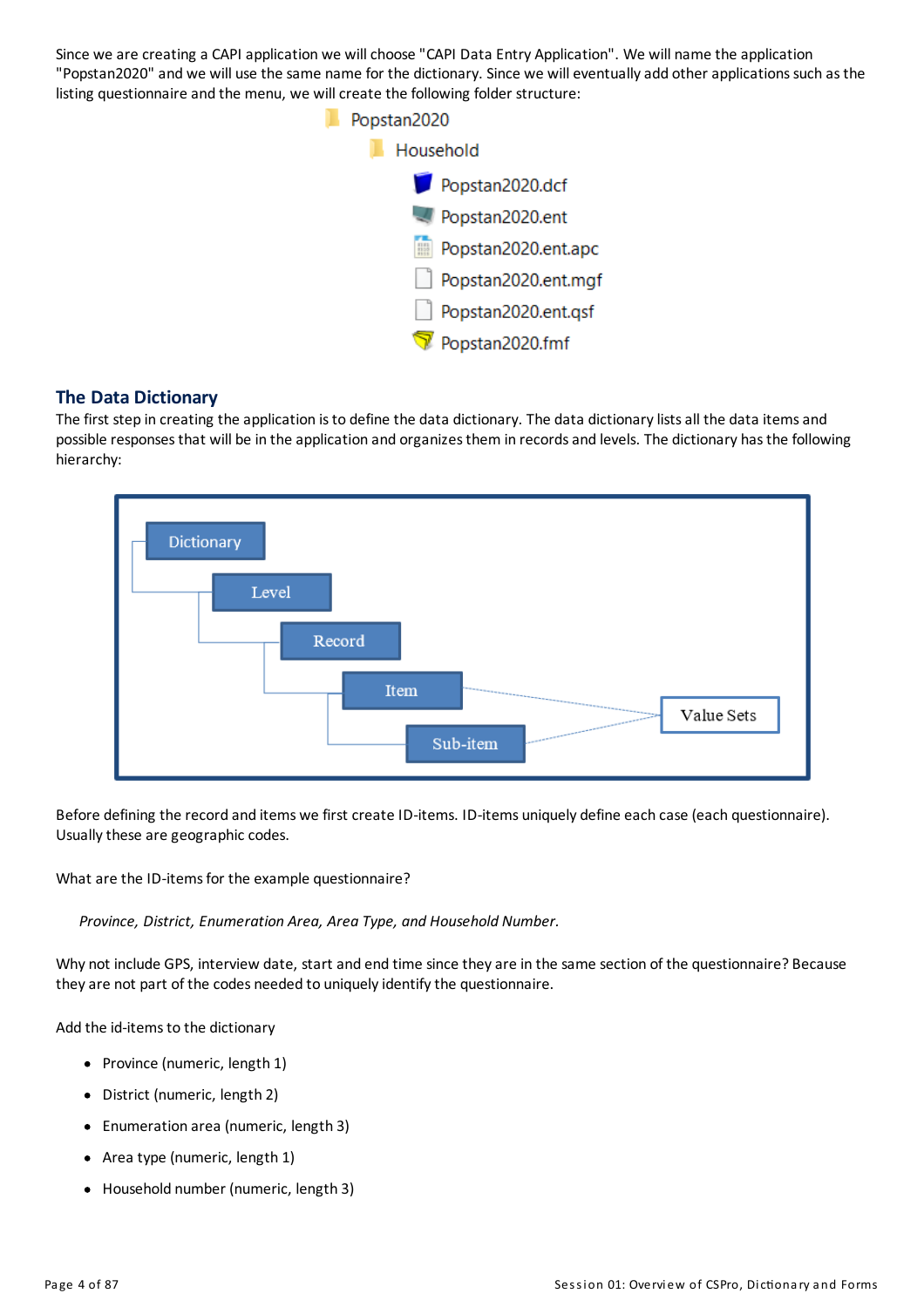Since we are creating a CAPI application we will choose "CAPI Data Entry Application". We will name the application "Popstan2020" and we will use the same name for the dictionary. Since we will eventually add other applications such as the listing questionnaire and the menu, we will create the following folder structure:

- Popstan2020
  - Household
    - Popstan2020.dcf
    - Popstan2020.ent
    - Popstan2020.ent.apc
    - Popstan2020.ent.mgf
    - Popstan2020.ent.qsf
    - Popstan2020.fmf

## The Data Dictionary

The first step in creating the application is to define the data dictionary. The data dictionary lists all the data items and possible responses that will be in the application and organizes them in records and levels. The dictionary has the following hierarchy:

- Dictionary
  - Level
    - Record
      - Item → Value Sets
        - Sub-item → Value Sets

Before defining the record and items we first create ID-items. ID-items uniquely define each case (each questionnaire). Usually these are geographic codes.

What are the ID-items for the example questionnaire?

*Province, District, Enumeration Area, Area Type, and Household Number.*

Why not include GPS, interview date, start and end time since they are in the same section of the questionnaire? Because they are not part of the codes needed to uniquely identify the questionnaire.

Add the id-items to the dictionary

- Province (numeric, length 1)
- District (numeric, length 2)
- Enumeration area (numeric, length 3)
- Area type (numeric, length 1)
- Household number (numeric, length 3)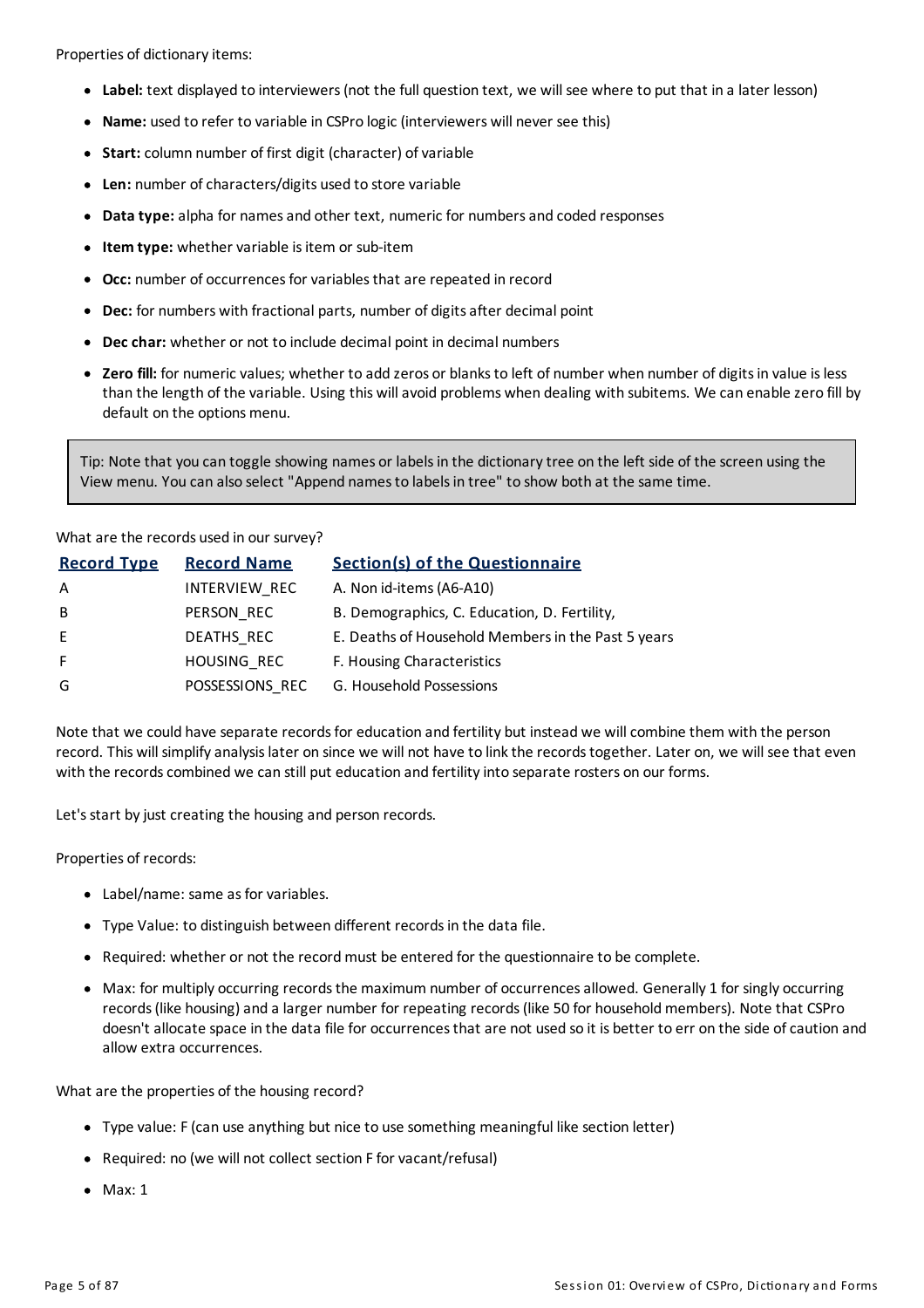Properties of dictionary items:

- **Label:** text displayed to interviewers (not the full question text, we will see where to put that in a later lesson)
- **Name:** used to refer to variable in CSPro logic (interviewers will never see this)
- **Start:** column number of first digit (character) of variable
- **Len:** number of characters/digits used to store variable
- **Data type:** alpha for names and other text, numeric for numbers and coded responses
- **Item type:** whether variable is item or sub-item
- **Occ:** number of occurrences for variables that are repeated in record
- **Dec:** for numbers with fractional parts, number of digits after decimal point
- **Dec char:** whether or not to include decimal point in decimal numbers
- **Zero fill:** for numeric values; whether to add zeros or blanks to left of number when number of digits in value is less than the length of the variable. Using this will avoid problems when dealing with subitems. We can enable zero fill by default on the options menu.

> Tip: Note that you can toggle showing names or labels in the dictionary tree on the left side of the screen using the View menu. You can also select "Append names to labels in tree" to show both at the same time.

What are the records used in our survey?

| Record Type | Record Name | Section(s) of the Questionnaire |
|---|---|---|
| A | INTERVIEW_REC | A. Non id-items (A6-A10) |
| B | PERSON_REC | B. Demographics, C. Education, D. Fertility, |
| E | DEATHS_REC | E. Deaths of Household Members in the Past 5 years |
| F | HOUSING_REC | F. Housing Characteristics |
| G | POSSESSIONS_REC | G. Household Possessions |

Note that we could have separate records for education and fertility but instead we will combine them with the person record. This will simplify analysis later on since we will not have to link the records together. Later on, we will see that even with the records combined we can still put education and fertility into separate rosters on our forms.

Let's start by just creating the housing and person records.

Properties of records:

- Label/name: same as for variables.
- Type Value: to distinguish between different records in the data file.
- Required: whether or not the record must be entered for the questionnaire to be complete.
- Max: for multiply occurring records the maximum number of occurrences allowed. Generally 1 for singly occurring records (like housing) and a larger number for repeating records (like 50 for household members). Note that CSPro doesn't allocate space in the data file for occurrences that are not used so it is better to err on the side of caution and allow extra occurrences.

What are the properties of the housing record?

- Type value: F (can use anything but nice to use something meaningful like section letter)
- Required: no (we will not collect section F for vacant/refusal)
- Max: 1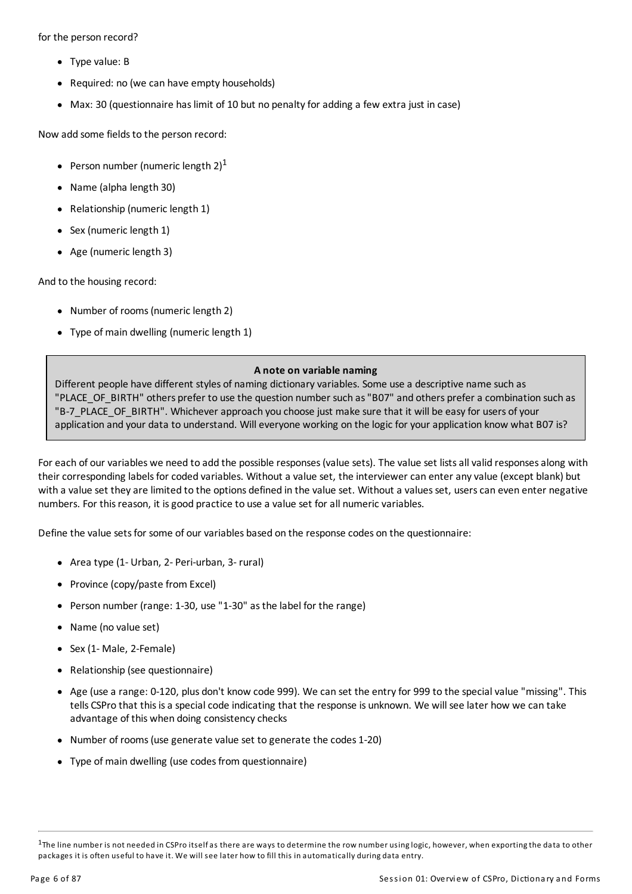for the person record?

- Type value: B
- Required: no (we can have empty households)
- Max: 30 (questionnaire has limit of 10 but no penalty for adding a few extra just in case)

Now add some fields to the person record:

- Person number (numeric length 2)[1]
- Name (alpha length 30)
- Relationship (numeric length 1)
- Sex (numeric length 1)
- Age (numeric length 3)

And to the housing record:

- Number of rooms (numeric length 2)
- Type of main dwelling (numeric length 1)

> **A note on variable naming**
>
> Different people have different styles of naming dictionary variables. Some use a descriptive name such as "PLACE_OF_BIRTH" others prefer to use the question number such as "B07" and others prefer a combination such as "B-7_PLACE_OF_BIRTH". Whichever approach you choose just make sure that it will be easy for users of your application and your data to understand. Will everyone working on the logic for your application know what B07 is?

For each of our variables we need to add the possible responses (value sets). The value set lists all valid responses along with their corresponding labels for coded variables. Without a value set, the interviewer can enter any value (except blank) but with a value set they are limited to the options defined in the value set. Without a values set, users can even enter negative numbers. For this reason, it is good practice to use a value set for all numeric variables.

Define the value sets for some of our variables based on the response codes on the questionnaire:

- Area type (1- Urban, 2- Peri-urban, 3- rural)
- Province (copy/paste from Excel)
- Person number (range: 1-30, use "1-30" as the label for the range)
- Name (no value set)
- Sex (1- Male, 2-Female)
- Relationship (see questionnaire)
- Age (use a range: 0-120, plus don't know code 999). We can set the entry for 999 to the special value "missing". This tells CSPro that this is a special code indicating that the response is unknown. We will see later how we can take advantage of this when doing consistency checks
- Number of rooms (use generate value set to generate the codes 1-20)
- Type of main dwelling (use codes from questionnaire)

---

[1] The line number is not needed in CSPro itself as there are ways to determine the row number using logic, however, when exporting the data to other packages it is often useful to have it. We will see later how to fill this in automatically during data entry.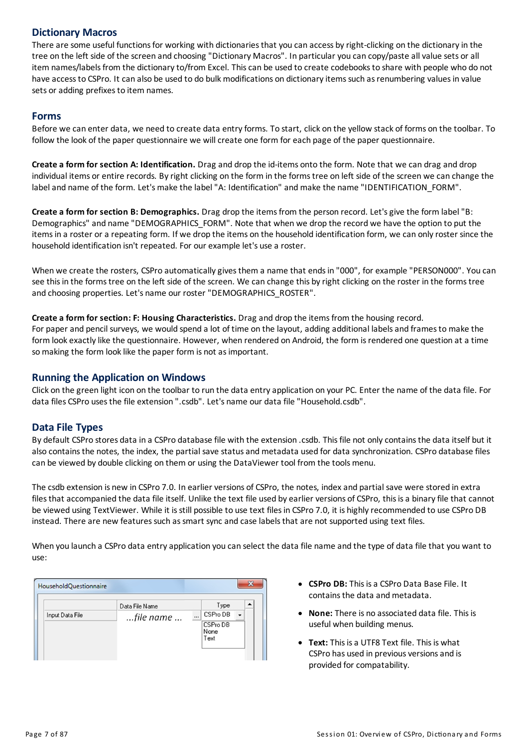## Dictionary Macros

There are some useful functions for working with dictionaries that you can access by right-clicking on the dictionary in the tree on the left side of the screen and choosing "Dictionary Macros". In particular you can copy/paste all value sets or all item names/labels from the dictionary to/from Excel. This can be used to create codebooks to share with people who do not have access to CSPro. It can also be used to do bulk modifications on dictionary items such as renumbering values in value sets or adding prefixes to item names.

## Forms

Before we can enter data, we need to create data entry forms. To start, click on the yellow stack of forms on the toolbar. To follow the look of the paper questionnaire we will create one form for each page of the paper questionnaire.

**Create a form for section A: Identification.** Drag and drop the id-items onto the form. Note that we can drag and drop individual items or entire records. By right clicking on the form in the forms tree on left side of the screen we can change the label and name of the form. Let's make the label "A: Identification" and make the name "IDENTIFICATION_FORM".

**Create a form for section B: Demographics.** Drag drop the items from the person record. Let's give the form label "B: Demographics" and name "DEMOGRAPHICS_FORM". Note that when we drop the record we have the option to put the items in a roster or a repeating form. If we drop the items on the household identification form, we can only roster since the household identification isn't repeated. For our example let's use a roster.

When we create the rosters, CSPro automatically gives them a name that ends in "000", for example "PERSON000". You can see this in the forms tree on the left side of the screen. We can change this by right clicking on the roster in the forms tree and choosing properties. Let's name our roster "DEMOGRAPHICS_ROSTER".

**Create a form for section: F: Housing Characteristics.** Drag and drop the items from the housing record.
For paper and pencil surveys, we would spend a lot of time on the layout, adding additional labels and frames to make the form look exactly like the questionnaire. However, when rendered on Android, the form is rendered one question at a time so making the form look like the paper form is not as important.

## Running the Application on Windows

Click on the green light icon on the toolbar to run the data entry application on your PC. Enter the name of the data file. For data files CSPro uses the file extension ".csdb". Let's name our data file "Household.csdb".

## Data File Types

By default CSPro stores data in a CSPro database file with the extension .csdb. This file not only contains the data itself but it also contains the notes, the index, the partial save status and metadata used for data synchronization. CSPro database files can be viewed by double clicking on them or using the DataViewer tool from the tools menu.

The csdb extension is new in CSPro 7.0. In earlier versions of CSPro, the notes, index and partial save were stored in extra files that accompanied the data file itself. Unlike the text file used by earlier versions of CSPro, this is a binary file that cannot be viewed using TextViewer. While it is still possible to use text files in CSPro 7.0, it is highly recommended to use CSPro DB instead. There are new features such as smart sync and case labels that are not supported using text files.

When you launch a CSPro data entry application you can select the data file name and the type of data file that you want to use:

HouseholdQuestionnaire

| | Data File Name | Type |
|---|---|---|
| Input Data File | ...file name ... | CSPro DB |

(Type options: CSPro DB, None, Text)

- **CSPro DB:** This is a CSPro Data Base File. It contains the data and metadata.
- **None:** There is no associated data file. This is useful when building menus.
- **Text:** This is a UTF8 Text file. This is what CSPro has used in previous versions and is provided for compatability.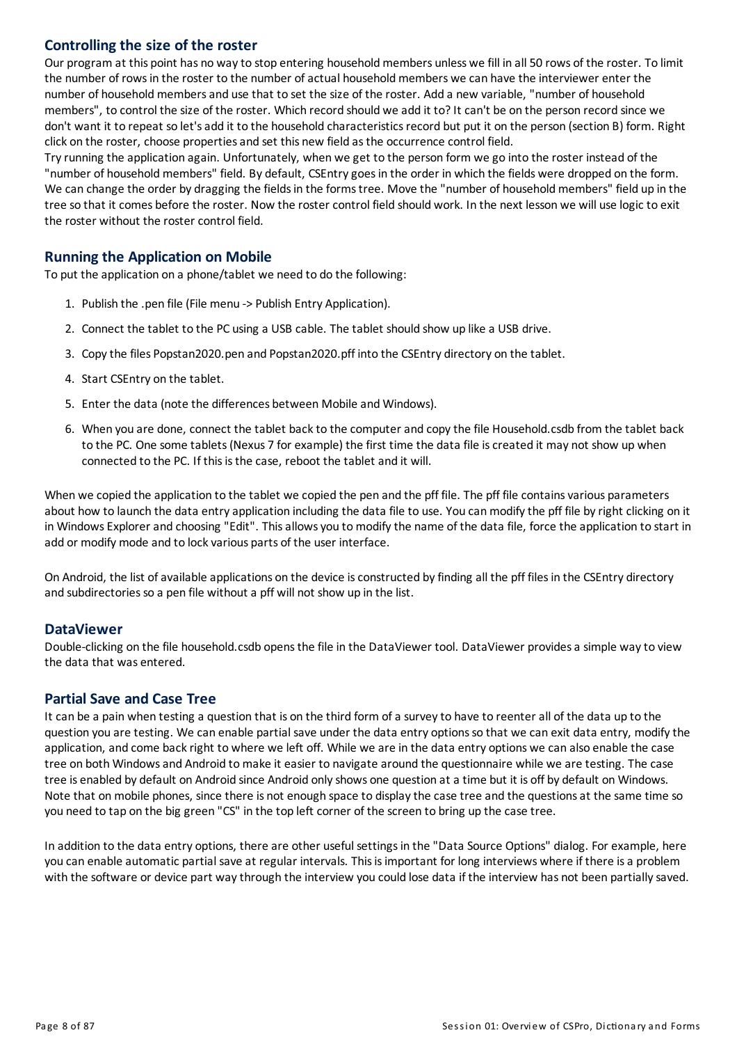## Controlling the size of the roster

Our program at this point has no way to stop entering household members unless we fill in all 50 rows of the roster. To limit the number of rows in the roster to the number of actual household members we can have the interviewer enter the number of household members and use that to set the size of the roster. Add a new variable, "number of household members", to control the size of the roster. Which record should we add it to? It can't be on the person record since we don't want it to repeat so let's add it to the household characteristics record but put it on the person (section B) form. Right click on the roster, choose properties and set this new field as the occurrence control field.

Try running the application again. Unfortunately, when we get to the person form we go into the roster instead of the "number of household members" field. By default, CSEntry goes in the order in which the fields were dropped on the form. We can change the order by dragging the fields in the forms tree. Move the "number of household members" field up in the tree so that it comes before the roster. Now the roster control field should work. In the next lesson we will use logic to exit the roster without the roster control field.

## Running the Application on Mobile

To put the application on a phone/tablet we need to do the following:

1. Publish the .pen file (File menu -> Publish Entry Application).
2. Connect the tablet to the PC using a USB cable. The tablet should show up like a USB drive.
3. Copy the files Popstan2020.pen and Popstan2020.pff into the CSEntry directory on the tablet.
4. Start CSEntry on the tablet.
5. Enter the data (note the differences between Mobile and Windows).
6. When you are done, connect the tablet back to the computer and copy the file Household.csdb from the tablet back to the PC. One some tablets (Nexus 7 for example) the first time the data file is created it may not show up when connected to the PC. If this is the case, reboot the tablet and it will.

When we copied the application to the tablet we copied the pen and the pff file. The pff file contains various parameters about how to launch the data entry application including the data file to use. You can modify the pff file by right clicking on it in Windows Explorer and choosing "Edit". This allows you to modify the name of the data file, force the application to start in add or modify mode and to lock various parts of the user interface.

On Android, the list of available applications on the device is constructed by finding all the pff files in the CSEntry directory and subdirectories so a pen file without a pff will not show up in the list.

## DataViewer

Double-clicking on the file household.csdb opens the file in the DataViewer tool. DataViewer provides a simple way to view the data that was entered.

## Partial Save and Case Tree

It can be a pain when testing a question that is on the third form of a survey to have to reenter all of the data up to the question you are testing. We can enable partial save under the data entry options so that we can exit data entry, modify the application, and come back right to where we left off. While we are in the data entry options we can also enable the case tree on both Windows and Android to make it easier to navigate around the questionnaire while we are testing. The case tree is enabled by default on Android since Android only shows one question at a time but it is off by default on Windows. Note that on mobile phones, since there is not enough space to display the case tree and the questions at the same time so you need to tap on the big green "CS" in the top left corner of the screen to bring up the case tree.

In addition to the data entry options, there are other useful settings in the "Data Source Options" dialog. For example, here you can enable automatic partial save at regular intervals. This is important for long interviews where if there is a problem with the software or device part way through the interview you could lose data if the interview has not been partially saved.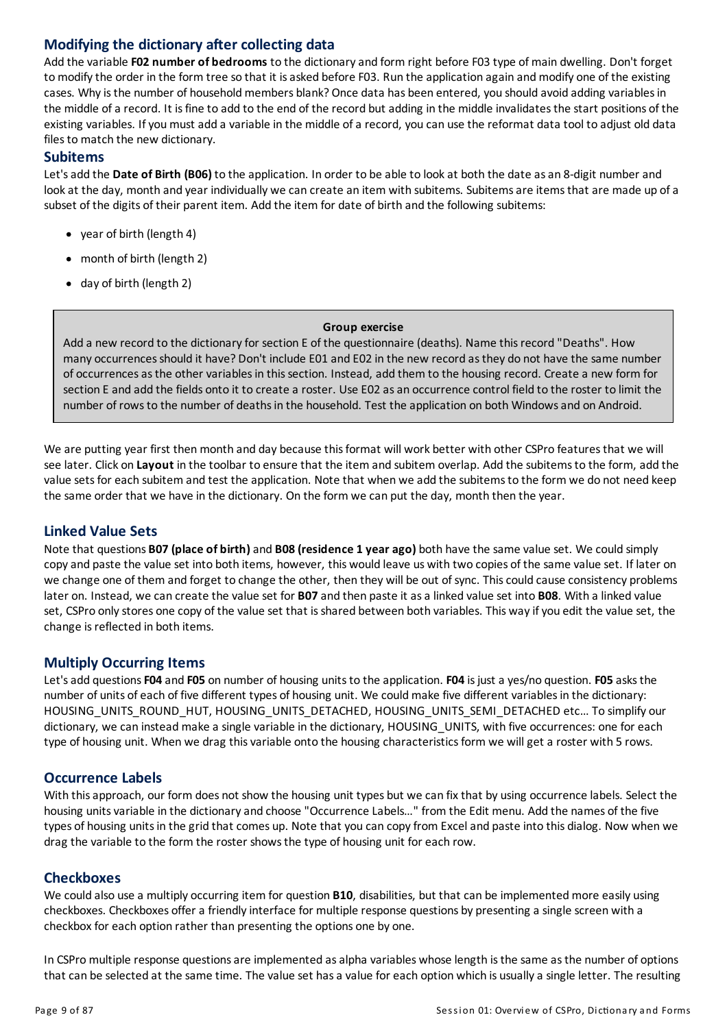## Modifying the dictionary after collecting data

Add the variable **F02 number of bedrooms** to the dictionary and form right before F03 type of main dwelling. Don't forget to modify the order in the form tree so that it is asked before F03. Run the application again and modify one of the existing cases. Why is the number of household members blank? Once data has been entered, you should avoid adding variables in the middle of a record. It is fine to add to the end of the record but adding in the middle invalidates the start positions of the existing variables. If you must add a variable in the middle of a record, you can use the reformat data tool to adjust old data files to match the new dictionary.

## Subitems

Let's add the **Date of Birth (B06)** to the application. In order to be able to look at both the date as an 8-digit number and look at the day, month and year individually we can create an item with subitems. Subitems are items that are made up of a subset of the digits of their parent item. Add the item for date of birth and the following subitems:

- year of birth (length 4)
- month of birth (length 2)
- day of birth (length 2)

> **Group exercise**
>
> Add a new record to the dictionary for section E of the questionnaire (deaths). Name this record "Deaths". How many occurrences should it have? Don't include E01 and E02 in the new record as they do not have the same number of occurrences as the other variables in this section. Instead, add them to the housing record. Create a new form for section E and add the fields onto it to create a roster. Use E02 as an occurrence control field to the roster to limit the number of rows to the number of deaths in the household. Test the application on both Windows and on Android.

We are putting year first then month and day because this format will work better with other CSPro features that we will see later. Click on **Layout** in the toolbar to ensure that the item and subitem overlap. Add the subitems to the form, add the value sets for each subitem and test the application. Note that when we add the subitems to the form we do not need keep the same order that we have in the dictionary. On the form we can put the day, month then the year.

## Linked Value Sets

Note that questions **B07 (place of birth)** and **B08 (residence 1 year ago)** both have the same value set. We could simply copy and paste the value set into both items, however, this would leave us with two copies of the same value set. If later on we change one of them and forget to change the other, then they will be out of sync. This could cause consistency problems later on. Instead, we can create the value set for **B07** and then paste it as a linked value set into **B08**. With a linked value set, CSPro only stores one copy of the value set that is shared between both variables. This way if you edit the value set, the change is reflected in both items.

## Multiply Occurring Items

Let's add questions **F04** and **F05** on number of housing units to the application. **F04** is just a yes/no question. **F05** asks the number of units of each of five different types of housing unit. We could make five different variables in the dictionary: HOUSING_UNITS_ROUND_HUT, HOUSING_UNITS_DETACHED, HOUSING_UNITS_SEMI_DETACHED etc… To simplify our dictionary, we can instead make a single variable in the dictionary, HOUSING_UNITS, with five occurrences: one for each type of housing unit. When we drag this variable onto the housing characteristics form we will get a roster with 5 rows.

## Occurrence Labels

With this approach, our form does not show the housing unit types but we can fix that by using occurrence labels. Select the housing units variable in the dictionary and choose "Occurrence Labels…" from the Edit menu. Add the names of the five types of housing units in the grid that comes up. Note that you can copy from Excel and paste into this dialog. Now when we drag the variable to the form the roster shows the type of housing unit for each row.

## Checkboxes

We could also use a multiply occurring item for question **B10**, disabilities, but that can be implemented more easily using checkboxes. Checkboxes offer a friendly interface for multiple response questions by presenting a single screen with a checkbox for each option rather than presenting the options one by one.

In CSPro multiple response questions are implemented as alpha variables whose length is the same as the number of options that can be selected at the same time. The value set has a value for each option which is usually a single letter. The resulting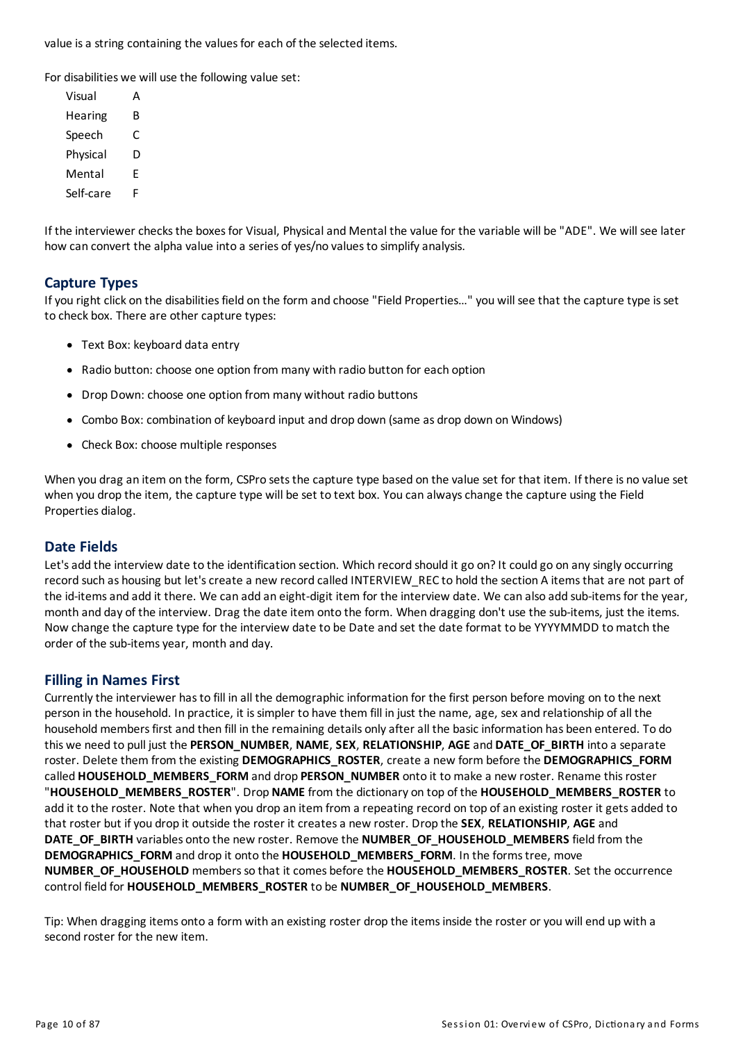value is a string containing the values for each of the selected items.

For disabilities we will use the following value set:

| | |
|---|---|
| Visual | A |
| Hearing | B |
| Speech | C |
| Physical | D |
| Mental | E |
| Self-care | F |

If the interviewer checks the boxes for Visual, Physical and Mental the value for the variable will be "ADE". We will see later how can convert the alpha value into a series of yes/no values to simplify analysis.

## Capture Types

If you right click on the disabilities field on the form and choose "Field Properties…" you will see that the capture type is set to check box. There are other capture types:

- Text Box: keyboard data entry
- Radio button: choose one option from many with radio button for each option
- Drop Down: choose one option from many without radio buttons
- Combo Box: combination of keyboard input and drop down (same as drop down on Windows)
- Check Box: choose multiple responses

When you drag an item on the form, CSPro sets the capture type based on the value set for that item. If there is no value set when you drop the item, the capture type will be set to text box. You can always change the capture using the Field Properties dialog.

## Date Fields

Let's add the interview date to the identification section. Which record should it go on? It could go on any singly occurring record such as housing but let's create a new record called INTERVIEW_REC to hold the section A items that are not part of the id-items and add it there. We can add an eight-digit item for the interview date. We can also add sub-items for the year, month and day of the interview. Drag the date item onto the form. When dragging don't use the sub-items, just the items. Now change the capture type for the interview date to be Date and set the date format to be YYYYMMDD to match the order of the sub-items year, month and day.

## Filling in Names First

Currently the interviewer has to fill in all the demographic information for the first person before moving on to the next person in the household. In practice, it is simpler to have them fill in just the name, age, sex and relationship of all the household members first and then fill in the remaining details only after all the basic information has been entered. To do this we need to pull just the **PERSON_NUMBER**, **NAME**, **SEX**, **RELATIONSHIP**, **AGE** and **DATE_OF_BIRTH** into a separate roster. Delete them from the existing **DEMOGRAPHICS_ROSTER**, create a new form before the **DEMOGRAPHICS_FORM** called **HOUSEHOLD_MEMBERS_FORM** and drop **PERSON_NUMBER** onto it to make a new roster. Rename this roster "**HOUSEHOLD_MEMBERS_ROSTER**". Drop **NAME** from the dictionary on top of the **HOUSEHOLD_MEMBERS_ROSTER** to add it to the roster. Note that when you drop an item from a repeating record on top of an existing roster it gets added to that roster but if you drop it outside the roster it creates a new roster. Drop the **SEX**, **RELATIONSHIP**, **AGE** and **DATE_OF_BIRTH** variables onto the new roster. Remove the **NUMBER_OF_HOUSEHOLD_MEMBERS** field from the **DEMOGRAPHICS_FORM** and drop it onto the **HOUSEHOLD_MEMBERS_FORM**. In the forms tree, move **NUMBER_OF_HOUSEHOLD** members so that it comes before the **HOUSEHOLD_MEMBERS_ROSTER**. Set the occurrence control field for **HOUSEHOLD_MEMBERS_ROSTER** to be **NUMBER_OF_HOUSEHOLD_MEMBERS**.

Tip: When dragging items onto a form with an existing roster drop the items inside the roster or you will end up with a second roster for the new item.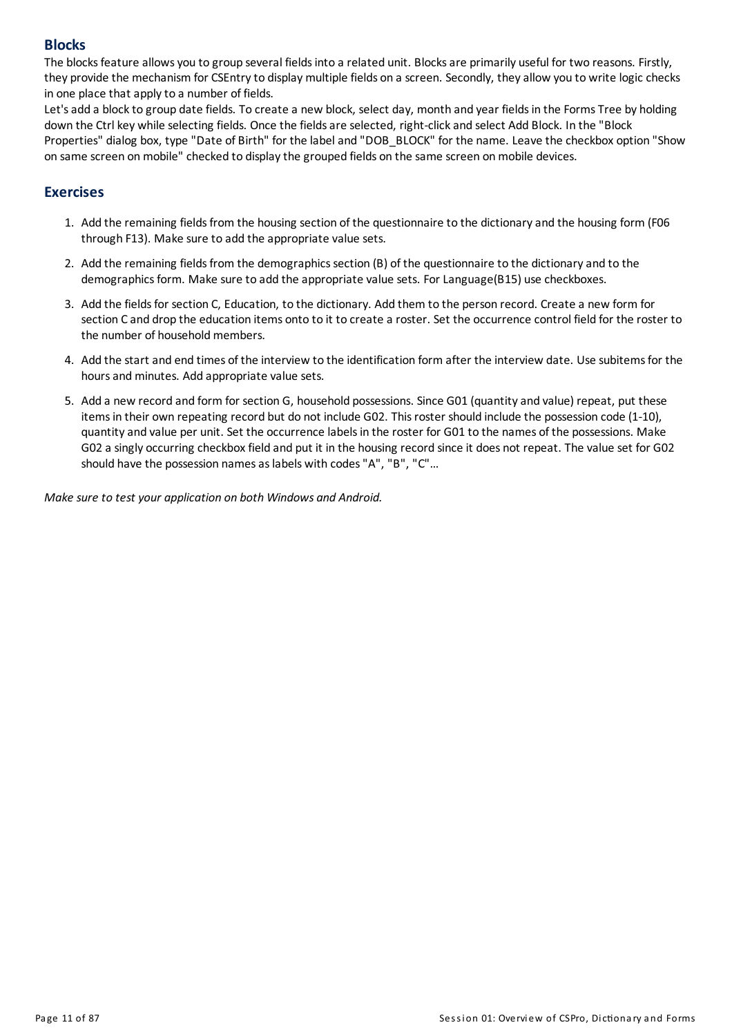## Blocks

The blocks feature allows you to group several fields into a related unit. Blocks are primarily useful for two reasons. Firstly, they provide the mechanism for CSEntry to display multiple fields on a screen. Secondly, they allow you to write logic checks in one place that apply to a number of fields.

Let's add a block to group date fields. To create a new block, select day, month and year fields in the Forms Tree by holding down the Ctrl key while selecting fields. Once the fields are selected, right-click and select Add Block. In the "Block Properties" dialog box, type "Date of Birth" for the label and "DOB_BLOCK" for the name. Leave the checkbox option "Show on same screen on mobile" checked to display the grouped fields on the same screen on mobile devices.

## Exercises

1. Add the remaining fields from the housing section of the questionnaire to the dictionary and the housing form (F06 through F13). Make sure to add the appropriate value sets.
2. Add the remaining fields from the demographics section (B) of the questionnaire to the dictionary and to the demographics form. Make sure to add the appropriate value sets. For Language(B15) use checkboxes.
3. Add the fields for section C, Education, to the dictionary. Add them to the person record. Create a new form for section C and drop the education items onto to it to create a roster. Set the occurrence control field for the roster to the number of household members.
4. Add the start and end times of the interview to the identification form after the interview date. Use subitems for the hours and minutes. Add appropriate value sets.
5. Add a new record and form for section G, household possessions. Since G01 (quantity and value) repeat, put these items in their own repeating record but do not include G02. This roster should include the possession code (1-10), quantity and value per unit. Set the occurrence labels in the roster for G01 to the names of the possessions. Make G02 a singly occurring checkbox field and put it in the housing record since it does not repeat. The value set for G02 should have the possession names as labels with codes "A", "B", "C"...

*Make sure to test your application on both Windows and Android.*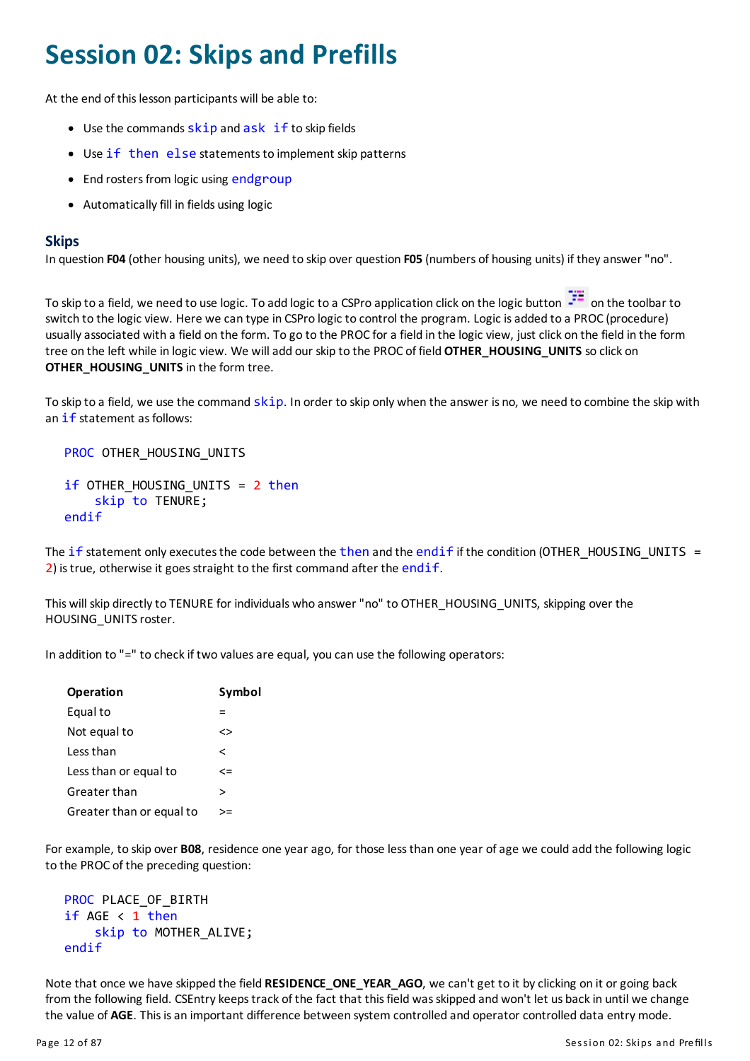# Session 02: Skips and Prefills

At the end of this lesson participants will be able to:

- Use the commands skip and ask if to skip fields
- Use if then else statements to implement skip patterns
- End rosters from logic using endgroup
- Automatically fill in fields using logic

## Skips

In question **F04** (other housing units), we need to skip over question **F05** (numbers of housing units) if they answer "no".

To skip to a field, we need to use logic. To add logic to a CSPro application click on the logic button on the toolbar to switch to the logic view. Here we can type in CSPro logic to control the program. Logic is added to a PROC (procedure) usually associated with a field on the form. To go to the PROC for a field in the logic view, just click on the field in the form tree on the left while in logic view. We will add our skip to the PROC of field **OTHER_HOUSING_UNITS** so click on **OTHER_HOUSING_UNITS** in the form tree.

To skip to a field, we use the command skip. In order to skip only when the answer is no, we need to combine the skip with an if statement as follows:

```
PROC OTHER_HOUSING_UNITS

if OTHER_HOUSING_UNITS = 2 then
    skip to TENURE;
endif
```

The if statement only executes the code between the then and the endif if the condition (OTHER_HOUSING_UNITS = 2) is true, otherwise it goes straight to the first command after the endif.

This will skip directly to TENURE for individuals who answer "no" to OTHER_HOUSING_UNITS, skipping over the HOUSING_UNITS roster.

In addition to "=" to check if two values are equal, you can use the following operators:

| Operation | Symbol |
|---|---|
| Equal to | = |
| Not equal to | <> |
| Less than | < |
| Less than or equal to | <= |
| Greater than | > |
| Greater than or equal to | >= |

For example, to skip over **B08**, residence one year ago, for those less than one year of age we could add the following logic to the PROC of the preceding question:

```
PROC PLACE_OF_BIRTH
if AGE < 1 then
    skip to MOTHER_ALIVE;
endif
```

Note that once we have skipped the field **RESIDENCE_ONE_YEAR_AGO**, we can't get to it by clicking on it or going back from the following field. CSEntry keeps track of the fact that this field was skipped and won't let us back in until we change the value of **AGE**. This is an important difference between system controlled and operator controlled data entry mode.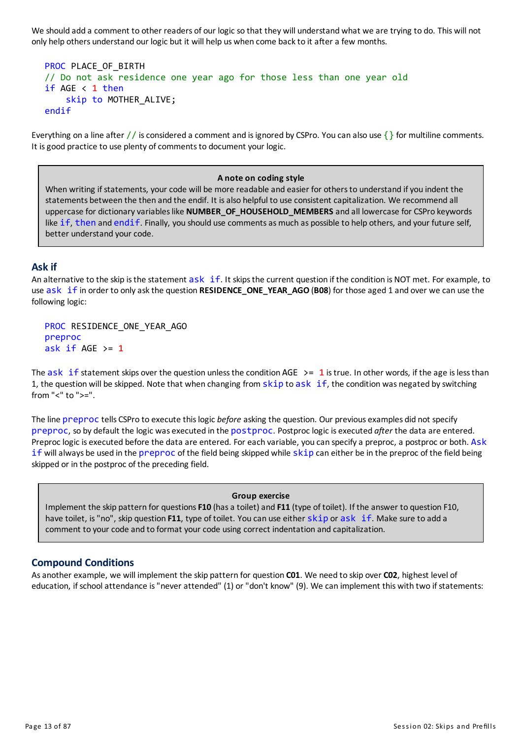We should add a comment to other readers of our logic so that they will understand what we are trying to do. This will not only help others understand our logic but it will help us when come back to it after a few months.

```
PROC PLACE_OF_BIRTH
// Do not ask residence one year ago for those less than one year old
if AGE < 1 then
    skip to MOTHER_ALIVE;
endif
```

Everything on a line after `//` is considered a comment and is ignored by CSPro. You can also use `{}` for multiline comments. It is good practice to use plenty of comments to document your logic.

> **A note on coding style**
>
> When writing if statements, your code will be more readable and easier for others to understand if you indent the statements between the then and the endif. It is also helpful to use consistent capitalization. We recommend all uppercase for dictionary variables like **NUMBER_OF_HOUSEHOLD_MEMBERS** and all lowercase for CSPro keywords like `if`, `then` and `endif`. Finally, you should use comments as much as possible to help others, and your future self, better understand your code.

## Ask if

An alternative to the skip is the statement `ask if`. It skips the current question if the condition is NOT met. For example, to use `ask if` in order to only ask the question **RESIDENCE_ONE_YEAR_AGO** (**B08**) for those aged 1 and over we can use the following logic:

```
PROC RESIDENCE_ONE_YEAR_AGO
preproc
ask if AGE >= 1
```

The `ask if` statement skips over the question unless the condition AGE >= 1 is true. In other words, if the age is less than 1, the question will be skipped. Note that when changing from `skip` to `ask if`, the condition was negated by switching from "<" to ">=".

The line `preproc` tells CSPro to execute this logic *before* asking the question. Our previous examples did not specify `preproc`, so by default the logic was executed in the `postproc`. Postproc logic is executed *after* the data are entered. Preproc logic is executed before the data are entered. For each variable, you can specify a preproc, a postproc or both. `Ask if` will always be used in the `preproc` of the field being skipped while `skip` can either be in the preproc of the field being skipped or in the postproc of the preceding field.

> **Group exercise**
>
> Implement the skip pattern for questions **F10** (has a toilet) and **F11** (type of toilet). If the answer to question F10, have toilet, is "no", skip question **F11**, type of toilet. You can use either `skip` or `ask if`. Make sure to add a comment to your code and to format your code using correct indentation and capitalization.

## Compound Conditions

As another example, we will implement the skip pattern for question **C01**. We need to skip over **C02**, highest level of education, if school attendance is "never attended" (1) or "don't know" (9). We can implement this with two if statements: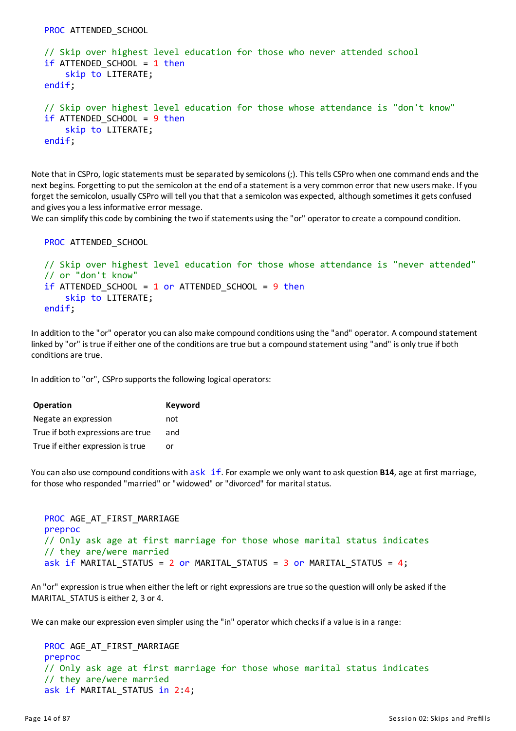```
PROC ATTENDED_SCHOOL

// Skip over highest level education for those who never attended school
if ATTENDED_SCHOOL = 1 then
    skip to LITERATE;
endif;

// Skip over highest level education for those whose attendance is "don't know"
if ATTENDED_SCHOOL = 9 then
    skip to LITERATE;
endif;
```

Note that in CSPro, logic statements must be separated by semicolons (;). This tells CSPro when one command ends and the next begins. Forgetting to put the semicolon at the end of a statement is a very common error that new users make. If you forget the semicolon, usually CSPro will tell you that that a semicolon was expected, although sometimes it gets confused and gives you a less informative error message.
We can simplify this code by combining the two if statements using the "or" operator to create a compound condition.

```
PROC ATTENDED_SCHOOL

// Skip over highest level education for those whose attendance is "never attended"
// or "don't know"
if ATTENDED_SCHOOL = 1 or ATTENDED_SCHOOL = 9 then
    skip to LITERATE;
endif;
```

In addition to the "or" operator you can also make compound conditions using the "and" operator. A compound statement linked by "or" is true if either one of the conditions are true but a compound statement using "and" is only true if both conditions are true.

In addition to "or", CSPro supports the following logical operators:

| Operation | Keyword |
| --- | --- |
| Negate an expression | not |
| True if both expressions are true | and |
| True if either expression is true | or |

You can also use compound conditions with `ask if`. For example we only want to ask question **B14**, age at first marriage, for those who responded "married" or "widowed" or "divorced" for marital status.

```
PROC AGE_AT_FIRST_MARRIAGE
preproc
// Only ask age at first marriage for those whose marital status indicates
// they are/were married
ask if MARITAL_STATUS = 2 or MARITAL_STATUS = 3 or MARITAL_STATUS = 4;
```

An "or" expression is true when either the left or right expressions are true so the question will only be asked if the MARITAL_STATUS is either 2, 3 or 4.

We can make our expression even simpler using the "in" operator which checks if a value is in a range:

```
PROC AGE_AT_FIRST_MARRIAGE
preproc
// Only ask age at first marriage for those whose marital status indicates
// they are/were married
ask if MARITAL_STATUS in 2:4;
```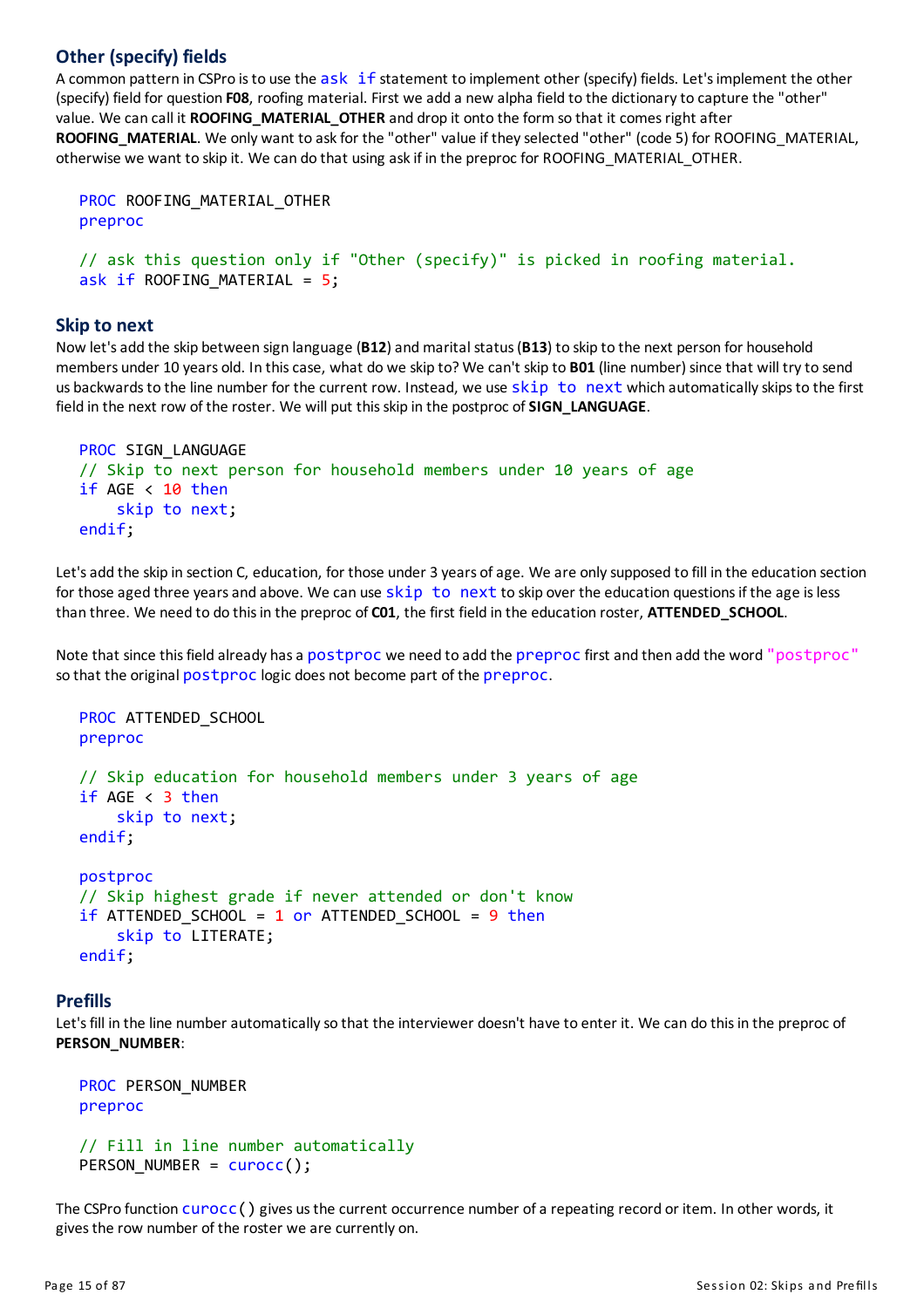## Other (specify) fields

A common pattern in CSPro is to use the ask if statement to implement other (specify) fields. Let's implement the other (specify) field for question **F08**, roofing material. First we add a new alpha field to the dictionary to capture the "other" value. We can call it **ROOFING_MATERIAL_OTHER** and drop it onto the form so that it comes right after **ROOFING_MATERIAL**. We only want to ask for the "other" value if they selected "other" (code 5) for ROOFING_MATERIAL, otherwise we want to skip it. We can do that using ask if in the preproc for ROOFING_MATERIAL_OTHER.

```
PROC ROOFING_MATERIAL_OTHER
preproc

// ask this question only if "Other (specify)" is picked in roofing material.
ask if ROOFING_MATERIAL = 5;
```

## Skip to next

Now let's add the skip between sign language (**B12**) and marital status (**B13**) to skip to the next person for household members under 10 years old. In this case, what do we skip to? We can't skip to **B01** (line number) since that will try to send us backwards to the line number for the current row. Instead, we use skip to next which automatically skips to the first field in the next row of the roster. We will put this skip in the postproc of **SIGN_LANGUAGE**.

```
PROC SIGN_LANGUAGE
// Skip to next person for household members under 10 years of age
if AGE < 10 then
    skip to next;
endif;
```

Let's add the skip in section C, education, for those under 3 years of age. We are only supposed to fill in the education section for those aged three years and above. We can use skip to next to skip over the education questions if the age is less than three. We need to do this in the preproc of **C01**, the first field in the education roster, **ATTENDED_SCHOOL**.

Note that since this field already has a postproc we need to add the preproc first and then add the word "postproc" so that the original postproc logic does not become part of the preproc.

```
PROC ATTENDED_SCHOOL
preproc

// Skip education for household members under 3 years of age
if AGE < 3 then
    skip to next;
endif;

postproc
// Skip highest grade if never attended or don't know
if ATTENDED_SCHOOL = 1 or ATTENDED_SCHOOL = 9 then
    skip to LITERATE;
endif;
```

## Prefills

Let's fill in the line number automatically so that the interviewer doesn't have to enter it. We can do this in the preproc of **PERSON_NUMBER**:

```
PROC PERSON_NUMBER
preproc

// Fill in line number automatically
PERSON_NUMBER = curocc();
```

The CSPro function curocc() gives us the current occurrence number of a repeating record or item. In other words, it gives the row number of the roster we are currently on.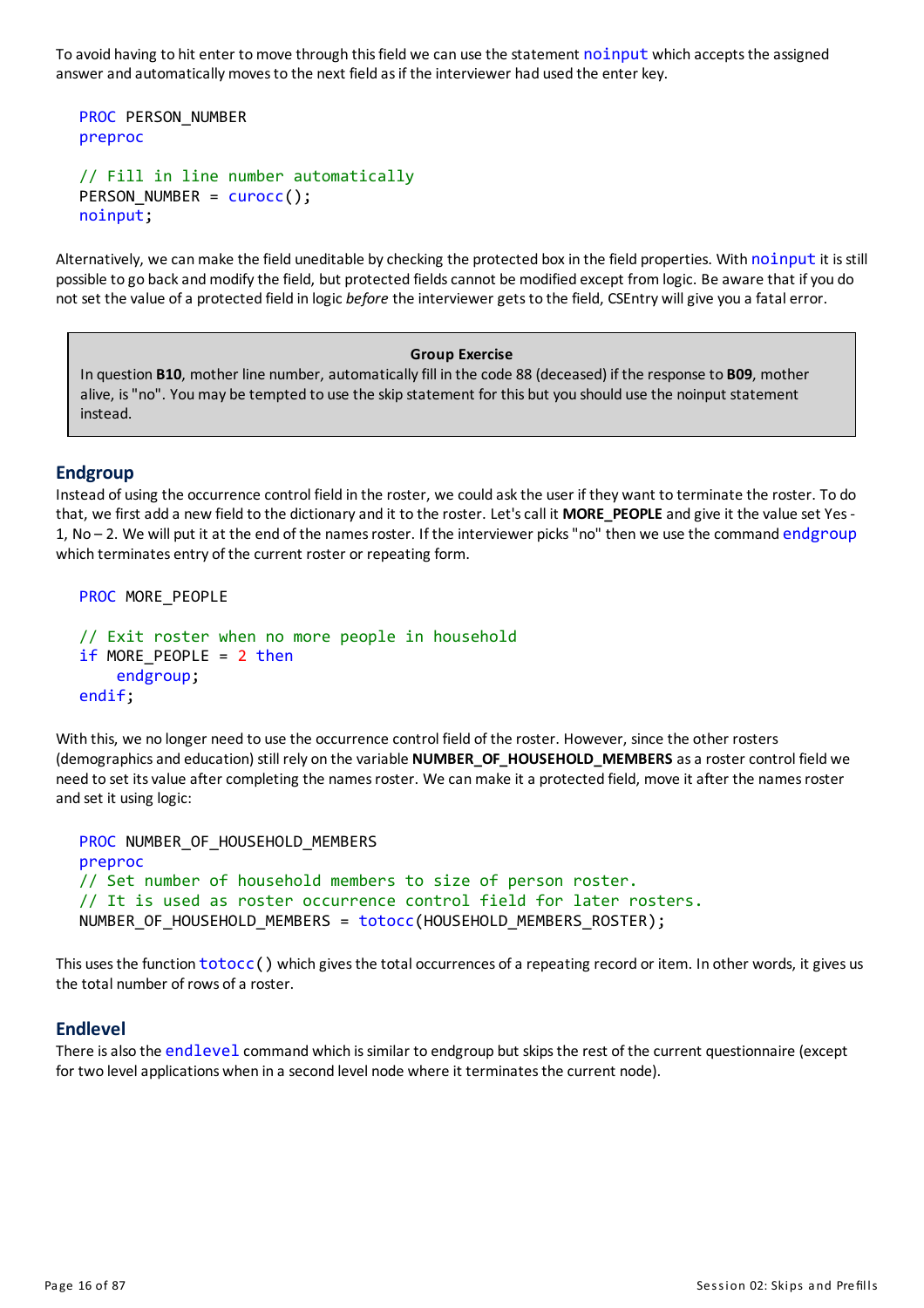To avoid having to hit enter to move through this field we can use the statement noinput which accepts the assigned answer and automatically moves to the next field as if the interviewer had used the enter key.

```
PROC PERSON_NUMBER
preproc

// Fill in line number automatically
PERSON_NUMBER = curocc();
noinput;
```

Alternatively, we can make the field uneditable by checking the protected box in the field properties. With noinput it is still possible to go back and modify the field, but protected fields cannot be modified except from logic. Be aware that if you do not set the value of a protected field in logic *before* the interviewer gets to the field, CSEntry will give you a fatal error.

> **Group Exercise**
>
> In question **B10**, mother line number, automatically fill in the code 88 (deceased) if the response to **B09**, mother alive, is "no". You may be tempted to use the skip statement for this but you should use the noinput statement instead.

## Endgroup

Instead of using the occurrence control field in the roster, we could ask the user if they want to terminate the roster. To do that, we first add a new field to the dictionary and it to the roster. Let's call it **MORE_PEOPLE** and give it the value set Yes - 1, No – 2. We will put it at the end of the names roster. If the interviewer picks "no" then we use the command endgroup which terminates entry of the current roster or repeating form.

```
PROC MORE_PEOPLE

// Exit roster when no more people in household
if MORE_PEOPLE = 2 then
    endgroup;
endif;
```

With this, we no longer need to use the occurrence control field of the roster. However, since the other rosters (demographics and education) still rely on the variable **NUMBER_OF_HOUSEHOLD_MEMBERS** as a roster control field we need to set its value after completing the names roster. We can make it a protected field, move it after the names roster and set it using logic:

```
PROC NUMBER_OF_HOUSEHOLD_MEMBERS
preproc
// Set number of household members to size of person roster.
// It is used as roster occurrence control field for later rosters.
NUMBER_OF_HOUSEHOLD_MEMBERS = totocc(HOUSEHOLD_MEMBERS_ROSTER);
```

This uses the function totocc() which gives the total occurrences of a repeating record or item. In other words, it gives us the total number of rows of a roster.

## Endlevel

There is also the endlevel command which is similar to endgroup but skips the rest of the current questionnaire (except for two level applications when in a second level node where it terminates the current node).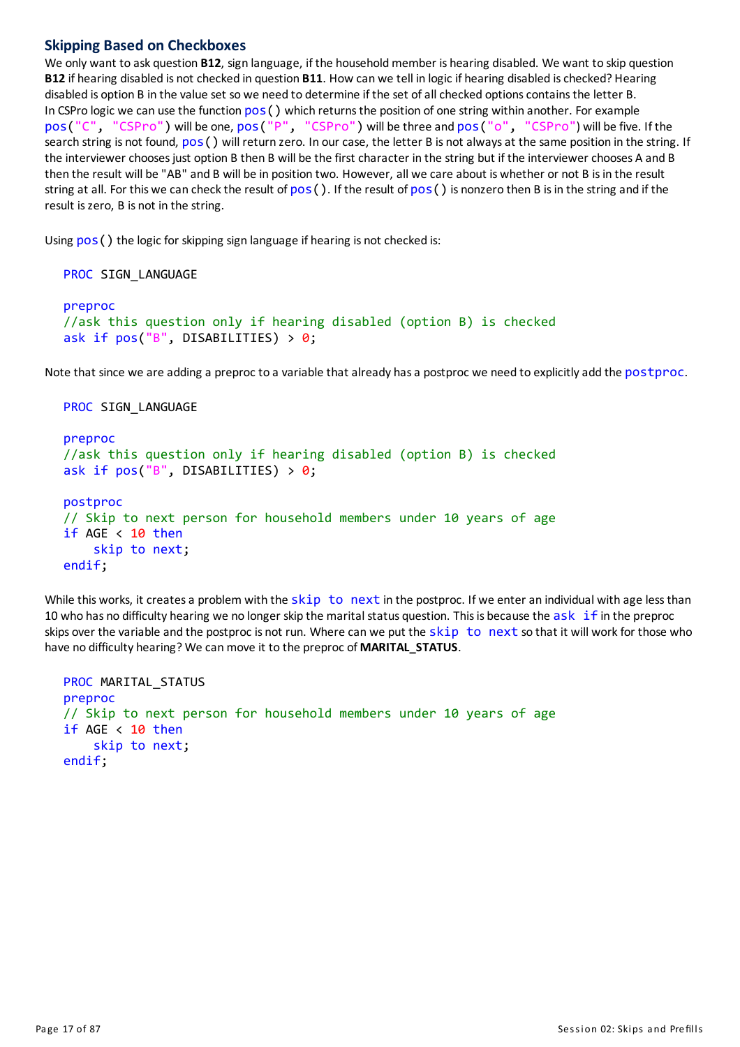### Skipping Based on Checkboxes

We only want to ask question **B12**, sign language, if the household member is hearing disabled. We want to skip question **B12** if hearing disabled is not checked in question **B11**. How can we tell in logic if hearing disabled is checked? Hearing disabled is option B in the value set so we need to determine if the set of all checked options contains the letter B.

In CSPro logic we can use the function `pos()` which returns the position of one string within another. For example `pos("C", "CSPro")` will be one, `pos("P", "CSPro")` will be three and `pos("o", "CSPro")` will be five. If the search string is not found, `pos()` will return zero. In our case, the letter B is not always at the same position in the string. If the interviewer chooses just option B then B will be the first character in the string but if the interviewer chooses A and B then the result will be "AB" and B will be in position two. However, all we care about is whether or not B is in the result string at all. For this we can check the result of `pos()`. If the result of `pos()` is nonzero then B is in the string and if the result is zero, B is not in the string.

Using `pos()` the logic for skipping sign language if hearing is not checked is:

```
PROC SIGN_LANGUAGE

preproc
//ask this question only if hearing disabled (option B) is checked
ask if pos("B", DISABILITIES) > 0;
```

Note that since we are adding a preproc to a variable that already has a postproc we need to explicitly add the `postproc`.

```
PROC SIGN_LANGUAGE

preproc
//ask this question only if hearing disabled (option B) is checked
ask if pos("B", DISABILITIES) > 0;

postproc
// Skip to next person for household members under 10 years of age
if AGE < 10 then
    skip to next;
endif;
```

While this works, it creates a problem with the `skip to next` in the postproc. If we enter an individual with age less than 10 who has no difficulty hearing we no longer skip the marital status question. This is because the `ask if` in the preproc skips over the variable and the postproc is not run. Where can we put the `skip to next` so that it will work for those who have no difficulty hearing? We can move it to the preproc of **MARITAL_STATUS**.

```
PROC MARITAL_STATUS
preproc
// Skip to next person for household members under 10 years of age
if AGE < 10 then
    skip to next;
endif;
```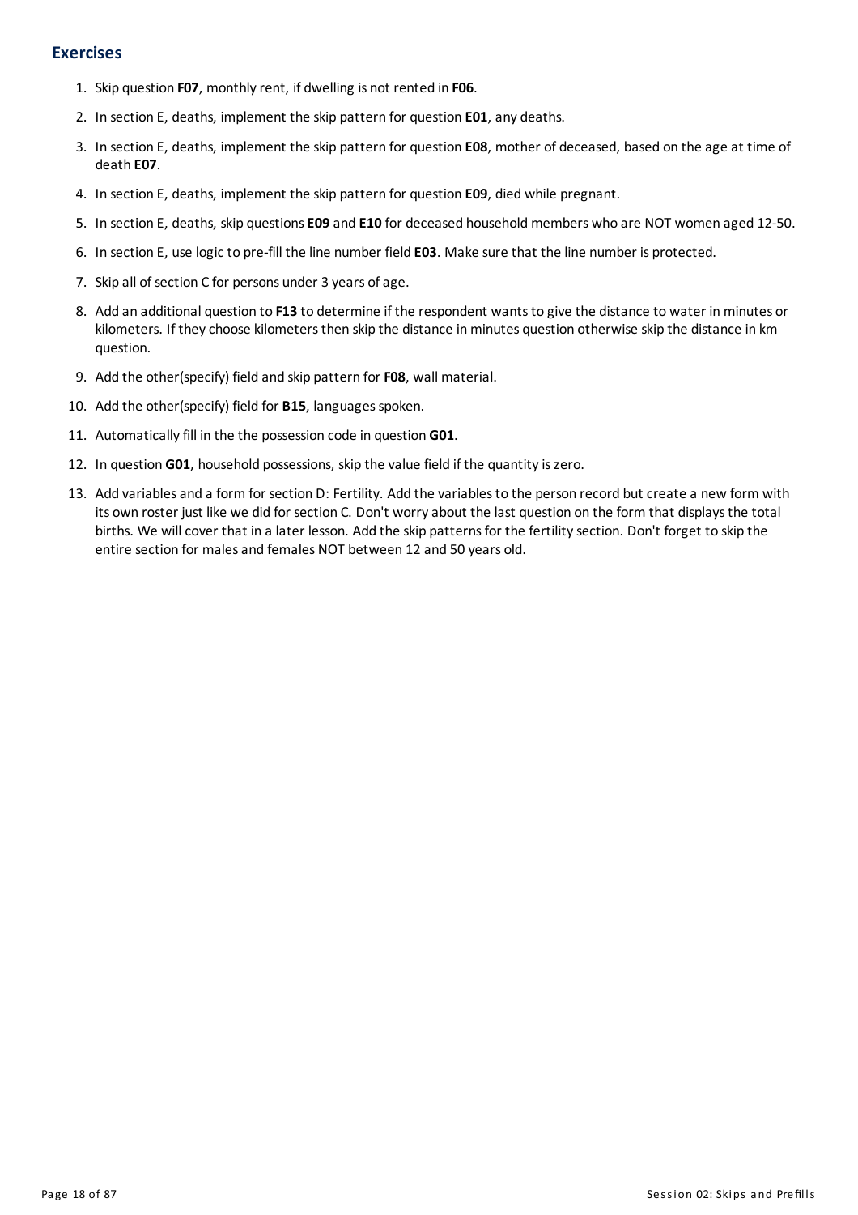## Exercises

1. Skip question **F07**, monthly rent, if dwelling is not rented in **F06**.
2. In section E, deaths, implement the skip pattern for question **E01**, any deaths.
3. In section E, deaths, implement the skip pattern for question **E08**, mother of deceased, based on the age at time of death **E07**.
4. In section E, deaths, implement the skip pattern for question **E09**, died while pregnant.
5. In section E, deaths, skip questions **E09** and **E10** for deceased household members who are NOT women aged 12-50.
6. In section E, use logic to pre-fill the line number field **E03**. Make sure that the line number is protected.
7. Skip all of section C for persons under 3 years of age.
8. Add an additional question to **F13** to determine if the respondent wants to give the distance to water in minutes or kilometers. If they choose kilometers then skip the distance in minutes question otherwise skip the distance in km question.
9. Add the other(specify) field and skip pattern for **F08**, wall material.
10. Add the other(specify) field for **B15**, languages spoken.
11. Automatically fill in the the possession code in question **G01**.
12. In question **G01**, household possessions, skip the value field if the quantity is zero.
13. Add variables and a form for section D: Fertility. Add the variables to the person record but create a new form with its own roster just like we did for section C. Don't worry about the last question on the form that displays the total births. We will cover that in a later lesson. Add the skip patterns for the fertility section. Don't forget to skip the entire section for males and females NOT between 12 and 50 years old.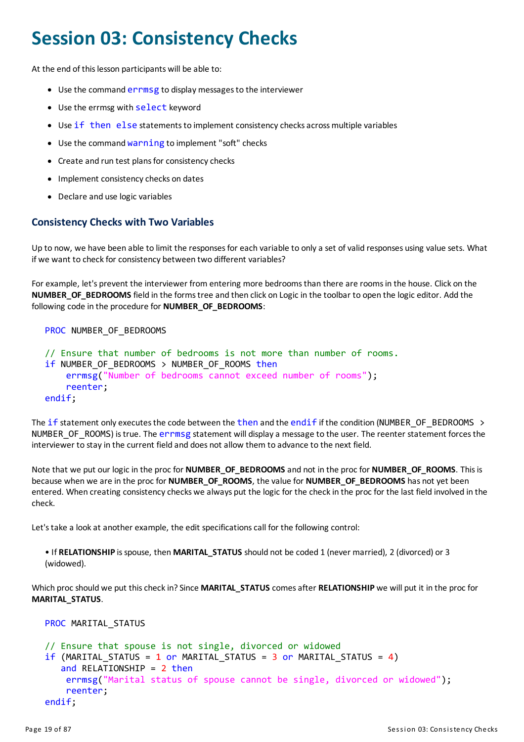# Session 03: Consistency Checks

At the end of this lesson participants will be able to:

- Use the command errmsg to display messages to the interviewer
- Use the errmsg with select keyword
- Use if then else statements to implement consistency checks across multiple variables
- Use the command warning to implement "soft" checks
- Create and run test plans for consistency checks
- Implement consistency checks on dates
- Declare and use logic variables

## Consistency Checks with Two Variables

Up to now, we have been able to limit the responses for each variable to only a set of valid responses using value sets. What if we want to check for consistency between two different variables?

For example, let's prevent the interviewer from entering more bedrooms than there are rooms in the house. Click on the **NUMBER_OF_BEDROOMS** field in the forms tree and then click on Logic in the toolbar to open the logic editor. Add the following code in the procedure for **NUMBER_OF_BEDROOMS**:

```
PROC NUMBER_OF_BEDROOMS

// Ensure that number of bedrooms is not more than number of rooms.
if NUMBER_OF_BEDROOMS > NUMBER_OF_ROOMS then
    errmsg("Number of bedrooms cannot exceed number of rooms");
    reenter;
endif;
```

The if statement only executes the code between the then and the endif if the condition (NUMBER_OF_BEDROOMS > NUMBER_OF_ROOMS) is true. The errmsg statement will display a message to the user. The reenter statement forces the interviewer to stay in the current field and does not allow them to advance to the next field.

Note that we put our logic in the proc for **NUMBER_OF_BEDROOMS** and not in the proc for **NUMBER_OF_ROOMS**. This is because when we are in the proc for **NUMBER_OF_ROOMS**, the value for **NUMBER_OF_BEDROOMS** has not yet been entered. When creating consistency checks we always put the logic for the check in the proc for the last field involved in the check.

Let's take a look at another example, the edit specifications call for the following control:

• If **RELATIONSHIP** is spouse, then **MARITAL_STATUS** should not be coded 1 (never married), 2 (divorced) or 3 (widowed).

Which proc should we put this check in? Since **MARITAL_STATUS** comes after **RELATIONSHIP** we will put it in the proc for **MARITAL_STATUS**.

```
PROC MARITAL_STATUS

// Ensure that spouse is not single, divorced or widowed
if (MARITAL_STATUS = 1 or MARITAL_STATUS = 3 or MARITAL_STATUS = 4)
   and RELATIONSHIP = 2 then
    errmsg("Marital status of spouse cannot be single, divorced or widowed");
    reenter;
endif;
```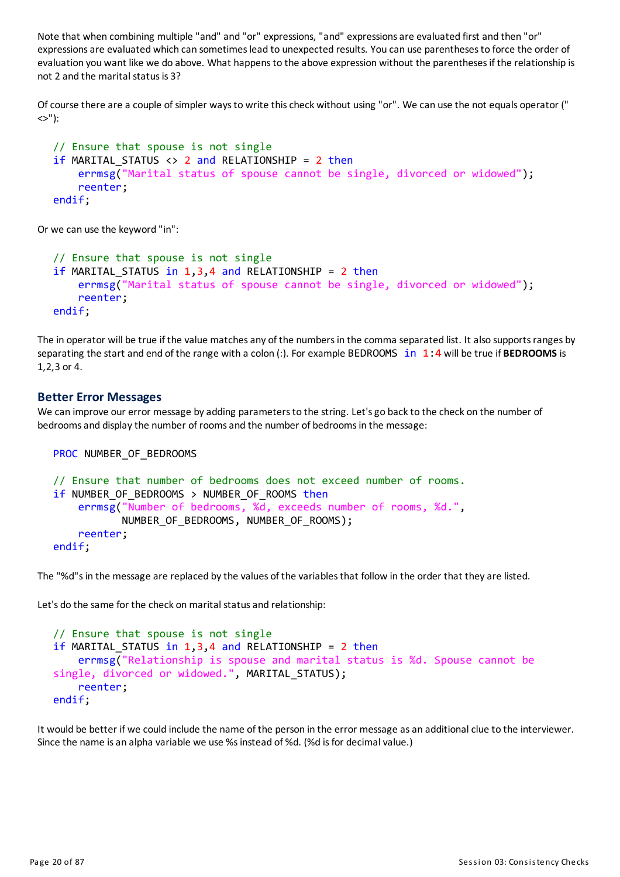Note that when combining multiple "and" and "or" expressions, "and" expressions are evaluated first and then "or" expressions are evaluated which can sometimes lead to unexpected results. You can use parentheses to force the order of evaluation you want like we do above. What happens to the above expression without the parentheses if the relationship is not 2 and the marital status is 3?

Of course there are a couple of simpler ways to write this check without using "or". We can use the not equals operator ("<>"):

```
// Ensure that spouse is not single
if MARITAL_STATUS <> 2 and RELATIONSHIP = 2 then
    errmsg("Marital status of spouse cannot be single, divorced or widowed");
    reenter;
endif;
```

Or we can use the keyword "in":

```
// Ensure that spouse is not single
if MARITAL_STATUS in 1,3,4 and RELATIONSHIP = 2 then
    errmsg("Marital status of spouse cannot be single, divorced or widowed");
    reenter;
endif;
```

The in operator will be true if the value matches any of the numbers in the comma separated list. It also supports ranges by separating the start and end of the range with a colon (:). For example `BEDROOMS in 1:4` will be true if **BEDROOMS** is 1,2,3 or 4.

### Better Error Messages

We can improve our error message by adding parameters to the string. Let's go back to the check on the number of bedrooms and display the number of rooms and the number of bedrooms in the message:

```
PROC NUMBER_OF_BEDROOMS

// Ensure that number of bedrooms does not exceed number of rooms.
if NUMBER_OF_BEDROOMS > NUMBER_OF_ROOMS then
    errmsg("Number of bedrooms, %d, exceeds number of rooms, %d.",
           NUMBER_OF_BEDROOMS, NUMBER_OF_ROOMS);
    reenter;
endif;
```

The "%d"s in the message are replaced by the values of the variables that follow in the order that they are listed.

Let's do the same for the check on marital status and relationship:

```
// Ensure that spouse is not single
if MARITAL_STATUS in 1,3,4 and RELATIONSHIP = 2 then
    errmsg("Relationship is spouse and marital status is %d. Spouse cannot be
single, divorced or widowed.", MARITAL_STATUS);
    reenter;
endif;
```

It would be better if we could include the name of the person in the error message as an additional clue to the interviewer. Since the name is an alpha variable we use %s instead of %d. (%d is for decimal value.)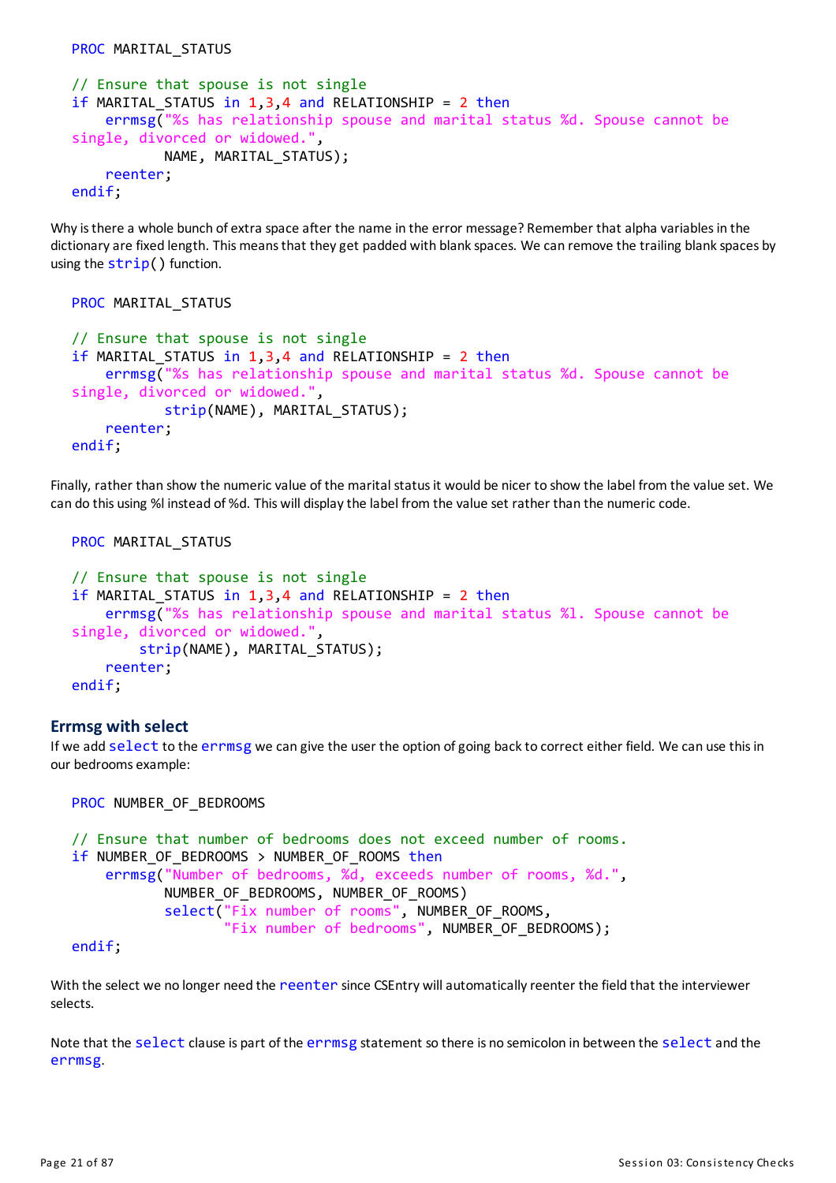```
PROC MARITAL_STATUS

// Ensure that spouse is not single
if MARITAL_STATUS in 1,3,4 and RELATIONSHIP = 2 then
    errmsg("%s has relationship spouse and marital status %d. Spouse cannot be
single, divorced or widowed.",
           NAME, MARITAL_STATUS);
    reenter;
endif;
```

Why is there a whole bunch of extra space after the name in the error message? Remember that alpha variables in the dictionary are fixed length. This means that they get padded with blank spaces. We can remove the trailing blank spaces by using the strip() function.

```
PROC MARITAL_STATUS

// Ensure that spouse is not single
if MARITAL_STATUS in 1,3,4 and RELATIONSHIP = 2 then
    errmsg("%s has relationship spouse and marital status %d. Spouse cannot be
single, divorced or widowed.",
           strip(NAME), MARITAL_STATUS);
    reenter;
endif;
```

Finally, rather than show the numeric value of the marital status it would be nicer to show the label from the value set. We can do this using %l instead of %d. This will display the label from the value set rather than the numeric code.

```
PROC MARITAL_STATUS

// Ensure that spouse is not single
if MARITAL_STATUS in 1,3,4 and RELATIONSHIP = 2 then
    errmsg("%s has relationship spouse and marital status %l. Spouse cannot be
single, divorced or widowed.",
        strip(NAME), MARITAL_STATUS);
    reenter;
endif;
```

### Errmsg with select

If we add select to the errmsg we can give the user the option of going back to correct either field. We can use this in our bedrooms example:

```
PROC NUMBER_OF_BEDROOMS

// Ensure that number of bedrooms does not exceed number of rooms.
if NUMBER_OF_BEDROOMS > NUMBER_OF_ROOMS then
    errmsg("Number of bedrooms, %d, exceeds number of rooms, %d.",
           NUMBER_OF_BEDROOMS, NUMBER_OF_ROOMS)
           select("Fix number of rooms", NUMBER_OF_ROOMS,
                  "Fix number of bedrooms", NUMBER_OF_BEDROOMS);
endif;
```

With the select we no longer need the reenter since CSEntry will automatically reenter the field that the interviewer selects.

Note that the select clause is part of the errmsg statement so there is no semicolon in between the select and the errmsg.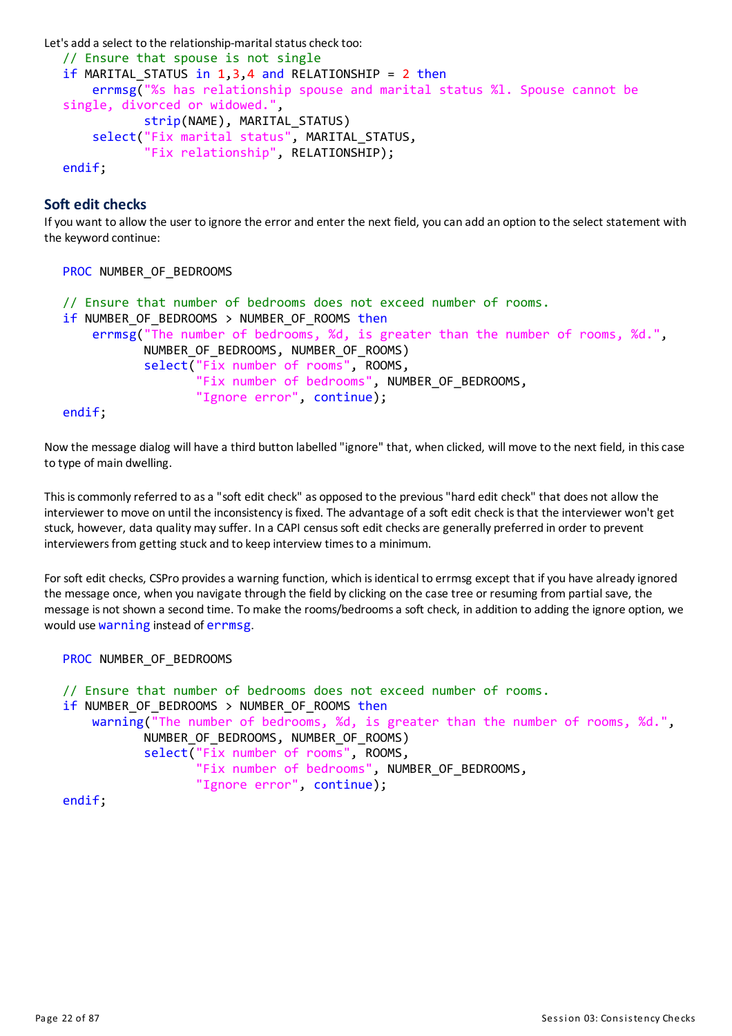Let's add a select to the relationship-marital status check too:

```
// Ensure that spouse is not single
if MARITAL_STATUS in 1,3,4 and RELATIONSHIP = 2 then
    errmsg("%s has relationship spouse and marital status %l. Spouse cannot be 
single, divorced or widowed.",
           strip(NAME), MARITAL_STATUS)
    select("Fix marital status", MARITAL_STATUS,
           "Fix relationship", RELATIONSHIP);
endif;
```

## Soft edit checks

If you want to allow the user to ignore the error and enter the next field, you can add an option to the select statement with the keyword continue:

```
PROC NUMBER_OF_BEDROOMS

// Ensure that number of bedrooms does not exceed number of rooms.
if NUMBER_OF_BEDROOMS > NUMBER_OF_ROOMS then
    errmsg("The number of bedrooms, %d, is greater than the number of rooms, %d.",
           NUMBER_OF_BEDROOMS, NUMBER_OF_ROOMS)
           select("Fix number of rooms", ROOMS,
                  "Fix number of bedrooms", NUMBER_OF_BEDROOMS,
                  "Ignore error", continue);
endif;
```

Now the message dialog will have a third button labelled "ignore" that, when clicked, will move to the next field, in this case to type of main dwelling.

This is commonly referred to as a "soft edit check" as opposed to the previous "hard edit check" that does not allow the interviewer to move on until the inconsistency is fixed. The advantage of a soft edit check is that the interviewer won't get stuck, however, data quality may suffer. In a CAPI census soft edit checks are generally preferred in order to prevent interviewers from getting stuck and to keep interview times to a minimum.

For soft edit checks, CSPro provides a warning function, which is identical to errmsg except that if you have already ignored the message once, when you navigate through the field by clicking on the case tree or resuming from partial save, the message is not shown a second time. To make the rooms/bedrooms a soft check, in addition to adding the ignore option, we would use `warning` instead of `errmsg`.

```
PROC NUMBER_OF_BEDROOMS

// Ensure that number of bedrooms does not exceed number of rooms.
if NUMBER_OF_BEDROOMS > NUMBER_OF_ROOMS then
    warning("The number of bedrooms, %d, is greater than the number of rooms, %d.",
           NUMBER_OF_BEDROOMS, NUMBER_OF_ROOMS)
           select("Fix number of rooms", ROOMS,
                  "Fix number of bedrooms", NUMBER_OF_BEDROOMS,
                  "Ignore error", continue);
endif;
```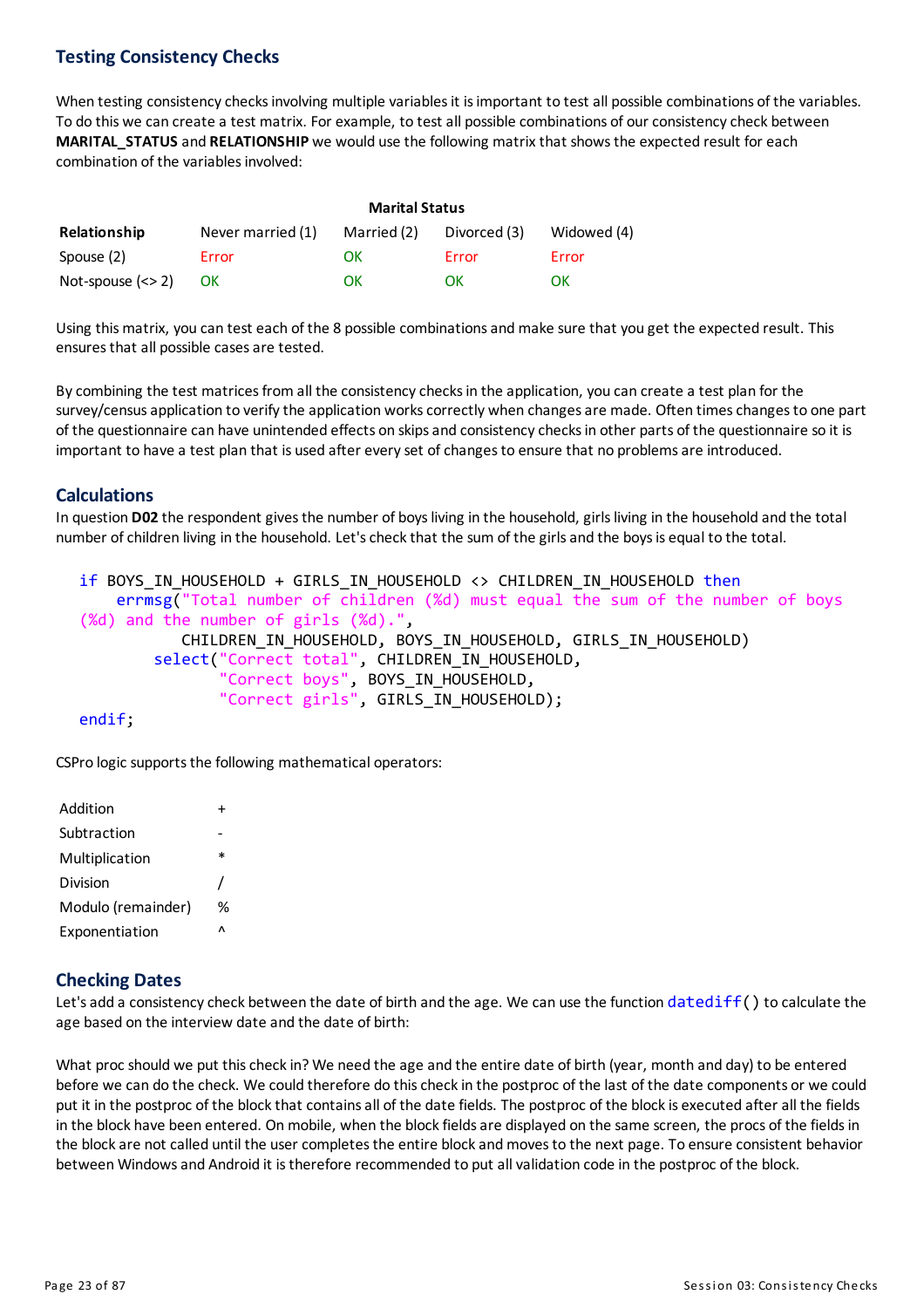## Testing Consistency Checks

When testing consistency checks involving multiple variables it is important to test all possible combinations of the variables. To do this we can create a test matrix. For example, to test all possible combinations of our consistency check between **MARITAL_STATUS** and **RELATIONSHIP** we would use the following matrix that shows the expected result for each combination of the variables involved:

| | Marital Status | | | |
|---|---|---|---|---|
| **Relationship** | Never married (1) | Married (2) | Divorced (3) | Widowed (4) |
| Spouse (2) | Error | OK | Error | Error |
| Not-spouse (<> 2) | OK | OK | OK | OK |

Using this matrix, you can test each of the 8 possible combinations and make sure that you get the expected result. This ensures that all possible cases are tested.

By combining the test matrices from all the consistency checks in the application, you can create a test plan for the survey/census application to verify the application works correctly when changes are made. Often times changes to one part of the questionnaire can have unintended effects on skips and consistency checks in other parts of the questionnaire so it is important to have a test plan that is used after every set of changes to ensure that no problems are introduced.

## Calculations

In question **D02** the respondent gives the number of boys living in the household, girls living in the household and the total number of children living in the household. Let's check that the sum of the girls and the boys is equal to the total.

```
if BOYS_IN_HOUSEHOLD + GIRLS_IN_HOUSEHOLD <> CHILDREN_IN_HOUSEHOLD then
    errmsg("Total number of children (%d) must equal the sum of the number of boys
(%d) and the number of girls (%d).",
           CHILDREN_IN_HOUSEHOLD, BOYS_IN_HOUSEHOLD, GIRLS_IN_HOUSEHOLD)
        select("Correct total", CHILDREN_IN_HOUSEHOLD,
               "Correct boys", BOYS_IN_HOUSEHOLD,
               "Correct girls", GIRLS_IN_HOUSEHOLD);
endif;
```

CSPro logic supports the following mathematical operators:

| | |
|---|---|
| Addition | + |
| Subtraction | - |
| Multiplication | * |
| Division | / |
| Modulo (remainder) | % |
| Exponentiation | ^ |

## Checking Dates

Let's add a consistency check between the date of birth and the age. We can use the function datediff() to calculate the age based on the interview date and the date of birth:

What proc should we put this check in? We need the age and the entire date of birth (year, month and day) to be entered before we can do the check. We could therefore do this check in the postproc of the last of the date components or we could put it in the postproc of the block that contains all of the date fields. The postproc of the block is executed after all the fields in the block have been entered. On mobile, when the block fields are displayed on the same screen, the procs of the fields in the block are not called until the user completes the entire block and moves to the next page. To ensure consistent behavior between Windows and Android it is therefore recommended to put all validation code in the postproc of the block.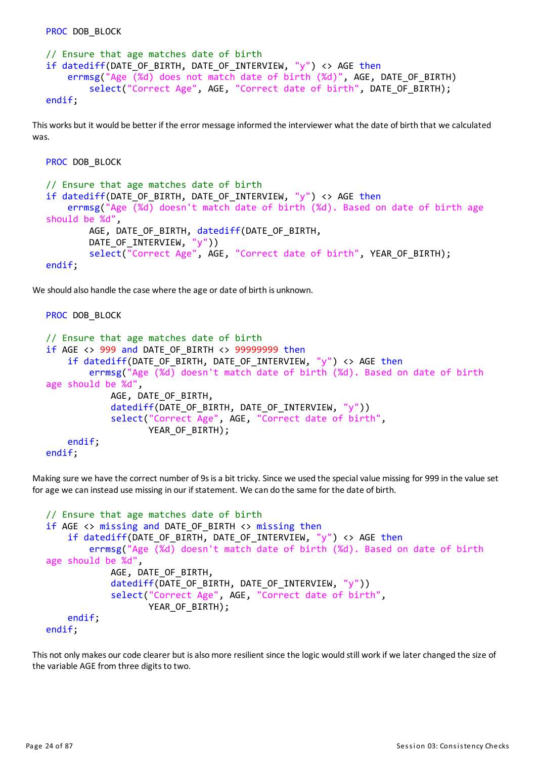```
PROC DOB_BLOCK

// Ensure that age matches date of birth
if datediff(DATE_OF_BIRTH, DATE_OF_INTERVIEW, "y") <> AGE then
    errmsg("Age (%d) does not match date of birth (%d)", AGE, DATE_OF_BIRTH)
        select("Correct Age", AGE, "Correct date of birth", DATE_OF_BIRTH);
endif;
```

This works but it would be better if the error message informed the interviewer what the date of birth that we calculated was.

```
PROC DOB_BLOCK

// Ensure that age matches date of birth
if datediff(DATE_OF_BIRTH, DATE_OF_INTERVIEW, "y") <> AGE then
    errmsg("Age (%d) doesn't match date of birth (%d). Based on date of birth age
should be %d",
        AGE, DATE_OF_BIRTH, datediff(DATE_OF_BIRTH,
        DATE_OF_INTERVIEW, "y"))
        select("Correct Age", AGE, "Correct date of birth", YEAR_OF_BIRTH);
endif;
```

We should also handle the case where the age or date of birth is unknown.

```
PROC DOB_BLOCK

// Ensure that age matches date of birth
if AGE <> 999 and DATE_OF_BIRTH <> 99999999 then
    if datediff(DATE_OF_BIRTH, DATE_OF_INTERVIEW, "y") <> AGE then
        errmsg("Age (%d) doesn't match date of birth (%d). Based on date of birth
age should be %d",
            AGE, DATE_OF_BIRTH,
            datediff(DATE_OF_BIRTH, DATE_OF_INTERVIEW, "y"))
            select("Correct Age", AGE, "Correct date of birth",
                YEAR_OF_BIRTH);
    endif;
endif;
```

Making sure we have the correct number of 9s is a bit tricky. Since we used the special value missing for 999 in the value set for age we can instead use missing in our if statement. We can do the same for the date of birth.

```
// Ensure that age matches date of birth
if AGE <> missing and DATE_OF_BIRTH <> missing then
    if datediff(DATE_OF_BIRTH, DATE_OF_INTERVIEW, "y") <> AGE then
        errmsg("Age (%d) doesn't match date of birth (%d). Based on date of birth
age should be %d",
            AGE, DATE_OF_BIRTH,
            datediff(DATE_OF_BIRTH, DATE_OF_INTERVIEW, "y"))
            select("Correct Age", AGE, "Correct date of birth",
                YEAR_OF_BIRTH);
    endif;
endif;
```

This not only makes our code clearer but is also more resilient since the logic would still work if we later changed the size of the variable AGE from three digits to two.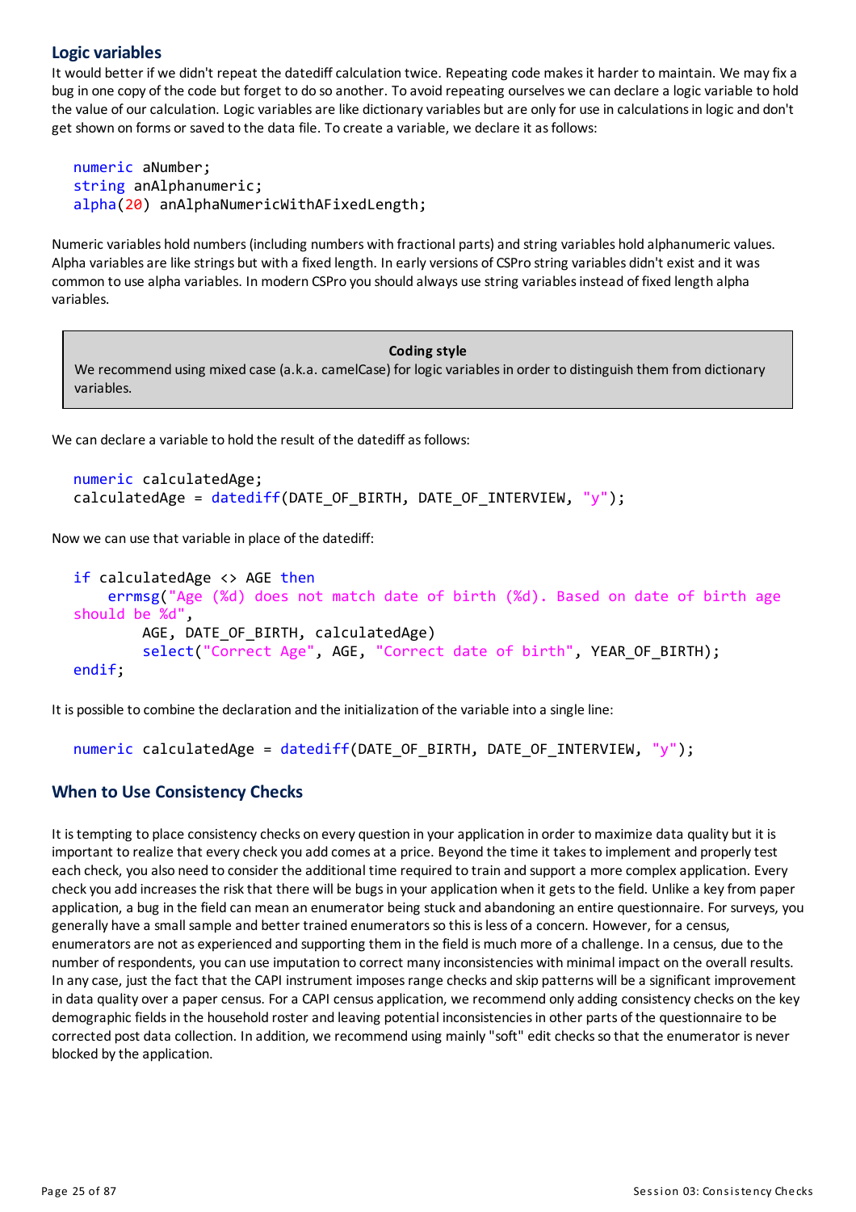### Logic variables

It would better if we didn't repeat the datediff calculation twice. Repeating code makes it harder to maintain. We may fix a bug in one copy of the code but forget to do so another. To avoid repeating ourselves we can declare a logic variable to hold the value of our calculation. Logic variables are like dictionary variables but are only for use in calculations in logic and don't get shown on forms or saved to the data file. To create a variable, we declare it as follows:

```
numeric aNumber;
string anAlphanumeric;
alpha(20) anAlphaNumericWithAFixedLength;
```

Numeric variables hold numbers (including numbers with fractional parts) and string variables hold alphanumeric values. Alpha variables are like strings but with a fixed length. In early versions of CSPro string variables didn't exist and it was common to use alpha variables. In modern CSPro you should always use string variables instead of fixed length alpha variables.

> **Coding style**
>
> We recommend using mixed case (a.k.a. camelCase) for logic variables in order to distinguish them from dictionary variables.

We can declare a variable to hold the result of the datediff as follows:

```
numeric calculatedAge;
calculatedAge = datediff(DATE_OF_BIRTH, DATE_OF_INTERVIEW, "y");
```

Now we can use that variable in place of the datediff:

```
if calculatedAge <> AGE then
    errmsg("Age (%d) does not match date of birth (%d). Based on date of birth age should be %d",
        AGE, DATE_OF_BIRTH, calculatedAge)
        select("Correct Age", AGE, "Correct date of birth", YEAR_OF_BIRTH);
endif;
```

It is possible to combine the declaration and the initialization of the variable into a single line:

```
numeric calculatedAge = datediff(DATE_OF_BIRTH, DATE_OF_INTERVIEW, "y");
```

## When to Use Consistency Checks

It is tempting to place consistency checks on every question in your application in order to maximize data quality but it is important to realize that every check you add comes at a price. Beyond the time it takes to implement and properly test each check, you also need to consider the additional time required to train and support a more complex application. Every check you add increases the risk that there will be bugs in your application when it gets to the field. Unlike a key from paper application, a bug in the field can mean an enumerator being stuck and abandoning an entire questionnaire. For surveys, you generally have a small sample and better trained enumerators so this is less of a concern. However, for a census, enumerators are not as experienced and supporting them in the field is much more of a challenge. In a census, due to the number of respondents, you can use imputation to correct many inconsistencies with minimal impact on the overall results. In any case, just the fact that the CAPI instrument imposes range checks and skip patterns will be a significant improvement in data quality over a paper census. For a CAPI census application, we recommend only adding consistency checks on the key demographic fields in the household roster and leaving potential inconsistencies in other parts of the questionnaire to be corrected post data collection. In addition, we recommend using mainly "soft" edit checks so that the enumerator is never blocked by the application.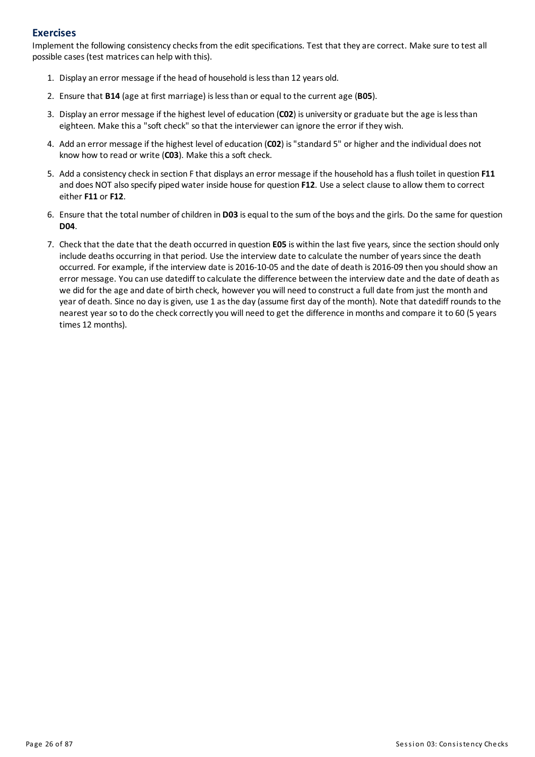## Exercises

Implement the following consistency checks from the edit specifications. Test that they are correct. Make sure to test all possible cases (test matrices can help with this).

1. Display an error message if the head of household is less than 12 years old.
2. Ensure that **B14** (age at first marriage) is less than or equal to the current age (**B05**).
3. Display an error message if the highest level of education (**C02**) is university or graduate but the age is less than eighteen. Make this a "soft check" so that the interviewer can ignore the error if they wish.
4. Add an error message if the highest level of education (**C02**) is "standard 5" or higher and the individual does not know how to read or write (**C03**). Make this a soft check.
5. Add a consistency check in section F that displays an error message if the household has a flush toilet in question **F11** and does NOT also specify piped water inside house for question **F12**. Use a select clause to allow them to correct either **F11** or **F12**.
6. Ensure that the total number of children in **D03** is equal to the sum of the boys and the girls. Do the same for question **D04**.
7. Check that the date that the death occurred in question **E05** is within the last five years, since the section should only include deaths occurring in that period. Use the interview date to calculate the number of years since the death occurred. For example, if the interview date is 2016-10-05 and the date of death is 2016-09 then you should show an error message. You can use datediff to calculate the difference between the interview date and the date of death as we did for the age and date of birth check, however you will need to construct a full date from just the month and year of death. Since no day is given, use 1 as the day (assume first day of the month). Note that datediff rounds to the nearest year so to do the check correctly you will need to get the difference in months and compare it to 60 (5 years times 12 months).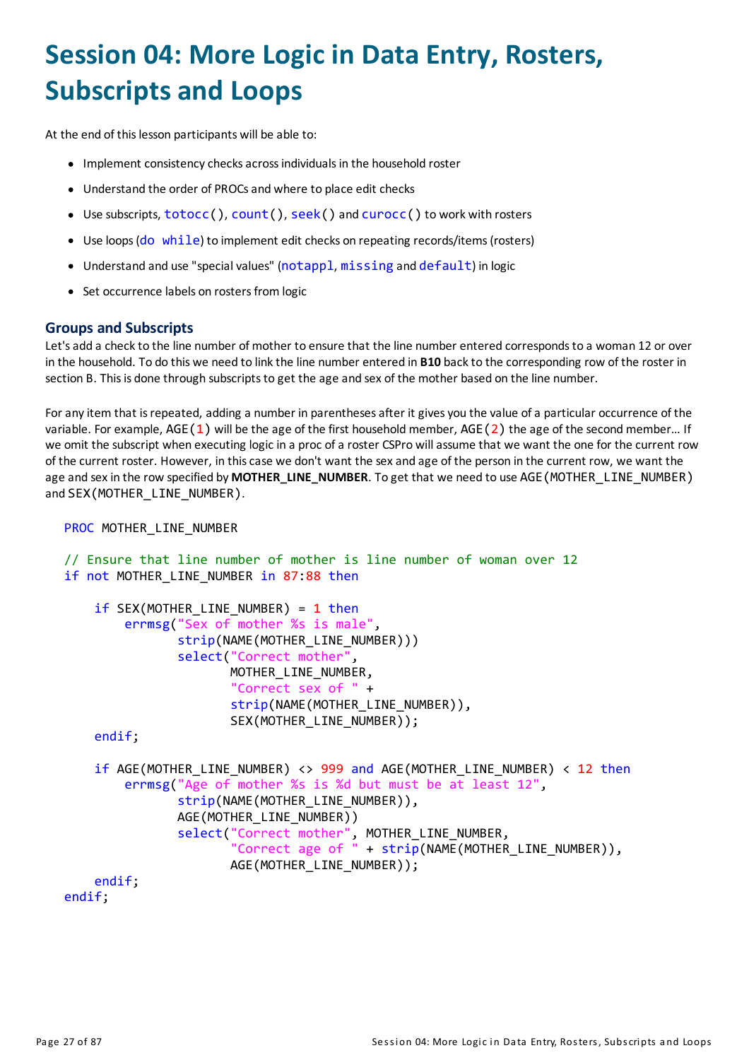# Session 04: More Logic in Data Entry, Rosters, Subscripts and Loops

At the end of this lesson participants will be able to:

- Implement consistency checks across individuals in the household roster
- Understand the order of PROCs and where to place edit checks
- Use subscripts, `totocc()`, `count()`, `seek()` and `curocc()` to work with rosters
- Use loops (`do while`) to implement edit checks on repeating records/items (rosters)
- Understand and use "special values" (`notappl`, `missing` and `default`) in logic
- Set occurrence labels on rosters from logic

## Groups and Subscripts

Let's add a check to the line number of mother to ensure that the line number entered corresponds to a woman 12 or over in the household. To do this we need to link the line number entered in **B10** back to the corresponding row of the roster in section B. This is done through subscripts to get the age and sex of the mother based on the line number.

For any item that is repeated, adding a number in parentheses after it gives you the value of a particular occurrence of the variable. For example, `AGE(1)` will be the age of the first household member, `AGE(2)` the age of the second member… If we omit the subscript when executing logic in a proc of a roster CSPro will assume that we want the one for the current row of the current roster. However, in this case we don't want the sex and age of the person in the current row, we want the age and sex in the row specified by **MOTHER_LINE_NUMBER**. To get that we need to use `AGE(MOTHER_LINE_NUMBER)` and `SEX(MOTHER_LINE_NUMBER)`.

```
PROC MOTHER_LINE_NUMBER

// Ensure that line number of mother is line number of woman over 12
if not MOTHER_LINE_NUMBER in 87:88 then

    if SEX(MOTHER_LINE_NUMBER) = 1 then
        errmsg("Sex of mother %s is male",
               strip(NAME(MOTHER_LINE_NUMBER)))
               select("Correct mother",
                      MOTHER_LINE_NUMBER,
                      "Correct sex of " +
                      strip(NAME(MOTHER_LINE_NUMBER)),
                      SEX(MOTHER_LINE_NUMBER));
    endif;

    if AGE(MOTHER_LINE_NUMBER) <> 999 and AGE(MOTHER_LINE_NUMBER) < 12 then
        errmsg("Age of mother %s is %d but must be at least 12",
               strip(NAME(MOTHER_LINE_NUMBER)),
               AGE(MOTHER_LINE_NUMBER))
               select("Correct mother", MOTHER_LINE_NUMBER,
                      "Correct age of " + strip(NAME(MOTHER_LINE_NUMBER)),
                      AGE(MOTHER_LINE_NUMBER));
    endif;
endif;
```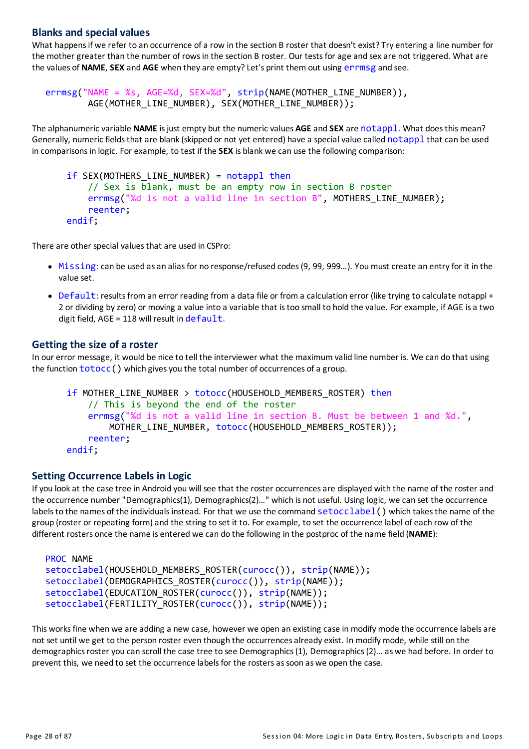### Blanks and special values

What happens if we refer to an occurrence of a row in the section B roster that doesn't exist? Try entering a line number for the mother greater than the number of rows in the section B roster. Our tests for age and sex are not triggered. What are the values of **NAME**, **SEX** and **AGE** when they are empty? Let's print them out using errmsg and see.

```
errmsg("NAME = %s, AGE=%d, SEX=%d", strip(NAME(MOTHER_LINE_NUMBER)),
        AGE(MOTHER_LINE_NUMBER), SEX(MOTHER_LINE_NUMBER));
```

The alphanumeric variable **NAME** is just empty but the numeric values **AGE** and **SEX** are notappl. What does this mean? Generally, numeric fields that are blank (skipped or not yet entered) have a special value called notappl that can be used in comparisons in logic. For example, to test if the **SEX** is blank we can use the following comparison:

```
if SEX(MOTHERS_LINE_NUMBER) = notappl then
    // Sex is blank, must be an empty row in section B roster
    errmsg("%d is not a valid line in section B", MOTHERS_LINE_NUMBER);
    reenter;
endif;
```

There are other special values that are used in CSPro:

- Missing: can be used as an alias for no response/refused codes (9, 99, 999…). You must create an entry for it in the value set.
- Default: results from an error reading from a data file or from a calculation error (like trying to calculate notappl + 2 or dividing by zero) or moving a value into a variable that is too small to hold the value. For example, if AGE is a two digit field, AGE = 118 will result in default.

### Getting the size of a roster

In our error message, it would be nice to tell the interviewer what the maximum valid line number is. We can do that using the function totocc() which gives you the total number of occurrences of a group.

```
if MOTHER_LINE_NUMBER > totocc(HOUSEHOLD_MEMBERS_ROSTER) then
    // This is beyond the end of the roster
    errmsg("%d is not a valid line in section B. Must be between 1 and %d.",
        MOTHER_LINE_NUMBER, totocc(HOUSEHOLD_MEMBERS_ROSTER));
    reenter;
endif;
```

### Setting Occurrence Labels in Logic

If you look at the case tree in Android you will see that the roster occurrences are displayed with the name of the roster and the occurrence number "Demographics(1), Demographics(2)…" which is not useful. Using logic, we can set the occurrence labels to the names of the individuals instead. For that we use the command setocclabel() which takes the name of the group (roster or repeating form) and the string to set it to. For example, to set the occurrence label of each row of the different rosters once the name is entered we can do the following in the postproc of the name field (**NAME**):

```
PROC NAME
setocclabel(HOUSEHOLD_MEMBERS_ROSTER(curocc()), strip(NAME));
setocclabel(DEMOGRAPHICS_ROSTER(curocc()), strip(NAME));
setocclabel(EDUCATION_ROSTER(curocc()), strip(NAME));
setocclabel(FERTILITY_ROSTER(curocc()), strip(NAME));
```

This works fine when we are adding a new case, however we open an existing case in modify mode the occurrence labels are not set until we get to the person roster even though the occurrences already exist. In modify mode, while still on the demographics roster you can scroll the case tree to see Demographics (1), Demographics (2)… as we had before. In order to prevent this, we need to set the occurrence labels for the rosters as soon as we open the case.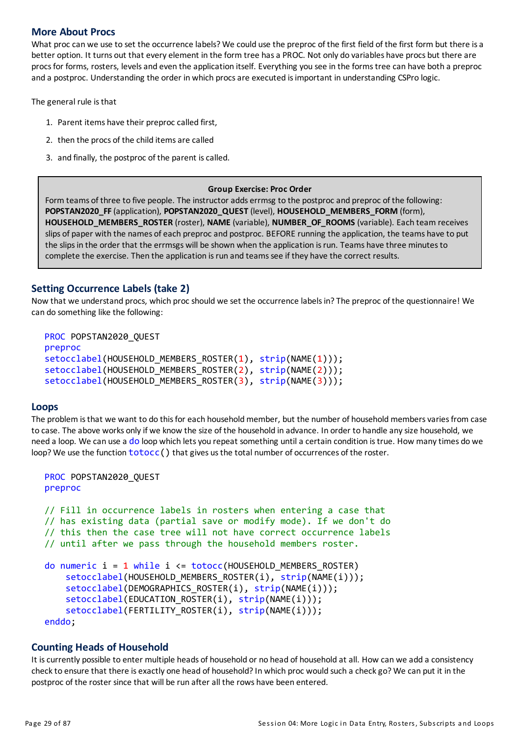## More About Procs

What proc can we use to set the occurrence labels? We could use the preproc of the first field of the first form but there is a better option. It turns out that every element in the form tree has a PROC. Not only do variables have procs but there are procs for forms, rosters, levels and even the application itself. Everything you see in the forms tree can have both a preproc and a postproc. Understanding the order in which procs are executed is important in understanding CSPro logic.

The general rule is that

1. Parent items have their preproc called first,
2. then the procs of the child items are called
3. and finally, the postproc of the parent is called.

> **Group Exercise: Proc Order**
>
> Form teams of three to five people. The instructor adds errmsg to the postproc and preproc of the following: **POPSTAN2020_FF** (application), **POPSTAN2020_QUEST** (level), **HOUSEHOLD_MEMBERS_FORM** (form), **HOUSEHOLD_MEMBERS_ROSTER** (roster), **NAME** (variable), **NUMBER_OF_ROOMS** (variable). Each team receives slips of paper with the names of each preproc and postproc. BEFORE running the application, the teams have to put the slips in the order that the errmsgs will be shown when the application is run. Teams have three minutes to complete the exercise. Then the application is run and teams see if they have the correct results.

## Setting Occurrence Labels (take 2)

Now that we understand procs, which proc should we set the occurrence labels in? The preproc of the questionnaire! We can do something like the following:

```
PROC POPSTAN2020_QUEST
preproc
setocclabel(HOUSEHOLD_MEMBERS_ROSTER(1), strip(NAME(1)));
setocclabel(HOUSEHOLD_MEMBERS_ROSTER(2), strip(NAME(2)));
setocclabel(HOUSEHOLD_MEMBERS_ROSTER(3), strip(NAME(3)));
```

## Loops

The problem is that we want to do this for each household member, but the number of household members varies from case to case. The above works only if we know the size of the household in advance. In order to handle any size household, we need a loop. We can use a `do` loop which lets you repeat something until a certain condition is true. How many times do we loop? We use the function `totocc()` that gives us the total number of occurrences of the roster.

```
PROC POPSTAN2020_QUEST
preproc

// Fill in occurrence labels in rosters when entering a case that
// has existing data (partial save or modify mode). If we don't do
// this then the case tree will not have correct occurrence labels
// until after we pass through the household members roster.

do numeric i = 1 while i <= totocc(HOUSEHOLD_MEMBERS_ROSTER)
    setocclabel(HOUSEHOLD_MEMBERS_ROSTER(i), strip(NAME(i)));
    setocclabel(DEMOGRAPHICS_ROSTER(i), strip(NAME(i)));
    setocclabel(EDUCATION_ROSTER(i), strip(NAME(i)));
    setocclabel(FERTILITY_ROSTER(i), strip(NAME(i)));
enddo;
```

## Counting Heads of Household

It is currently possible to enter multiple heads of household or no head of household at all. How can we add a consistency check to ensure that there is exactly one head of household? In which proc would such a check go? We can put it in the postproc of the roster since that will be run after all the rows have been entered.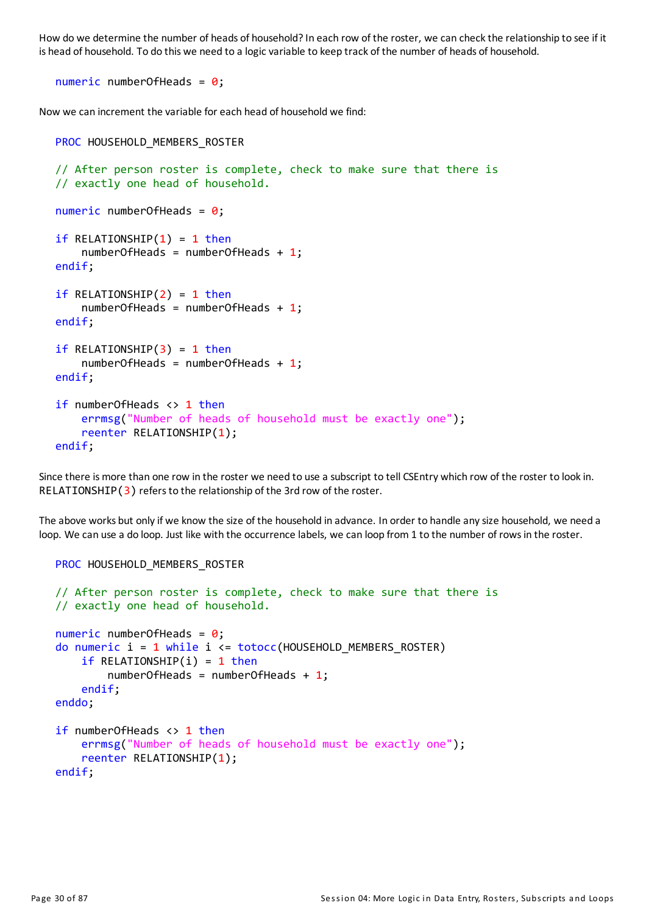How do we determine the number of heads of household? In each row of the roster, we can check the relationship to see if it is head of household. To do this we need to a logic variable to keep track of the number of heads of household.

```
numeric numberOfHeads = 0;
```

Now we can increment the variable for each head of household we find:

```
PROC HOUSEHOLD_MEMBERS_ROSTER

// After person roster is complete, check to make sure that there is
// exactly one head of household.

numeric numberOfHeads = 0;

if RELATIONSHIP(1) = 1 then
    numberOfHeads = numberOfHeads + 1;
endif;

if RELATIONSHIP(2) = 1 then
    numberOfHeads = numberOfHeads + 1;
endif;

if RELATIONSHIP(3) = 1 then
    numberOfHeads = numberOfHeads + 1;
endif;

if numberOfHeads <> 1 then
    errmsg("Number of heads of household must be exactly one");
    reenter RELATIONSHIP(1);
endif;
```

Since there is more than one row in the roster we need to use a subscript to tell CSEntry which row of the roster to look in. `RELATIONSHIP(3)` refers to the relationship of the 3rd row of the roster.

The above works but only if we know the size of the household in advance. In order to handle any size household, we need a loop. We can use a do loop. Just like with the occurrence labels, we can loop from 1 to the number of rows in the roster.

```
PROC HOUSEHOLD_MEMBERS_ROSTER

// After person roster is complete, check to make sure that there is
// exactly one head of household.

numeric numberOfHeads = 0;
do numeric i = 1 while i <= totocc(HOUSEHOLD_MEMBERS_ROSTER)
    if RELATIONSHIP(i) = 1 then
        numberOfHeads = numberOfHeads + 1;
    endif;
enddo;

if numberOfHeads <> 1 then
    errmsg("Number of heads of household must be exactly one");
    reenter RELATIONSHIP(1);
endif;
```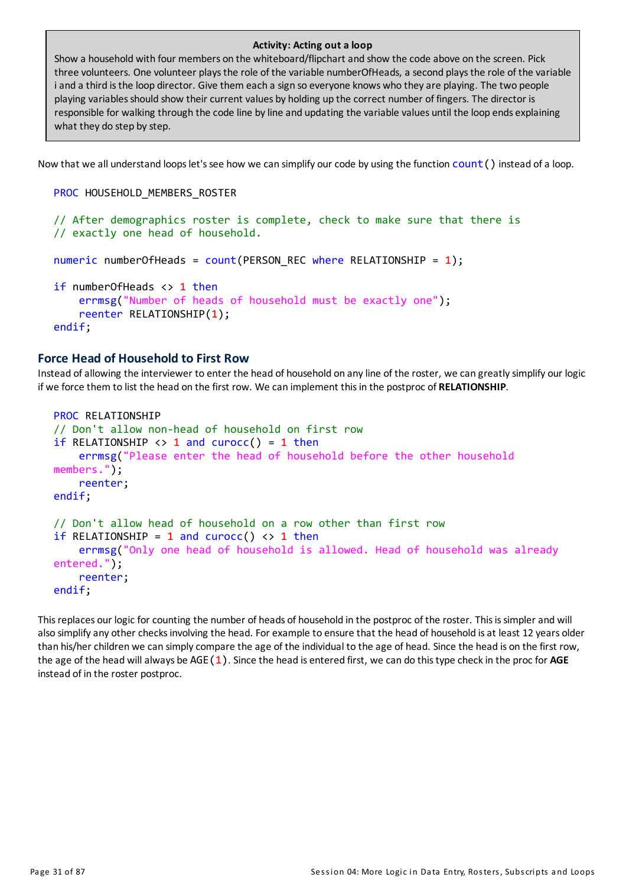> **Activity: Acting out a loop**
>
> Show a household with four members on the whiteboard/flipchart and show the code above on the screen. Pick three volunteers. One volunteer plays the role of the variable numberOfHeads, a second plays the role of the variable i and a third is the loop director. Give them each a sign so everyone knows who they are playing. The two people playing variables should show their current values by holding up the correct number of fingers. The director is responsible for walking through the code line by line and updating the variable values until the loop ends explaining what they do step by step.

Now that we all understand loops let's see how we can simplify our code by using the function `count()` instead of a loop.

```
PROC HOUSEHOLD_MEMBERS_ROSTER

// After demographics roster is complete, check to make sure that there is
// exactly one head of household.

numeric numberOfHeads = count(PERSON_REC where RELATIONSHIP = 1);

if numberOfHeads <> 1 then
    errmsg("Number of heads of household must be exactly one");
    reenter RELATIONSHIP(1);
endif;
```

## Force Head of Household to First Row

Instead of allowing the interviewer to enter the head of household on any line of the roster, we can greatly simplify our logic if we force them to list the head on the first row. We can implement this in the postproc of **RELATIONSHIP**.

```
PROC RELATIONSHIP
// Don't allow non-head of household on first row
if RELATIONSHIP <> 1 and curocc() = 1 then
    errmsg("Please enter the head of household before the other household
members.");
    reenter;
endif;

// Don't allow head of household on a row other than first row
if RELATIONSHIP = 1 and curocc() <> 1 then
    errmsg("Only one head of household is allowed. Head of household was already
entered.");
    reenter;
endif;
```

This replaces our logic for counting the number of heads of household in the postproc of the roster. This is simpler and will also simplify any other checks involving the head. For example to ensure that the head of household is at least 12 years older than his/her children we can simply compare the age of the individual to the age of head. Since the head is on the first row, the age of the head will always be `AGE(1)`. Since the head is entered first, we can do this type check in the proc for **AGE** instead of in the roster postproc.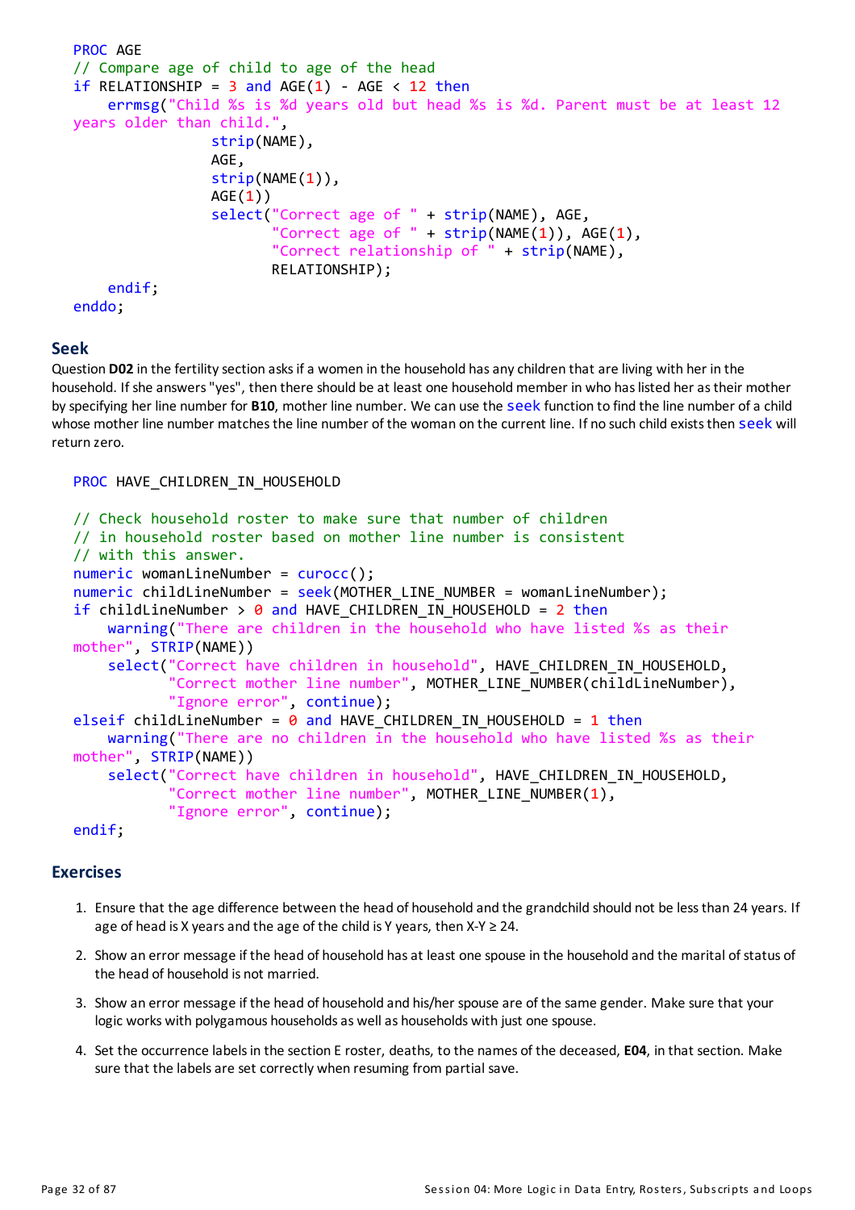```
PROC AGE
// Compare age of child to age of the head
if RELATIONSHIP = 3 and AGE(1) - AGE < 12 then
    errmsg("Child %s is %d years old but head %s is %d. Parent must be at least 12 years older than child.",
                strip(NAME),
                AGE,
                strip(NAME(1)),
                AGE(1))
                select("Correct age of " + strip(NAME), AGE,
                       "Correct age of " + strip(NAME(1)), AGE(1),
                       "Correct relationship of " + strip(NAME),
                       RELATIONSHIP);
    endif;
enddo;
```

## Seek

Question **D02** in the fertility section asks if a women in the household has any children that are living with her in the household. If she answers "yes", then there should be at least one household member in who has listed her as their mother by specifying her line number for **B10**, mother line number. We can use the seek function to find the line number of a child whose mother line number matches the line number of the woman on the current line. If no such child exists then seek will return zero.

```
PROC HAVE_CHILDREN_IN_HOUSEHOLD

// Check household roster to make sure that number of children
// in household roster based on mother line number is consistent
// with this answer.
numeric womanLineNumber = curocc();
numeric childLineNumber = seek(MOTHER_LINE_NUMBER = womanLineNumber);
if childLineNumber > 0 and HAVE_CHILDREN_IN_HOUSEHOLD = 2 then
    warning("There are children in the household who have listed %s as their mother", STRIP(NAME))
    select("Correct have children in household", HAVE_CHILDREN_IN_HOUSEHOLD,
           "Correct mother line number", MOTHER_LINE_NUMBER(childLineNumber),
           "Ignore error", continue);
elseif childLineNumber = 0 and HAVE_CHILDREN_IN_HOUSEHOLD = 1 then
    warning("There are no children in the household who have listed %s as their mother", STRIP(NAME))
    select("Correct have children in household", HAVE_CHILDREN_IN_HOUSEHOLD,
           "Correct mother line number", MOTHER_LINE_NUMBER(1),
           "Ignore error", continue);
endif;
```

## Exercises

1. Ensure that the age difference between the head of household and the grandchild should not be less than 24 years. If age of head is X years and the age of the child is Y years, then $X-Y \geq 24$.
2. Show an error message if the head of household has at least one spouse in the household and the marital of status of the head of household is not married.
3. Show an error message if the head of household and his/her spouse are of the same gender. Make sure that your logic works with polygamous households as well as households with just one spouse.
4. Set the occurrence labels in the section E roster, deaths, to the names of the deceased, **E04**, in that section. Make sure that the labels are set correctly when resuming from partial save.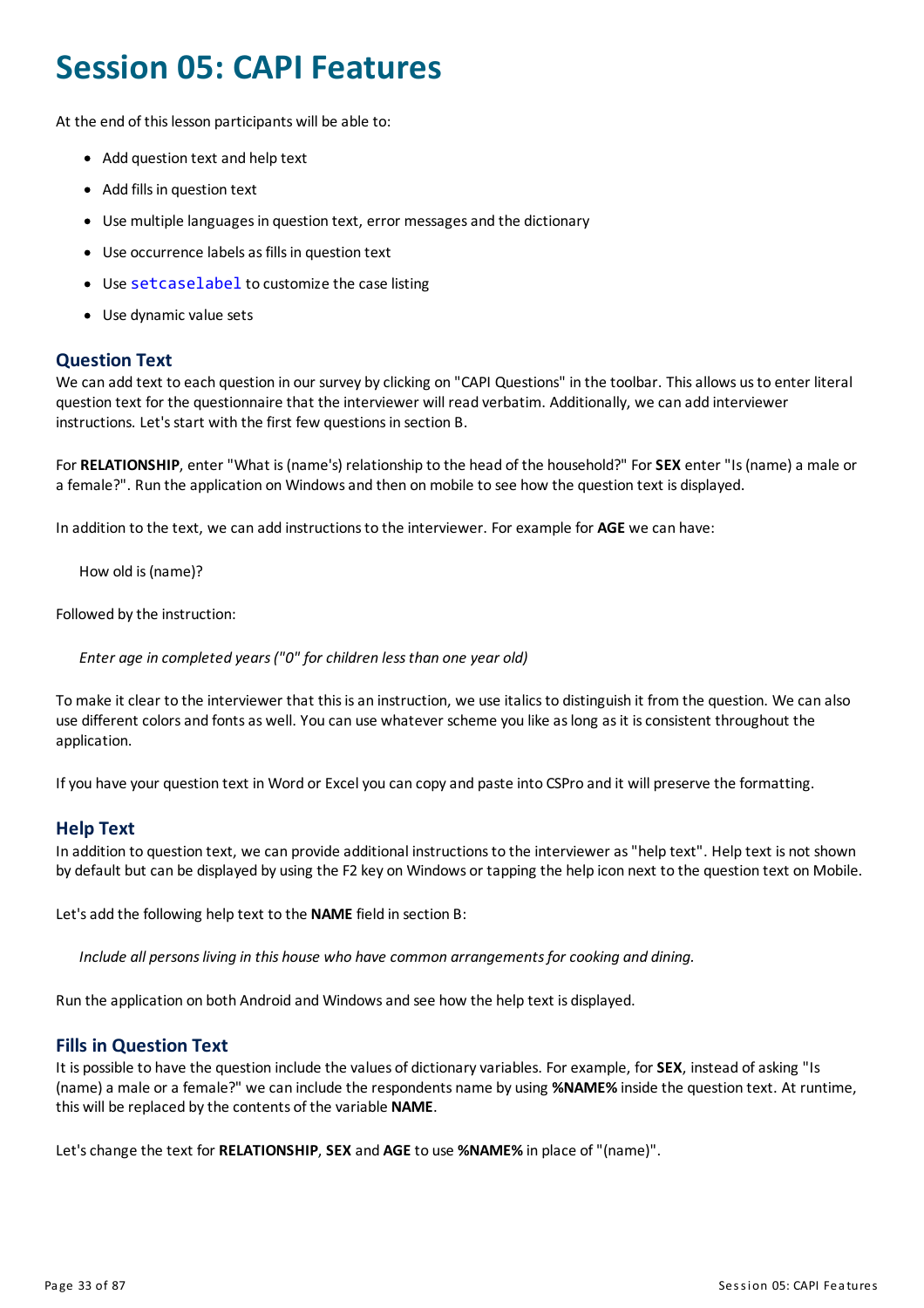# Session 05: CAPI Features

At the end of this lesson participants will be able to:

- Add question text and help text
- Add fills in question text
- Use multiple languages in question text, error messages and the dictionary
- Use occurrence labels as fills in question text
- Use `setcaselabel` to customize the case listing
- Use dynamic value sets

## Question Text

We can add text to each question in our survey by clicking on "CAPI Questions" in the toolbar. This allows us to enter literal question text for the questionnaire that the interviewer will read verbatim. Additionally, we can add interviewer instructions. Let's start with the first few questions in section B.

For **RELATIONSHIP**, enter "What is (name's) relationship to the head of the household?" For **SEX** enter "Is (name) a male or a female?". Run the application on Windows and then on mobile to see how the question text is displayed.

In addition to the text, we can add instructions to the interviewer. For example for **AGE** we can have:

> How old is (name)?

Followed by the instruction:

> *Enter age in completed years ("0" for children less than one year old)*

To make it clear to the interviewer that this is an instruction, we use italics to distinguish it from the question. We can also use different colors and fonts as well. You can use whatever scheme you like as long as it is consistent throughout the application.

If you have your question text in Word or Excel you can copy and paste into CSPro and it will preserve the formatting.

## Help Text

In addition to question text, we can provide additional instructions to the interviewer as "help text". Help text is not shown by default but can be displayed by using the F2 key on Windows or tapping the help icon next to the question text on Mobile.

Let's add the following help text to the **NAME** field in section B:

> *Include all persons living in this house who have common arrangements for cooking and dining.*

Run the application on both Android and Windows and see how the help text is displayed.

## Fills in Question Text

It is possible to have the question include the values of dictionary variables. For example, for **SEX**, instead of asking "Is (name) a male or a female?" we can include the respondents name by using **%NAME%** inside the question text. At runtime, this will be replaced by the contents of the variable **NAME**.

Let's change the text for **RELATIONSHIP**, **SEX** and **AGE** to use **%NAME%** in place of "(name)".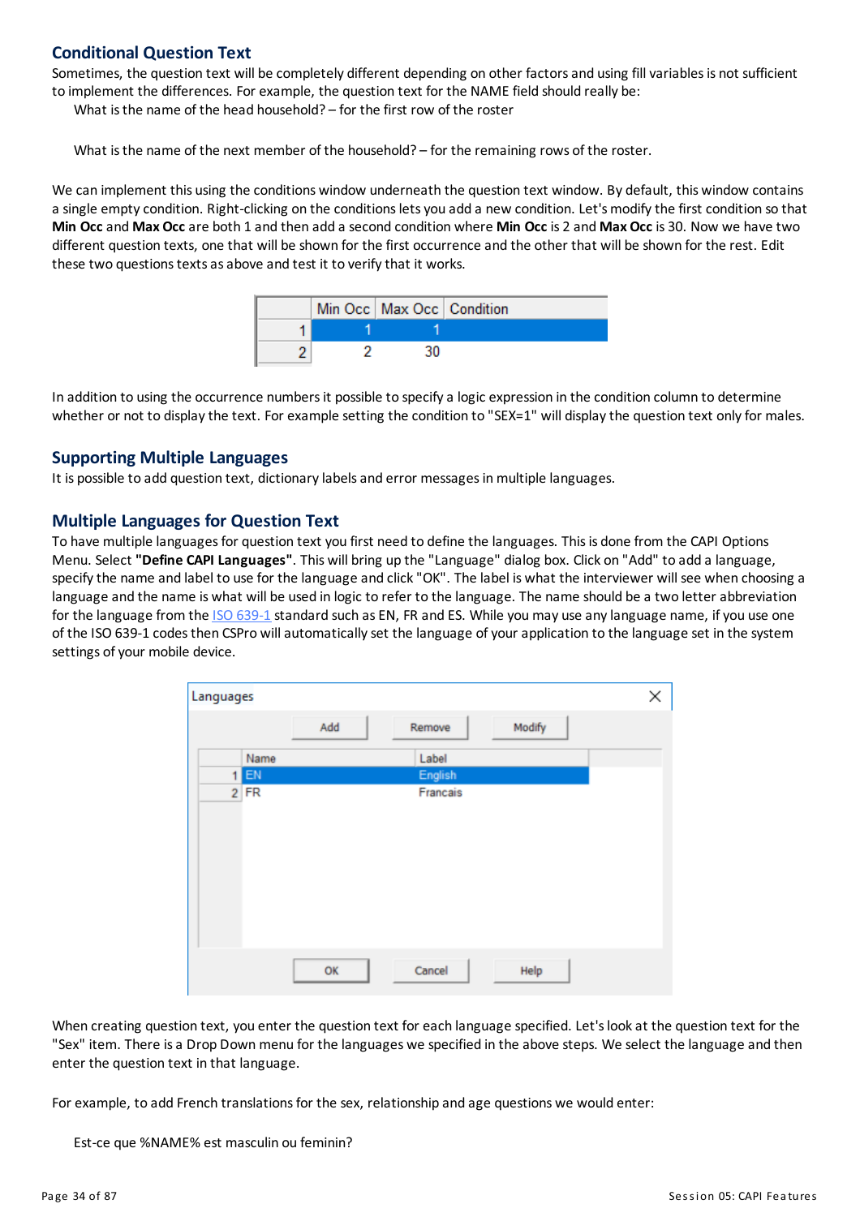## Conditional Question Text

Sometimes, the question text will be completely different depending on other factors and using fill variables is not sufficient to implement the differences. For example, the question text for the NAME field should really be:

What is the name of the head household? – for the first row of the roster

What is the name of the next member of the household? – for the remaining rows of the roster.

We can implement this using the conditions window underneath the question text window. By default, this window contains a single empty condition. Right-clicking on the conditions lets you add a new condition. Let's modify the first condition so that **Min Occ** and **Max Occ** are both 1 and then add a second condition where **Min Occ** is 2 and **Max Occ** is 30. Now we have two different question texts, one that will be shown for the first occurrence and the other that will be shown for the rest. Edit these two questions texts as above and test it to verify that it works.

| | Min Occ | Max Occ | Condition |
|---|---|---|---|
| 1 | 1 | 1 | |
| 2 | 2 | 30 | |

In addition to using the occurrence numbers it possible to specify a logic expression in the condition column to determine whether or not to display the text. For example setting the condition to "SEX=1" will display the question text only for males.

## Supporting Multiple Languages

It is possible to add question text, dictionary labels and error messages in multiple languages.

## Multiple Languages for Question Text

To have multiple languages for question text you first need to define the languages. This is done from the CAPI Options Menu. Select **"Define CAPI Languages"**. This will bring up the "Language" dialog box. Click on "Add" to add a language, specify the name and label to use for the language and click "OK". The label is what the interviewer will see when choosing a language and the name is what will be used in logic to refer to the language. The name should be a two letter abbreviation for the language from the ISO 639-1 standard such as EN, FR and ES. While you may use any language name, if you use one of the ISO 639-1 codes then CSPro will automatically set the language of your application to the language set in the system settings of your mobile device.

Languages

Add | Remove | Modify

| | Name | Label |
|---|---|---|
| 1 | EN | English |
| 2 | FR | Francais |

OK | Cancel | Help

When creating question text, you enter the question text for each language specified. Let's look at the question text for the "Sex" item. There is a Drop Down menu for the languages we specified in the above steps. We select the language and then enter the question text in that language.

For example, to add French translations for the sex, relationship and age questions we would enter:

Est-ce que %NAME% est masculin ou feminin?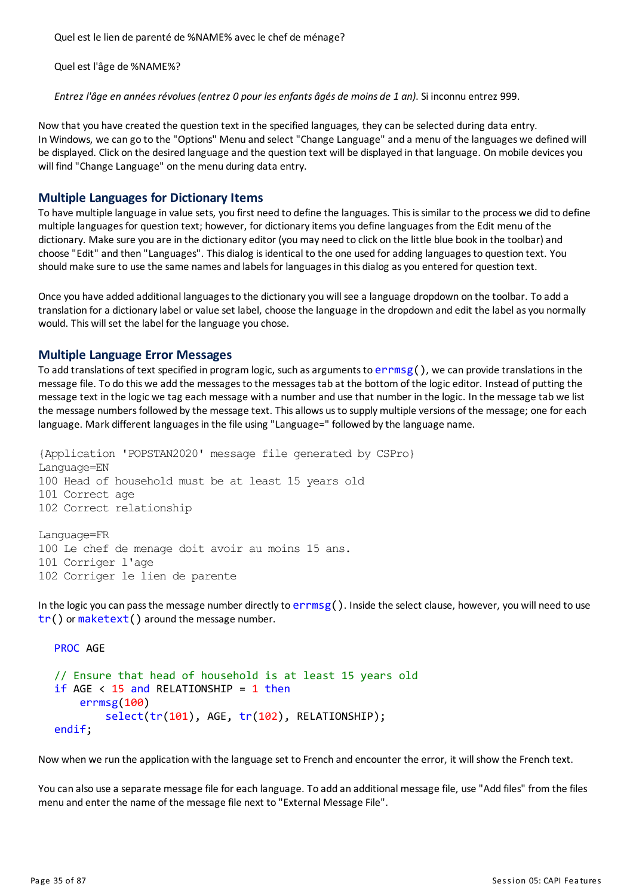Quel est le lien de parenté de %NAME% avec le chef de ménage?

Quel est l'âge de %NAME%?

*Entrez l'âge en années révolues (entrez 0 pour les enfants âgés de moins de 1 an).* Si inconnu entrez 999.

Now that you have created the question text in the specified languages, they can be selected during data entry. In Windows, we can go to the "Options" Menu and select "Change Language" and a menu of the languages we defined will be displayed. Click on the desired language and the question text will be displayed in that language. On mobile devices you will find "Change Language" on the menu during data entry.

## Multiple Languages for Dictionary Items

To have multiple language in value sets, you first need to define the languages. This is similar to the process we did to define multiple languages for question text; however, for dictionary items you define languages from the Edit menu of the dictionary. Make sure you are in the dictionary editor (you may need to click on the little blue book in the toolbar) and choose "Edit" and then "Languages". This dialog is identical to the one used for adding languages to question text. You should make sure to use the same names and labels for languages in this dialog as you entered for question text.

Once you have added additional languages to the dictionary you will see a language dropdown on the toolbar. To add a translation for a dictionary label or value set label, choose the language in the dropdown and edit the label as you normally would. This will set the label for the language you chose.

## Multiple Language Error Messages

To add translations of text specified in program logic, such as arguments to `errmsg()`, we can provide translations in the message file. To do this we add the messages to the messages tab at the bottom of the logic editor. Instead of putting the message text in the logic we tag each message with a number and use that number in the logic. In the message tab we list the message numbers followed by the message text. This allows us to supply multiple versions of the message; one for each language. Mark different languages in the file using "Language=" followed by the language name.

```
{Application 'POPSTAN2020' message file generated by CSPro}
Language=EN
100 Head of household must be at least 15 years old
101 Correct age
102 Correct relationship

Language=FR
100 Le chef de menage doit avoir au moins 15 ans.
101 Corriger l'age
102 Corriger le lien de parente
```

In the logic you can pass the message number directly to `errmsg()`. Inside the select clause, however, you will need to use `tr()` or `maketext()` around the message number.

```
PROC AGE

// Ensure that head of household is at least 15 years old
if AGE < 15 and RELATIONSHIP = 1 then
    errmsg(100)
        select(tr(101), AGE, tr(102), RELATIONSHIP);
endif;
```

Now when we run the application with the language set to French and encounter the error, it will show the French text.

You can also use a separate message file for each language. To add an additional message file, use "Add files" from the files menu and enter the name of the message file next to "External Message File".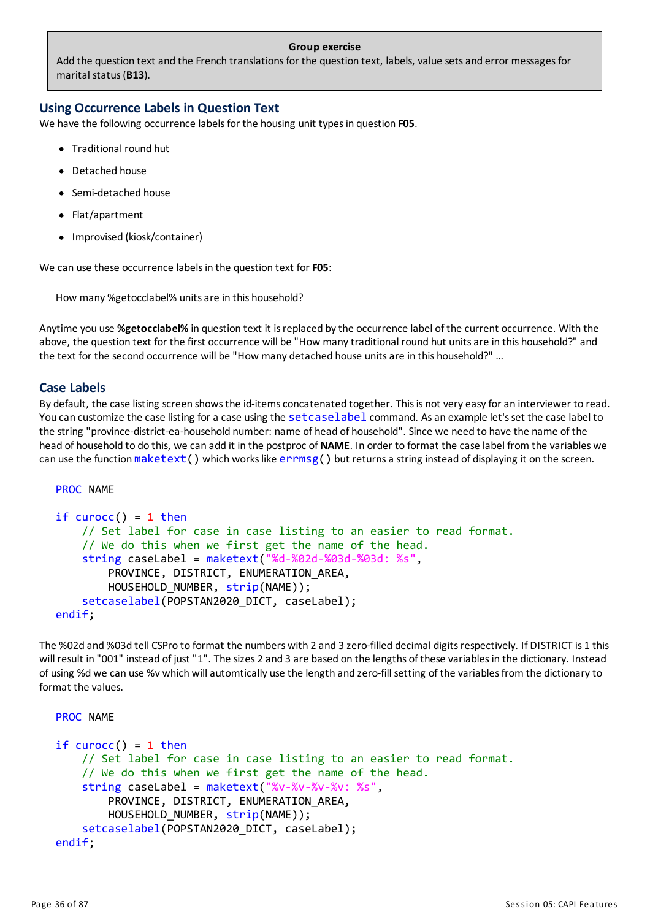> **Group exercise**
>
> Add the question text and the French translations for the question text, labels, value sets and error messages for marital status (**B13**).

## Using Occurrence Labels in Question Text

We have the following occurrence labels for the housing unit types in question **F05**.

- Traditional round hut
- Detached house
- Semi-detached house
- Flat/apartment
- Improvised (kiosk/container)

We can use these occurrence labels in the question text for **F05**:

How many %getocclabel% units are in this household?

Anytime you use **%getocclabel%** in question text it is replaced by the occurrence label of the current occurrence. With the above, the question text for the first occurrence will be "How many traditional round hut units are in this household?" and the text for the second occurrence will be "How many detached house units are in this household?" ...

## Case Labels

By default, the case listing screen shows the id-items concatenated together. This is not very easy for an interviewer to read. You can customize the case listing for a case using the `setcaselabel` command. As an example let's set the case label to the string "province-district-ea-household number: name of head of household". Since we need to have the name of the head of household to do this, we can add it in the postproc of **NAME**. In order to format the case label from the variables we can use the function `maketext()` which works like `errmsg()` but returns a string instead of displaying it on the screen.

```
PROC NAME

if curocc() = 1 then
    // Set label for case in case listing to an easier to read format.
    // We do this when we first get the name of the head.
    string caseLabel = maketext("%d-%02d-%03d-%03d: %s",
        PROVINCE, DISTRICT, ENUMERATION_AREA,
        HOUSEHOLD_NUMBER, strip(NAME));
    setcaselabel(POPSTAN2020_DICT, caseLabel);
endif;
```

The %02d and %03d tell CSPro to format the numbers with 2 and 3 zero-filled decimal digits respectively. If DISTRICT is 1 this will result in "001" instead of just "1". The sizes 2 and 3 are based on the lengths of these variables in the dictionary. Instead of using %d we can use %v which will automtically use the length and zero-fill setting of the variables from the dictionary to format the values.

```
PROC NAME

if curocc() = 1 then
    // Set label for case in case listing to an easier to read format.
    // We do this when we first get the name of the head.
    string caseLabel = maketext("%v-%v-%v-%v: %s",
        PROVINCE, DISTRICT, ENUMERATION_AREA,
        HOUSEHOLD_NUMBER, strip(NAME));
    setcaselabel(POPSTAN2020_DICT, caseLabel);
endif;
```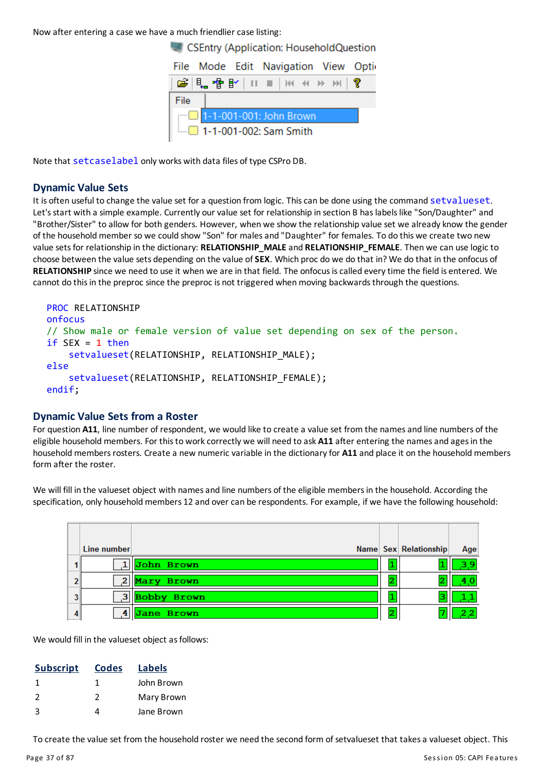Now after entering a case we have a much friendlier case listing:

Note that setcaselabel only works with data files of type CSPro DB.

## Dynamic Value Sets

It is often useful to change the value set for a question from logic. This can be done using the command setvalueset. Let's start with a simple example. Currently our value set for relationship in section B has labels like "Son/Daughter" and "Brother/Sister" to allow for both genders. However, when we show the relationship value set we already know the gender of the household member so we could show "Son" for males and "Daughter" for females. To do this we create two new value sets for relationship in the dictionary: **RELATIONSHIP_MALE** and **RELATIONSHIP_FEMALE**. Then we can use logic to choose between the value sets depending on the value of **SEX**. Which proc do we do that in? We do that in the onfocus of **RELATIONSHIP** since we need to use it when we are in that field. The onfocus is called every time the field is entered. We cannot do this in the preproc since the preproc is not triggered when moving backwards through the questions.

```
PROC RELATIONSHIP
onfocus
// Show male or female version of value set depending on sex of the person.
if SEX = 1 then
    setvalueset(RELATIONSHIP, RELATIONSHIP_MALE);
else
    setvalueset(RELATIONSHIP, RELATIONSHIP_FEMALE);
endif;
```

## Dynamic Value Sets from a Roster

For question **A11**, line number of respondent, we would like to create a value set from the names and line numbers of the eligible household members. For this to work correctly we will need to ask **A11** after entering the names and ages in the household members rosters. Create a new numeric variable in the dictionary for **A11** and place it on the household members form after the roster.

We will fill in the valueset object with names and line numbers of the eligible members in the household. According the specification, only household members 12 and over can be respondents. For example, if we have the following household:

| | Line number | Name | Sex | Relationship | Age |
|---|---|---|---|---|---|
| 1 | 1 | John Brown | 1 | 1 | 39 |
| 2 | 2 | Mary Brown | 2 | 2 | 40 |
| 3 | 3 | Bobby Brown | 1 | 3 | 11 |
| 4 | 4 | Jane Brown | 2 | 7 | 22 |

We would fill in the valueset object as follows:

| Subscript | Codes | Labels |
|---|---|---|
| 1 | 1 | John Brown |
| 2 | 2 | Mary Brown |
| 3 | 4 | Jane Brown |

To create the value set from the household roster we need the second form of setvalueset that takes a valueset object. This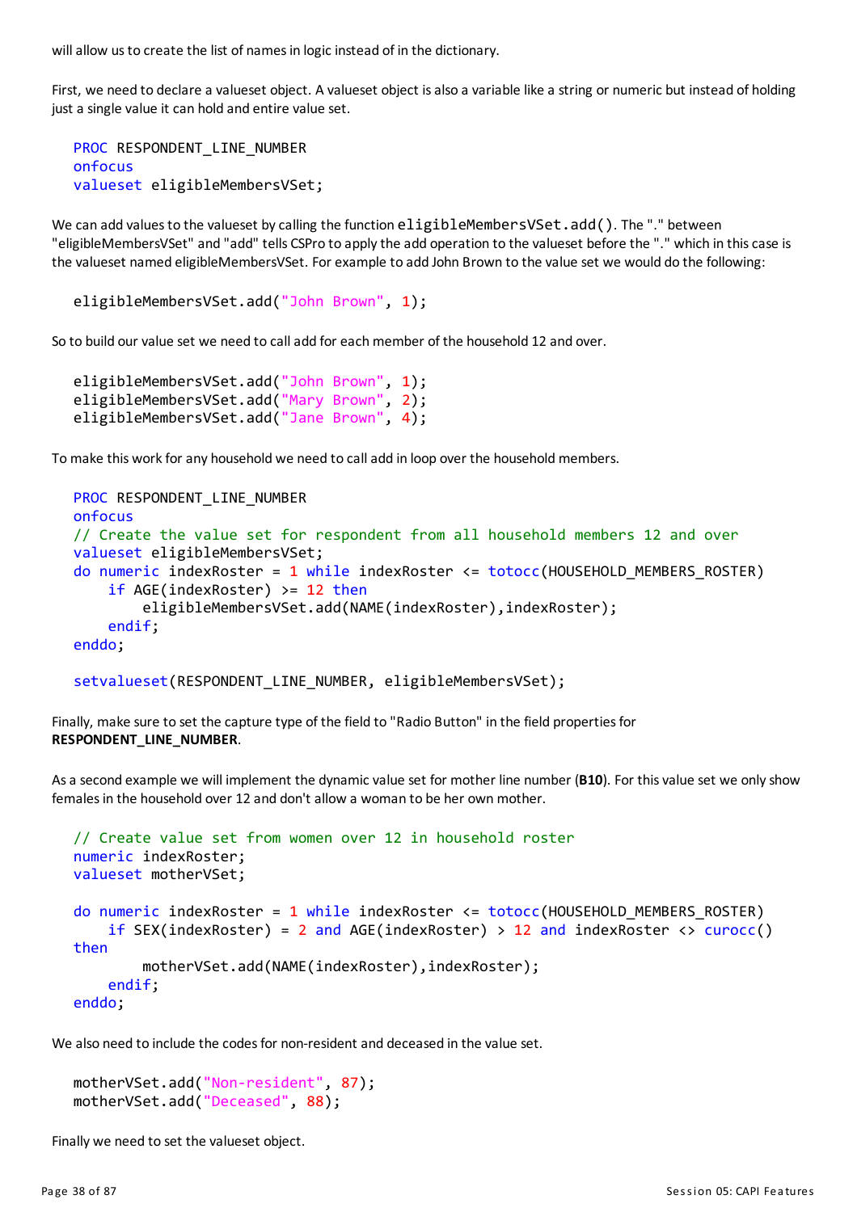will allow us to create the list of names in logic instead of in the dictionary.

First, we need to declare a valueset object. A valueset object is also a variable like a string or numeric but instead of holding just a single value it can hold and entire value set.

```
PROC RESPONDENT_LINE_NUMBER
onfocus
valueset eligibleMembersVSet;
```

We can add values to the valueset by calling the function `eligibleMembersVSet.add()`. The "." between "eligibleMembersVSet" and "add" tells CSPro to apply the add operation to the valueset before the "." which in this case is the valueset named eligibleMembersVSet. For example to add John Brown to the value set we would do the following:

```
eligibleMembersVSet.add("John Brown", 1);
```

So to build our value set we need to call add for each member of the household 12 and over.

```
eligibleMembersVSet.add("John Brown", 1);
eligibleMembersVSet.add("Mary Brown", 2);
eligibleMembersVSet.add("Jane Brown", 4);
```

To make this work for any household we need to call add in loop over the household members.

```
PROC RESPONDENT_LINE_NUMBER
onfocus
// Create the value set for respondent from all household members 12 and over
valueset eligibleMembersVSet;
do numeric indexRoster = 1 while indexRoster <= totocc(HOUSEHOLD_MEMBERS_ROSTER)
    if AGE(indexRoster) >= 12 then
        eligibleMembersVSet.add(NAME(indexRoster),indexRoster);
    endif;
enddo;

setvalueset(RESPONDENT_LINE_NUMBER, eligibleMembersVSet);
```

Finally, make sure to set the capture type of the field to "Radio Button" in the field properties for **RESPONDENT_LINE_NUMBER**.

As a second example we will implement the dynamic value set for mother line number (**B10**). For this value set we only show females in the household over 12 and don't allow a woman to be her own mother.

```
// Create value set from women over 12 in household roster
numeric indexRoster;
valueset motherVSet;

do numeric indexRoster = 1 while indexRoster <= totocc(HOUSEHOLD_MEMBERS_ROSTER)
    if SEX(indexRoster) = 2 and AGE(indexRoster) > 12 and indexRoster <> curocc()
then
        motherVSet.add(NAME(indexRoster),indexRoster);
    endif;
enddo;
```

We also need to include the codes for non-resident and deceased in the value set.

```
motherVSet.add("Non-resident", 87);
motherVSet.add("Deceased", 88);
```

Finally we need to set the valueset object.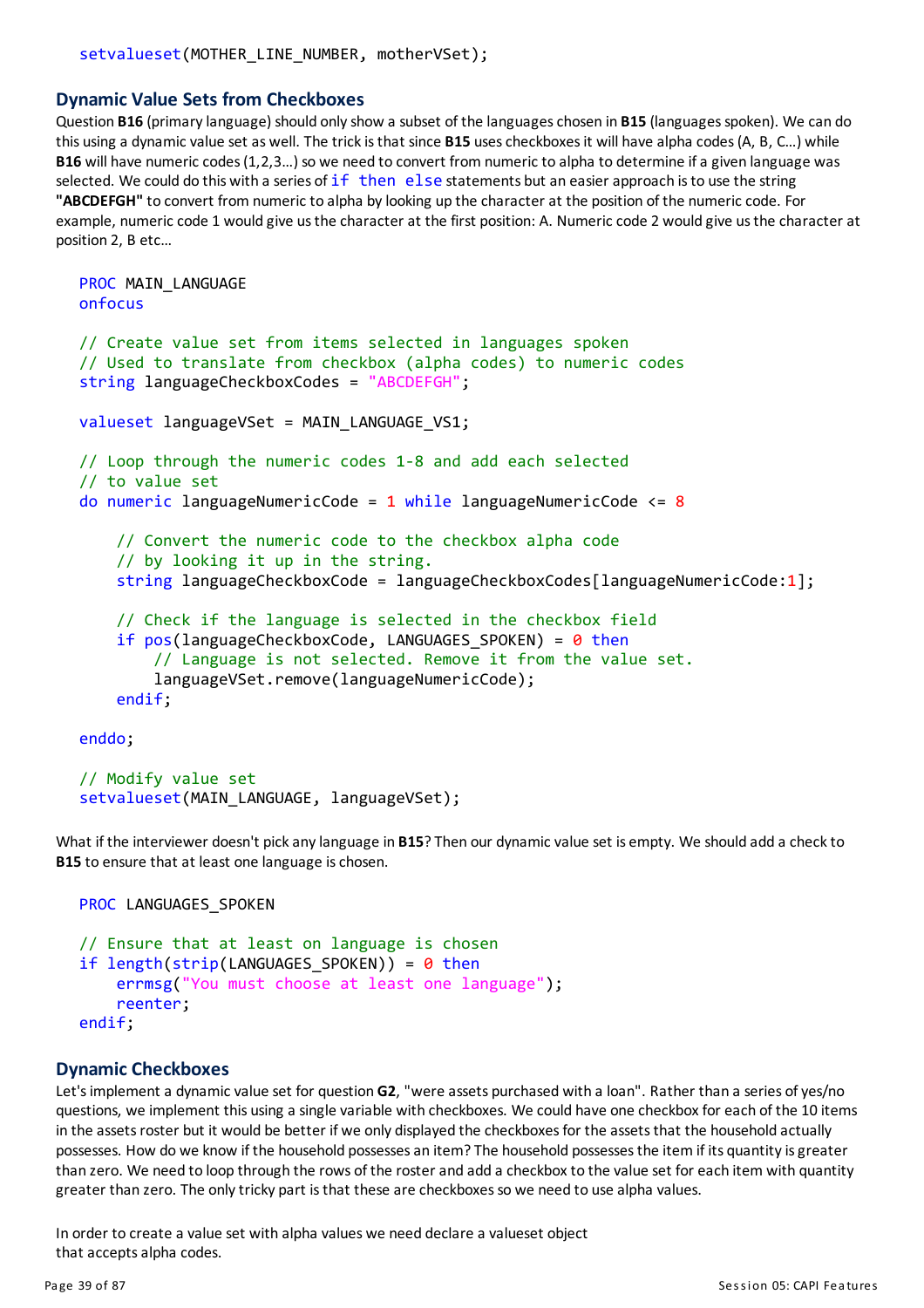```
setvalueset(MOTHER_LINE_NUMBER, motherVSet);
```

### Dynamic Value Sets from Checkboxes

Question **B16** (primary language) should only show a subset of the languages chosen in **B15** (languages spoken). We can do this using a dynamic value set as well. The trick is that since **B15** uses checkboxes it will have alpha codes (A, B, C…) while **B16** will have numeric codes (1,2,3…) so we need to convert from numeric to alpha to determine if a given language was selected. We could do this with a series of `if then else` statements but an easier approach is to use the string **"ABCDEFGH"** to convert from numeric to alpha by looking up the character at the position of the numeric code. For example, numeric code 1 would give us the character at the first position: A. Numeric code 2 would give us the character at position 2, B etc…

```
PROC MAIN_LANGUAGE
onfocus

// Create value set from items selected in languages spoken
// Used to translate from checkbox (alpha codes) to numeric codes
string languageCheckboxCodes = "ABCDEFGH";

valueset languageVSet = MAIN_LANGUAGE_VS1;

// Loop through the numeric codes 1-8 and add each selected
// to value set
do numeric languageNumericCode = 1 while languageNumericCode <= 8

    // Convert the numeric code to the checkbox alpha code
    // by looking it up in the string.
    string languageCheckboxCode = languageCheckboxCodes[languageNumericCode:1];

    // Check if the language is selected in the checkbox field
    if pos(languageCheckboxCode, LANGUAGES_SPOKEN) = 0 then
        // Language is not selected. Remove it from the value set.
        languageVSet.remove(languageNumericCode);
    endif;

enddo;

// Modify value set
setvalueset(MAIN_LANGUAGE, languageVSet);
```

What if the interviewer doesn't pick any language in **B15**? Then our dynamic value set is empty. We should add a check to **B15** to ensure that at least one language is chosen.

```
PROC LANGUAGES_SPOKEN

// Ensure that at least on language is chosen
if length(strip(LANGUAGES_SPOKEN)) = 0 then
    errmsg("You must choose at least one language");
    reenter;
endif;
```

### Dynamic Checkboxes

Let's implement a dynamic value set for question **G2**, "were assets purchased with a loan". Rather than a series of yes/no questions, we implement this using a single variable with checkboxes. We could have one checkbox for each of the 10 items in the assets roster but it would be better if we only displayed the checkboxes for the assets that the household actually possesses. How do we know if the household possesses an item? The household possesses the item if its quantity is greater than zero. We need to loop through the rows of the roster and add a checkbox to the value set for each item with quantity greater than zero. The only tricky part is that these are checkboxes so we need to use alpha values.

In order to create a value set with alpha values we need declare a valueset object that accepts alpha codes.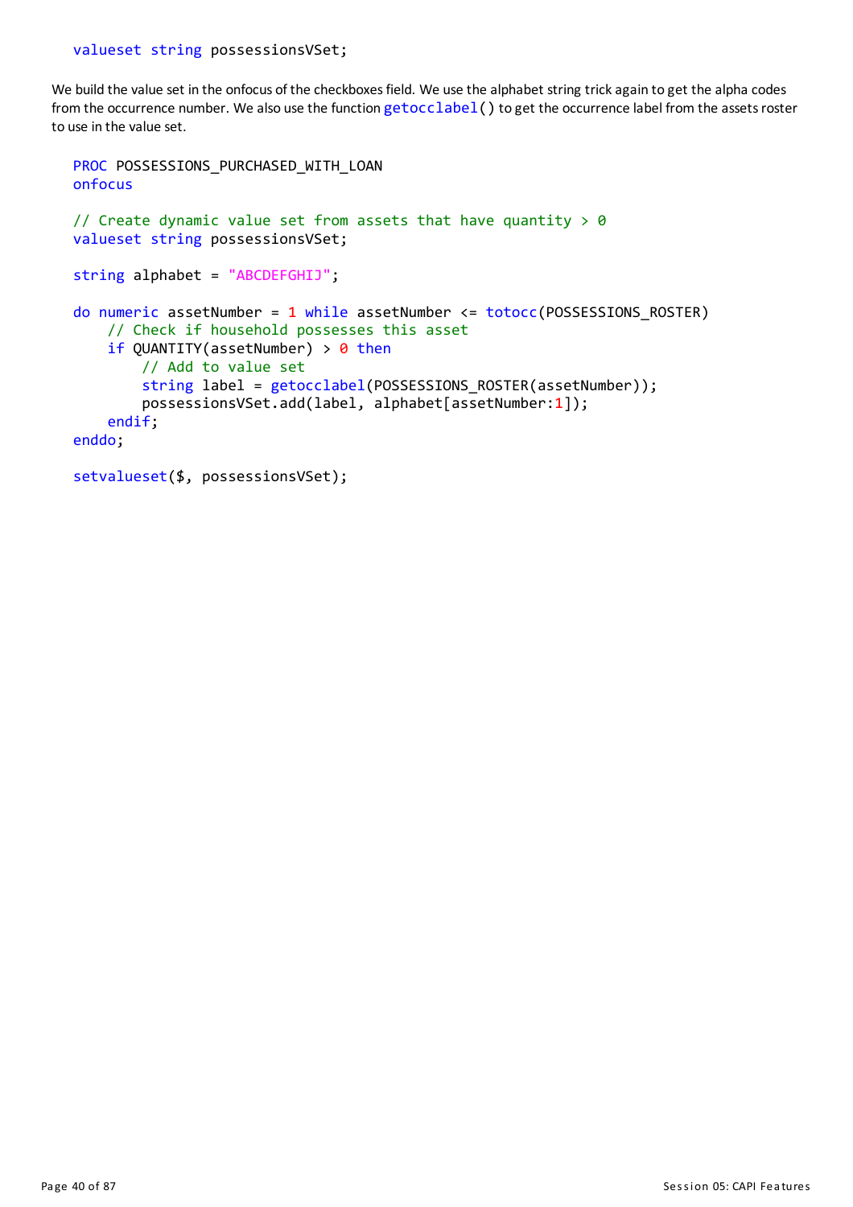```
valueset string possessionsVSet;
```

We build the value set in the onfocus of the checkboxes field. We use the alphabet string trick again to get the alpha codes from the occurrence number. We also use the function `getocclabel()` to get the occurrence label from the assets roster to use in the value set.

```
PROC POSSESSIONS_PURCHASED_WITH_LOAN
onfocus

// Create dynamic value set from assets that have quantity > 0
valueset string possessionsVSet;

string alphabet = "ABCDEFGHIJ";

do numeric assetNumber = 1 while assetNumber <= totocc(POSSESSIONS_ROSTER)
    // Check if household possesses this asset
    if QUANTITY(assetNumber) > 0 then
        // Add to value set
        string label = getocclabel(POSSESSIONS_ROSTER(assetNumber));
        possessionsVSet.add(label, alphabet[assetNumber:1]);
    endif;
enddo;

setvalueset($, possessionsVSet);
```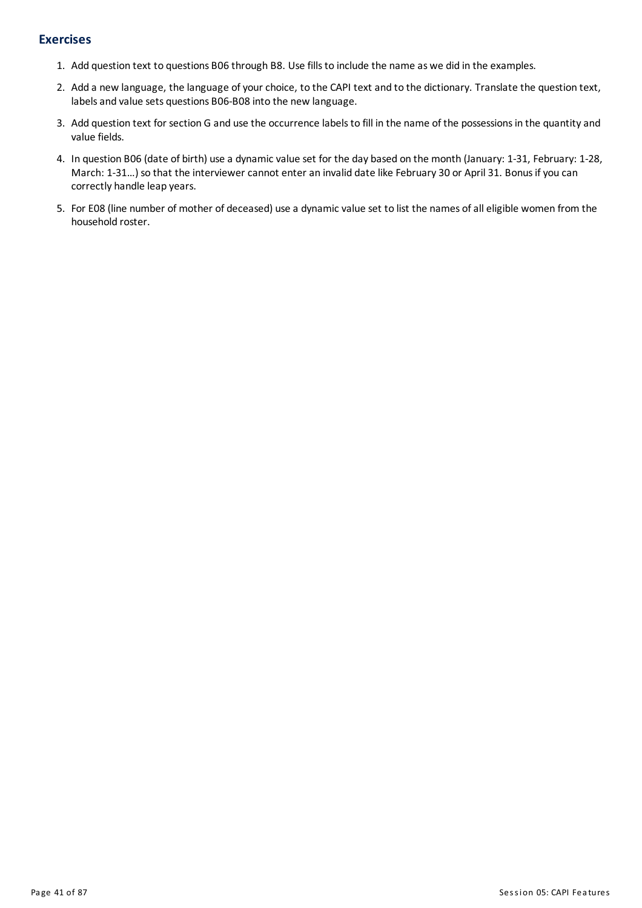## Exercises

1. Add question text to questions B06 through B8. Use fills to include the name as we did in the examples.
2. Add a new language, the language of your choice, to the CAPI text and to the dictionary. Translate the question text, labels and value sets questions B06-B08 into the new language.
3. Add question text for section G and use the occurrence labels to fill in the name of the possessions in the quantity and value fields.
4. In question B06 (date of birth) use a dynamic value set for the day based on the month (January: 1-31, February: 1-28, March: 1-31…) so that the interviewer cannot enter an invalid date like February 30 or April 31. Bonus if you can correctly handle leap years.
5. For E08 (line number of mother of deceased) use a dynamic value set to list the names of all eligible women from the household roster.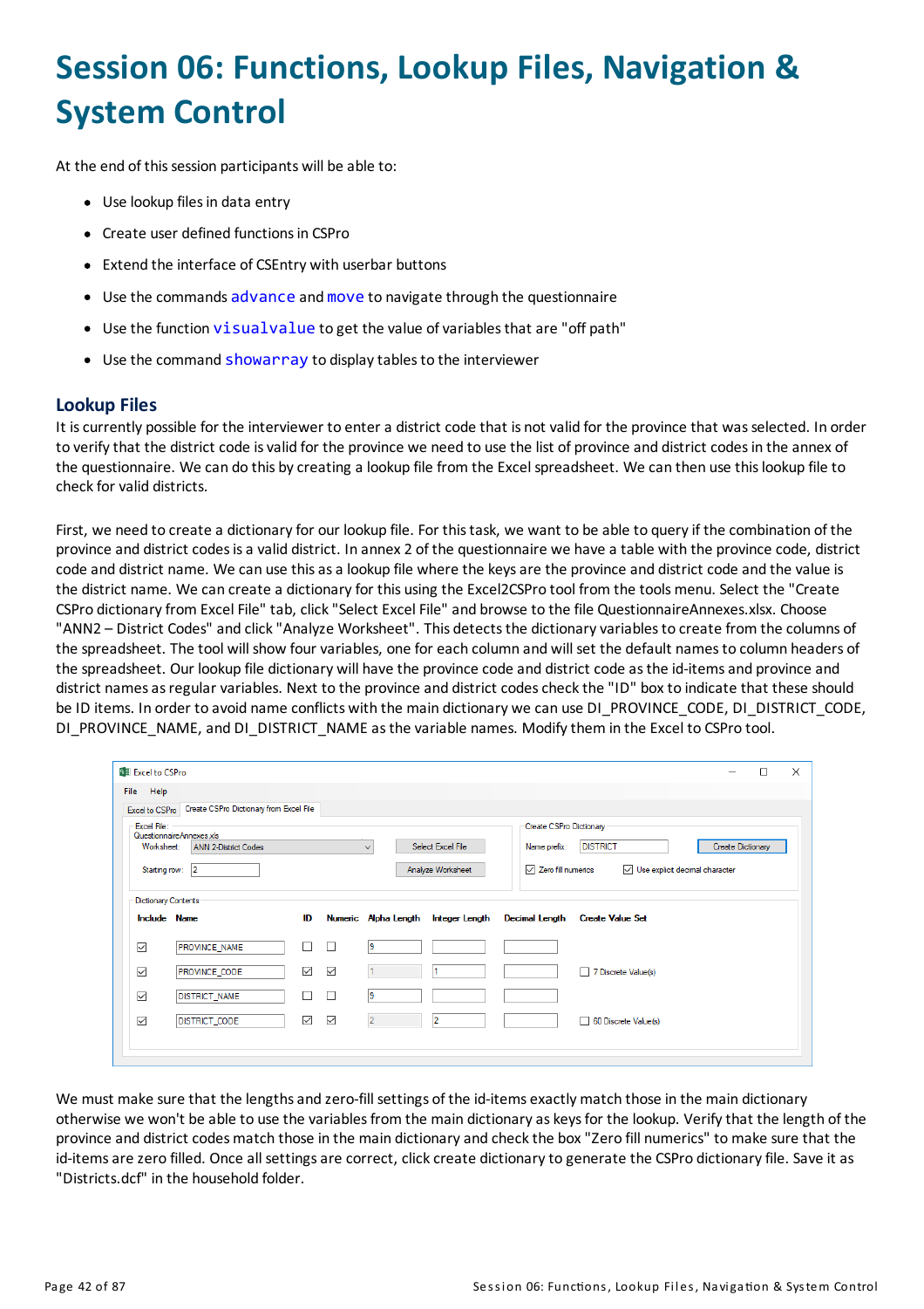# Session 06: Functions, Lookup Files, Navigation & System Control

At the end of this session participants will be able to:

- Use lookup files in data entry
- Create user defined functions in CSPro
- Extend the interface of CSEntry with userbar buttons
- Use the commands `advance` and `move` to navigate through the questionnaire
- Use the function `visualvalue` to get the value of variables that are "off path"
- Use the command `showarray` to display tables to the interviewer

## Lookup Files

It is currently possible for the interviewer to enter a district code that is not valid for the province that was selected. In order to verify that the district code is valid for the province we need to use the list of province and district codes in the annex of the questionnaire. We can do this by creating a lookup file from the Excel spreadsheet. We can then use this lookup file to check for valid districts.

First, we need to create a dictionary for our lookup file. For this task, we want to be able to query if the combination of the province and district codes is a valid district. In annex 2 of the questionnaire we have a table with the province code, district code and district name. We can use this as a lookup file where the keys are the province and district code and the value is the district name. We can create a dictionary for this using the Excel2CSPro tool from the tools menu. Select the "Create CSPro dictionary from Excel File" tab, click "Select Excel File" and browse to the file QuestionnaireAnnexes.xlsx. Choose "ANN2 – District Codes" and click "Analyze Worksheet". This detects the dictionary variables to create from the columns of the spreadsheet. The tool will show four variables, one for each column and will set the default names to column headers of the spreadsheet. Our lookup file dictionary will have the province code and district code as the id-items and province and district names as regular variables. Next to the province and district codes check the "ID" box to indicate that these should be ID items. In order to avoid name conflicts with the main dictionary we can use DI_PROVINCE_CODE, DI_DISTRICT_CODE, DI_PROVINCE_NAME, and DI_DISTRICT_NAME as the variable names. Modify them in the Excel to CSPro tool.

| Include | Name | ID | Numeric | Alpha Length | Integer Length | Decimal Length | Create Value Set |
|---|---|---|---|---|---|---|---|
| ☑ | PROVINCE_NAME | ☐ | ☐ | 9 | | | |
| ☑ | PROVINCE_CODE | ☑ | ☑ | 1 | 1 | | ☐ 7 Discrete Value(s) |
| ☑ | DISTRICT_NAME | ☐ | ☐ | 9 | | | |
| ☑ | DISTRICT_CODE | ☑ | ☑ | 2 | 2 | | ☐ 60 Discrete Value(s) |

We must make sure that the lengths and zero-fill settings of the id-items exactly match those in the main dictionary otherwise we won't be able to use the variables from the main dictionary as keys for the lookup. Verify that the length of the province and district codes match those in the main dictionary and check the box "Zero fill numerics" to make sure that the id-items are zero filled. Once all settings are correct, click create dictionary to generate the CSPro dictionary file. Save it as "Districts.dcf" in the household folder.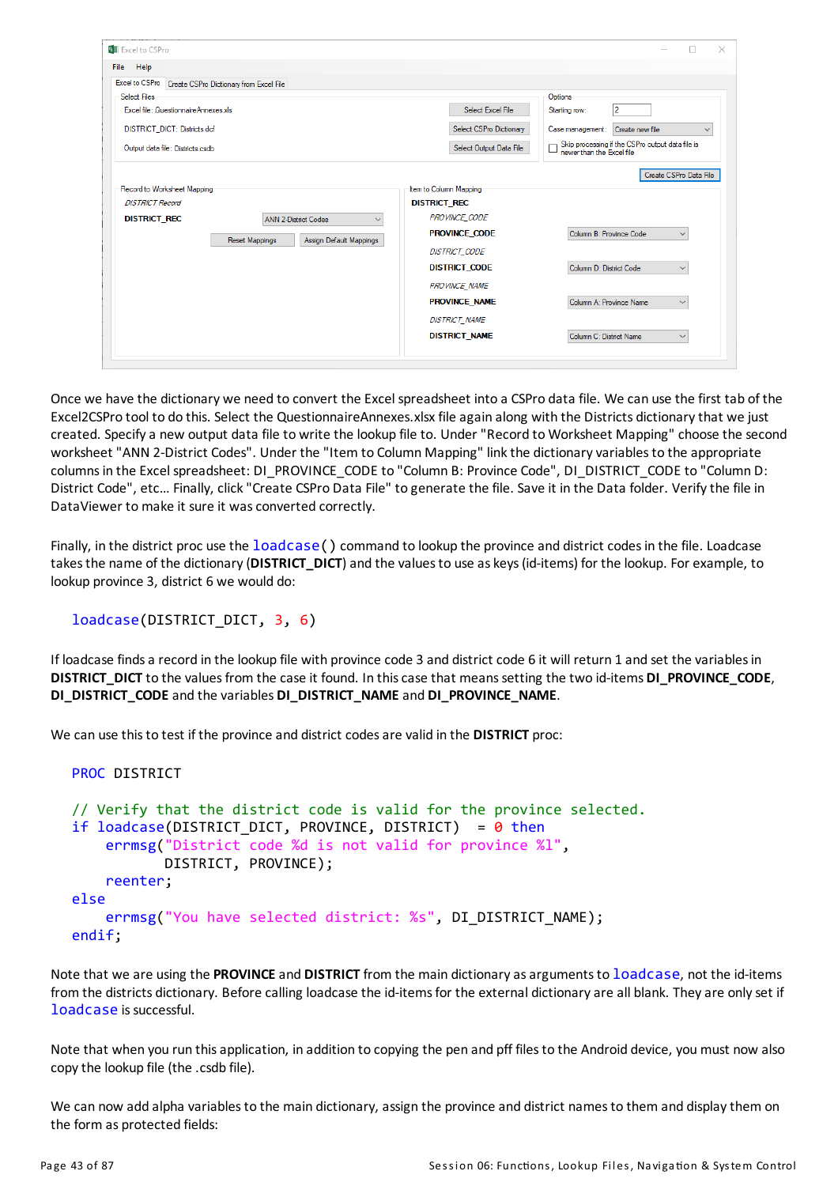Once we have the dictionary we need to convert the Excel spreadsheet into a CSPro data file. We can use the first tab of the Excel2CSPro tool to do this. Select the QuestionnaireAnnexes.xlsx file again along with the Districts dictionary that we just created. Specify a new output data file to write the lookup file to. Under "Record to Worksheet Mapping" choose the second worksheet "ANN 2-District Codes". Under the "Item to Column Mapping" link the dictionary variables to the appropriate columns in the Excel spreadsheet: DI_PROVINCE_CODE to "Column B: Province Code", DI_DISTRICT_CODE to "Column D: District Code", etc… Finally, click "Create CSPro Data File" to generate the file. Save it in the Data folder. Verify the file in DataViewer to make it sure it was converted correctly.

Finally, in the district proc use the `loadcase()` command to lookup the province and district codes in the file. Loadcase takes the name of the dictionary (**DISTRICT_DICT**) and the values to use as keys (id-items) for the lookup. For example, to lookup province 3, district 6 we would do:

```
loadcase(DISTRICT_DICT, 3, 6)
```

If loadcase finds a record in the lookup file with province code 3 and district code 6 it will return 1 and set the variables in **DISTRICT_DICT** to the values from the case it found. In this case that means setting the two id-items **DI_PROVINCE_CODE**, **DI_DISTRICT_CODE** and the variables **DI_DISTRICT_NAME** and **DI_PROVINCE_NAME**.

We can use this to test if the province and district codes are valid in the **DISTRICT** proc:

```
PROC DISTRICT

// Verify that the district code is valid for the province selected.
if loadcase(DISTRICT_DICT, PROVINCE, DISTRICT)  = 0 then
    errmsg("District code %d is not valid for province %l",
           DISTRICT, PROVINCE);
    reenter;
else
    errmsg("You have selected district: %s", DI_DISTRICT_NAME);
endif;
```

Note that we are using the **PROVINCE** and **DISTRICT** from the main dictionary as arguments to `loadcase`, not the id-items from the districts dictionary. Before calling loadcase the id-items for the external dictionary are all blank. They are only set if `loadcase` is successful.

Note that when you run this application, in addition to copying the pen and pff files to the Android device, you must now also copy the lookup file (the .csdb file).

We can now add alpha variables to the main dictionary, assign the province and district names to them and display them on the form as protected fields: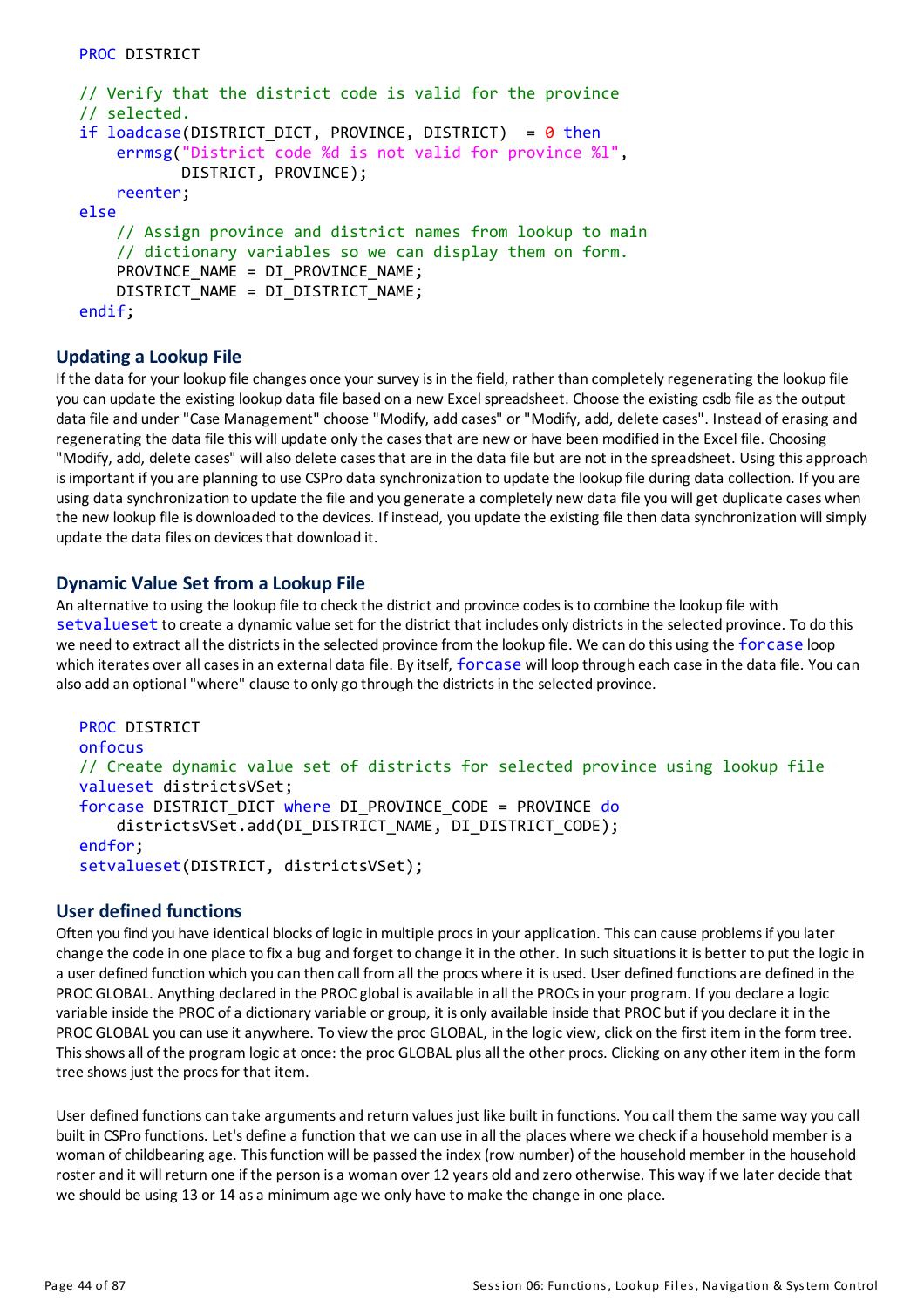```
PROC DISTRICT

// Verify that the district code is valid for the province
// selected.
if loadcase(DISTRICT_DICT, PROVINCE, DISTRICT)  = 0 then
    errmsg("District code %d is not valid for province %l",
           DISTRICT, PROVINCE);
    reenter;
else
    // Assign province and district names from lookup to main
    // dictionary variables so we can display them on form.
    PROVINCE_NAME = DI_PROVINCE_NAME;
    DISTRICT_NAME = DI_DISTRICT_NAME;
endif;
```

### Updating a Lookup File

If the data for your lookup file changes once your survey is in the field, rather than completely regenerating the lookup file you can update the existing lookup data file based on a new Excel spreadsheet. Choose the existing csdb file as the output data file and under "Case Management" choose "Modify, add cases" or "Modify, add, delete cases". Instead of erasing and regenerating the data file this will update only the cases that are new or have been modified in the Excel file. Choosing "Modify, add, delete cases" will also delete cases that are in the data file but are not in the spreadsheet. Using this approach is important if you are planning to use CSPro data synchronization to update the lookup file during data collection. If you are using data synchronization to update the file and you generate a completely new data file you will get duplicate cases when the new lookup file is downloaded to the devices. If instead, you update the existing file then data synchronization will simply update the data files on devices that download it.

### Dynamic Value Set from a Lookup File

An alternative to using the lookup file to check the district and province codes is to combine the lookup file with `setvalueset` to create a dynamic value set for the district that includes only districts in the selected province. To do this we need to extract all the districts in the selected province from the lookup file. We can do this using the `forcase` loop which iterates over all cases in an external data file. By itself, `forcase` will loop through each case in the data file. You can also add an optional "where" clause to only go through the districts in the selected province.

```
PROC DISTRICT
onfocus
// Create dynamic value set of districts for selected province using lookup file
valueset districtsVSet;
forcase DISTRICT_DICT where DI_PROVINCE_CODE = PROVINCE do
    districtsVSet.add(DI_DISTRICT_NAME, DI_DISTRICT_CODE);
endfor;
setvalueset(DISTRICT, districtsVSet);
```

### User defined functions

Often you find you have identical blocks of logic in multiple procs in your application. This can cause problems if you later change the code in one place to fix a bug and forget to change it in the other. In such situations it is better to put the logic in a user defined function which you can then call from all the procs where it is used. User defined functions are defined in the PROC GLOBAL. Anything declared in the PROC global is available in all the PROCs in your program. If you declare a logic variable inside the PROC of a dictionary variable or group, it is only available inside that PROC but if you declare it in the PROC GLOBAL you can use it anywhere. To view the proc GLOBAL, in the logic view, click on the first item in the form tree. This shows all of the program logic at once: the proc GLOBAL plus all the other procs. Clicking on any other item in the form tree shows just the procs for that item.

User defined functions can take arguments and return values just like built in functions. You call them the same way you call built in CSPro functions. Let's define a function that we can use in all the places where we check if a household member is a woman of childbearing age. This function will be passed the index (row number) of the household member in the household roster and it will return one if the person is a woman over 12 years old and zero otherwise. This way if we later decide that we should be using 13 or 14 as a minimum age we only have to make the change in one place.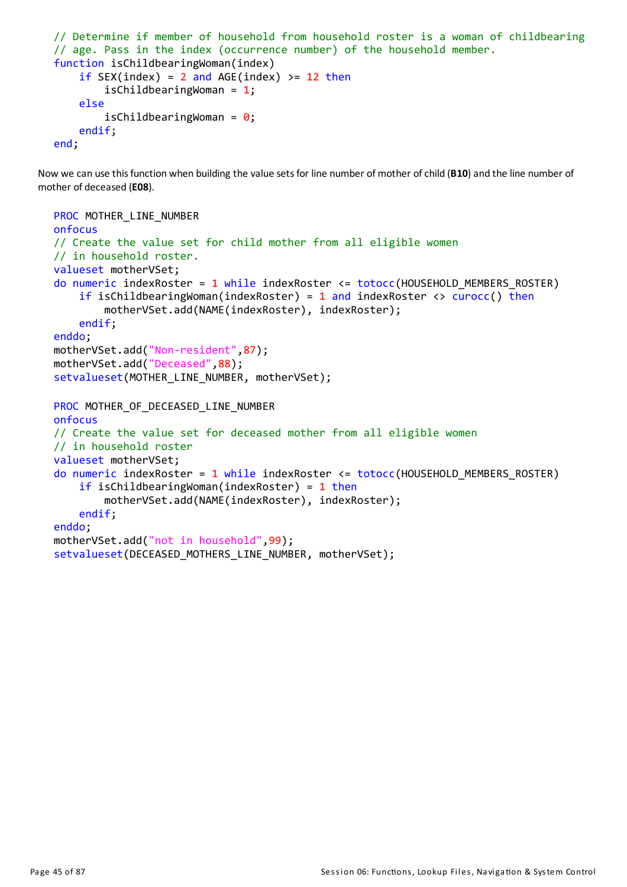```
// Determine if member of household from household roster is a woman of childbearing
// age. Pass in the index (occurrence number) of the household member.
function isChildbearingWoman(index)
    if SEX(index) = 2 and AGE(index) >= 12 then
        isChildbearingWoman = 1;
    else
        isChildbearingWoman = 0;
    endif;
end;
```

Now we can use this function when building the value sets for line number of mother of child (**B10**) and the line number of mother of deceased (**E08**).

```
PROC MOTHER_LINE_NUMBER
onfocus
// Create the value set for child mother from all eligible women
// in household roster.
valueset motherVSet;
do numeric indexRoster = 1 while indexRoster <= totocc(HOUSEHOLD_MEMBERS_ROSTER)
    if isChildbearingWoman(indexRoster) = 1 and indexRoster <> curocc() then
        motherVSet.add(NAME(indexRoster), indexRoster);
    endif;
enddo;
motherVSet.add("Non-resident",87);
motherVSet.add("Deceased",88);
setvalueset(MOTHER_LINE_NUMBER, motherVSet);

PROC MOTHER_OF_DECEASED_LINE_NUMBER
onfocus
// Create the value set for deceased mother from all eligible women
// in household roster
valueset motherVSet;
do numeric indexRoster = 1 while indexRoster <= totocc(HOUSEHOLD_MEMBERS_ROSTER)
    if isChildbearingWoman(indexRoster) = 1 then
        motherVSet.add(NAME(indexRoster), indexRoster);
    endif;
enddo;
motherVSet.add("not in household",99);
setvalueset(DECEASED_MOTHERS_LINE_NUMBER, motherVSet);
```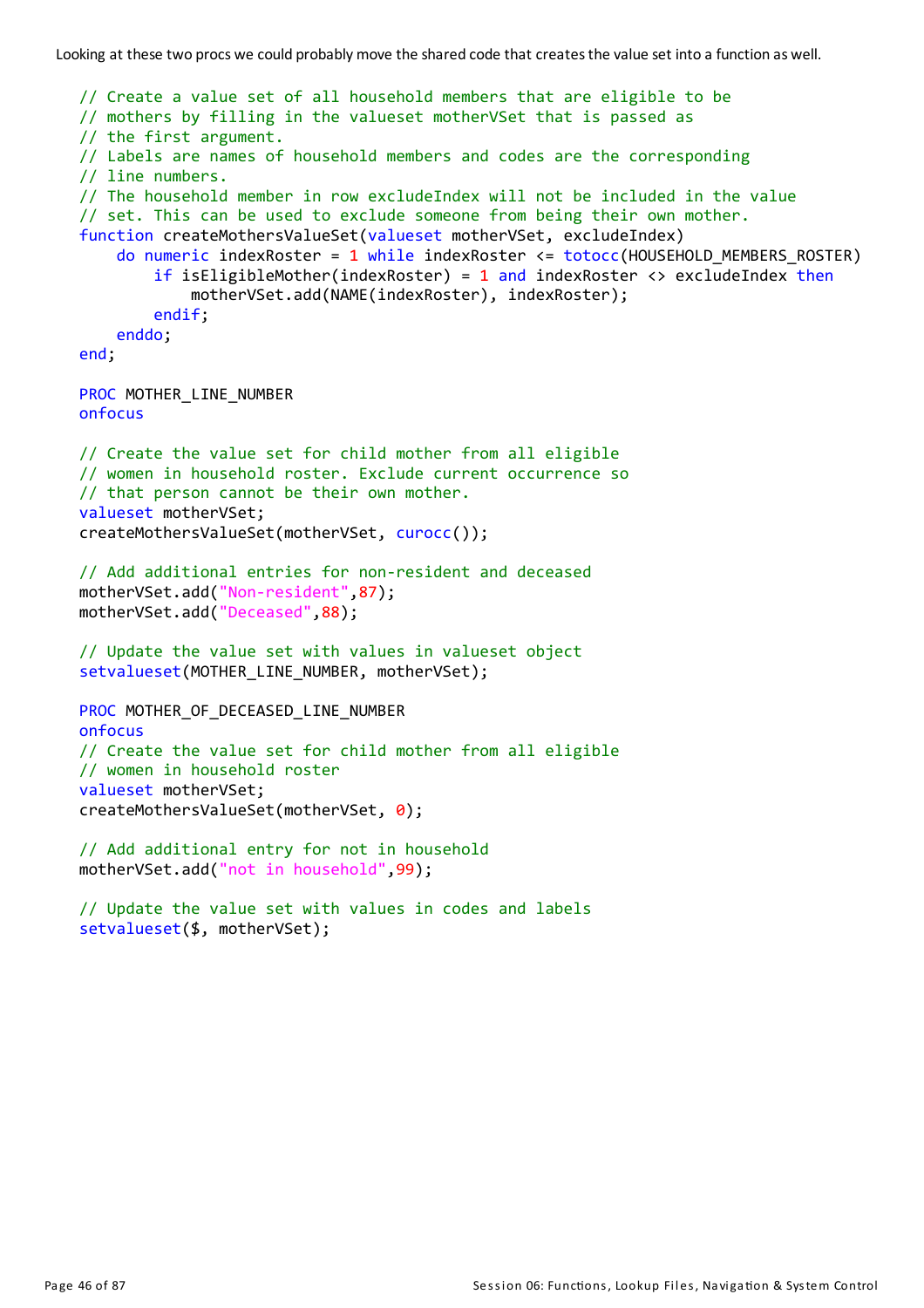Looking at these two procs we could probably move the shared code that creates the value set into a function as well.

```
// Create a value set of all household members that are eligible to be
// mothers by filling in the valueset motherVSet that is passed as
// the first argument.
// Labels are names of household members and codes are the corresponding
// line numbers.
// The household member in row excludeIndex will not be included in the value
// set. This can be used to exclude someone from being their own mother.
function createMothersValueSet(valueset motherVSet, excludeIndex)
    do numeric indexRoster = 1 while indexRoster <= totocc(HOUSEHOLD_MEMBERS_ROSTER)
        if isEligibleMother(indexRoster) = 1 and indexRoster <> excludeIndex then
            motherVSet.add(NAME(indexRoster), indexRoster);
        endif;
    enddo;
end;

PROC MOTHER_LINE_NUMBER
onfocus

// Create the value set for child mother from all eligible
// women in household roster. Exclude current occurrence so
// that person cannot be their own mother.
valueset motherVSet;
createMothersValueSet(motherVSet, curocc());

// Add additional entries for non-resident and deceased
motherVSet.add("Non-resident",87);
motherVSet.add("Deceased",88);

// Update the value set with values in valueset object
setvalueset(MOTHER_LINE_NUMBER, motherVSet);

PROC MOTHER_OF_DECEASED_LINE_NUMBER
onfocus
// Create the value set for child mother from all eligible
// women in household roster
valueset motherVSet;
createMothersValueSet(motherVSet, 0);

// Add additional entry for not in household
motherVSet.add("not in household",99);

// Update the value set with values in codes and labels
setvalueset($, motherVSet);
```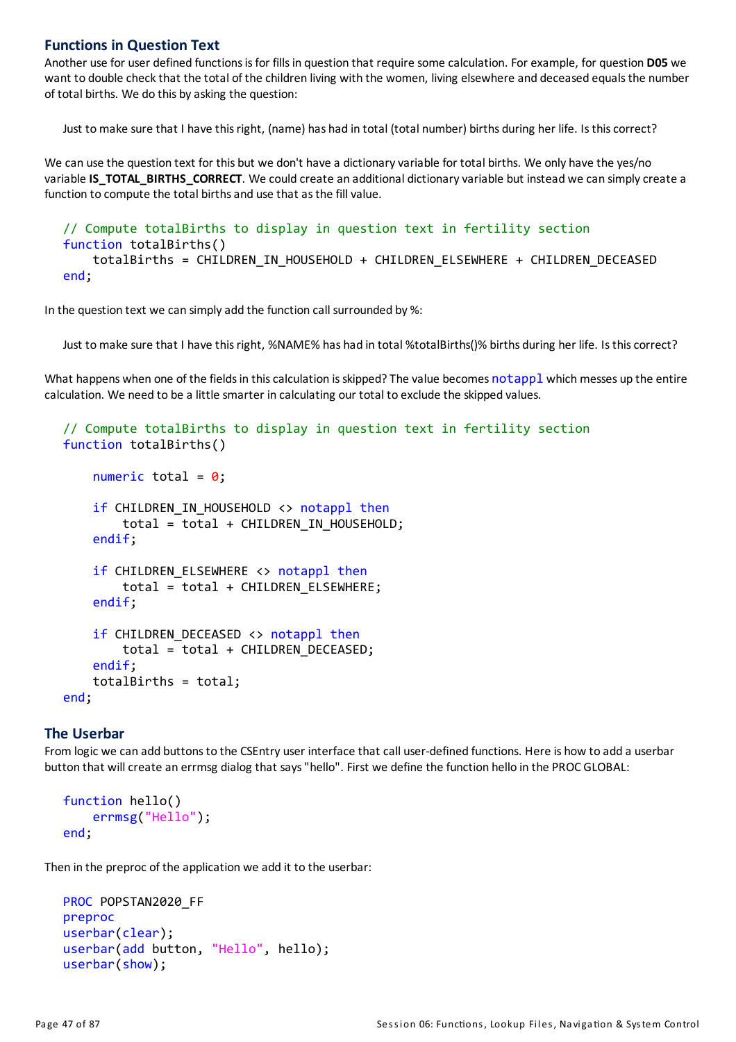## Functions in Question Text

Another use for user defined functions is for fills in question that require some calculation. For example, for question **D05** we want to double check that the total of the children living with the women, living elsewhere and deceased equals the number of total births. We do this by asking the question:

Just to make sure that I have this right, (name) has had in total (total number) births during her life. Is this correct?

We can use the question text for this but we don't have a dictionary variable for total births. We only have the yes/no variable **IS_TOTAL_BIRTHS_CORRECT**. We could create an additional dictionary variable but instead we can simply create a function to compute the total births and use that as the fill value.

```
// Compute totalBirths to display in question text in fertility section
function totalBirths()
    totalBirths = CHILDREN_IN_HOUSEHOLD + CHILDREN_ELSEWHERE + CHILDREN_DECEASED
end;
```

In the question text we can simply add the function call surrounded by %:

Just to make sure that I have this right, %NAME% has had in total %totalBirths()% births during her life. Is this correct?

What happens when one of the fields in this calculation is skipped? The value becomes `notappl` which messes up the entire calculation. We need to be a little smarter in calculating our total to exclude the skipped values.

```
// Compute totalBirths to display in question text in fertility section
function totalBirths()

    numeric total = 0;

    if CHILDREN_IN_HOUSEHOLD <> notappl then
        total = total + CHILDREN_IN_HOUSEHOLD;
    endif;

    if CHILDREN_ELSEWHERE <> notappl then
        total = total + CHILDREN_ELSEWHERE;
    endif;

    if CHILDREN_DECEASED <> notappl then
        total = total + CHILDREN_DECEASED;
    endif;
    totalBirths = total;
end;
```

## The Userbar

From logic we can add buttons to the CSEntry user interface that call user-defined functions. Here is how to add a userbar button that will create an errmsg dialog that says "hello". First we define the function hello in the PROC GLOBAL:

```
function hello()
    errmsg("Hello");
end;
```

Then in the preproc of the application we add it to the userbar:

```
PROC POPSTAN2020_FF
preproc
userbar(clear);
userbar(add button, "Hello", hello);
userbar(show);
```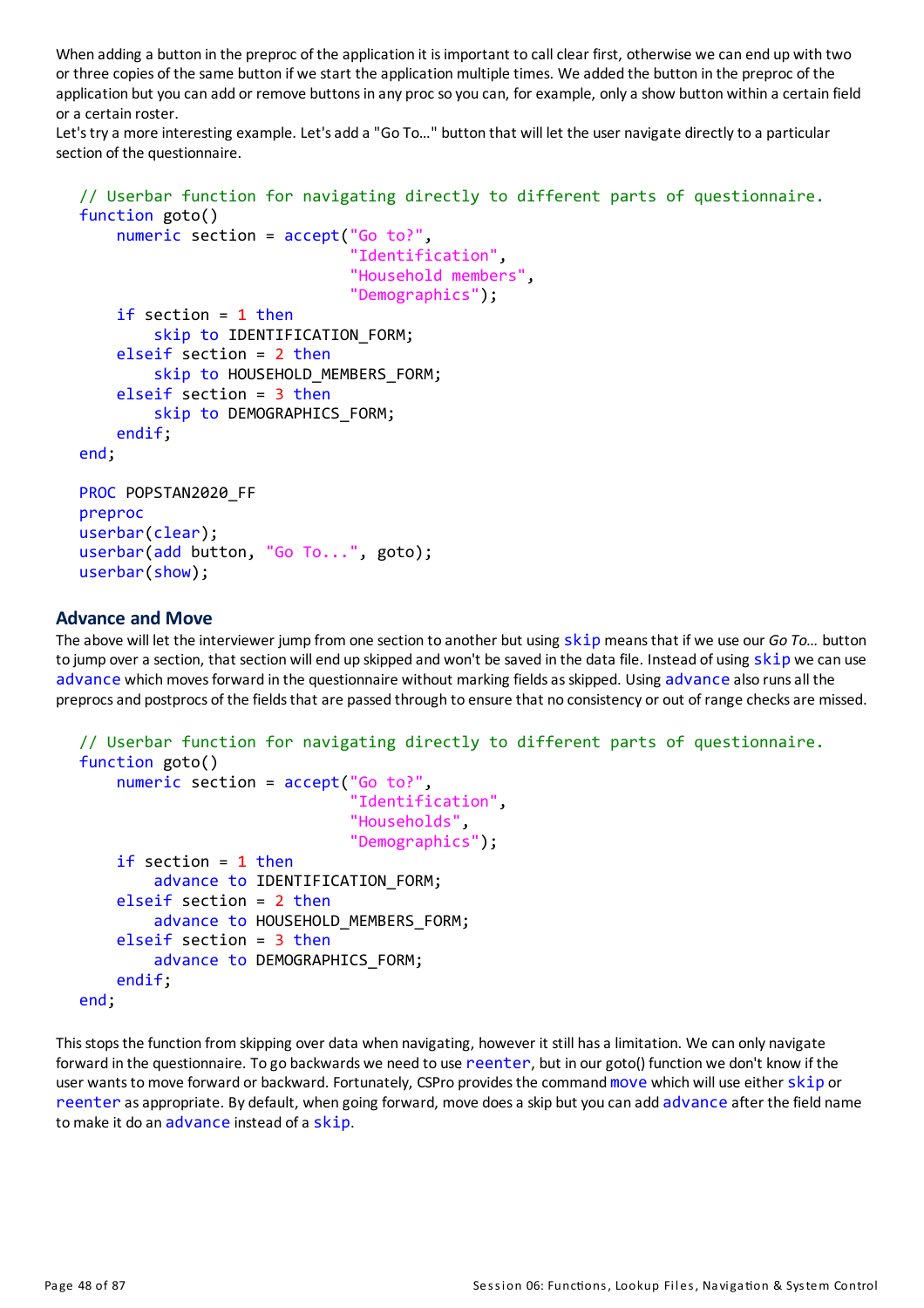When adding a button in the preproc of the application it is important to call clear first, otherwise we can end up with two or three copies of the same button if we start the application multiple times. We added the button in the preproc of the application but you can add or remove buttons in any proc so you can, for example, only a show button within a certain field or a certain roster.

Let's try a more interesting example. Let's add a "Go To…" button that will let the user navigate directly to a particular section of the questionnaire.

```
// Userbar function for navigating directly to different parts of questionnaire.
function goto()
    numeric section = accept("Go to?",
                              "Identification",
                              "Household members",
                              "Demographics");

    if section = 1 then
        skip to IDENTIFICATION_FORM;
    elseif section = 2 then
        skip to HOUSEHOLD_MEMBERS_FORM;
    elseif section = 3 then
        skip to DEMOGRAPHICS_FORM;
    endif;
end;

PROC POPSTAN2020_FF
preproc
userbar(clear);
userbar(add button, "Go To...", goto);
userbar(show);
```

## Advance and Move

The above will let the interviewer jump from one section to another but using skip means that if we use our *Go To…* button to jump over a section, that section will end up skipped and won't be saved in the data file. Instead of using skip we can use advance which moves forward in the questionnaire without marking fields as skipped. Using advance also runs all the preprocs and postprocs of the fields that are passed through to ensure that no consistency or out of range checks are missed.

```
// Userbar function for navigating directly to different parts of questionnaire.
function goto()
    numeric section = accept("Go to?",
                              "Identification",
                              "Households",
                              "Demographics");

    if section = 1 then
        advance to IDENTIFICATION_FORM;
    elseif section = 2 then
        advance to HOUSEHOLD_MEMBERS_FORM;
    elseif section = 3 then
        advance to DEMOGRAPHICS_FORM;
    endif;
end;
```

This stops the function from skipping over data when navigating, however it still has a limitation. We can only navigate forward in the questionnaire. To go backwards we need to use reenter, but in our goto() function we don't know if the user wants to move forward or backward. Fortunately, CSPro provides the command move which will use either skip or reenter as appropriate. By default, when going forward, move does a skip but you can add advance after the field name to make it do an advance instead of a skip.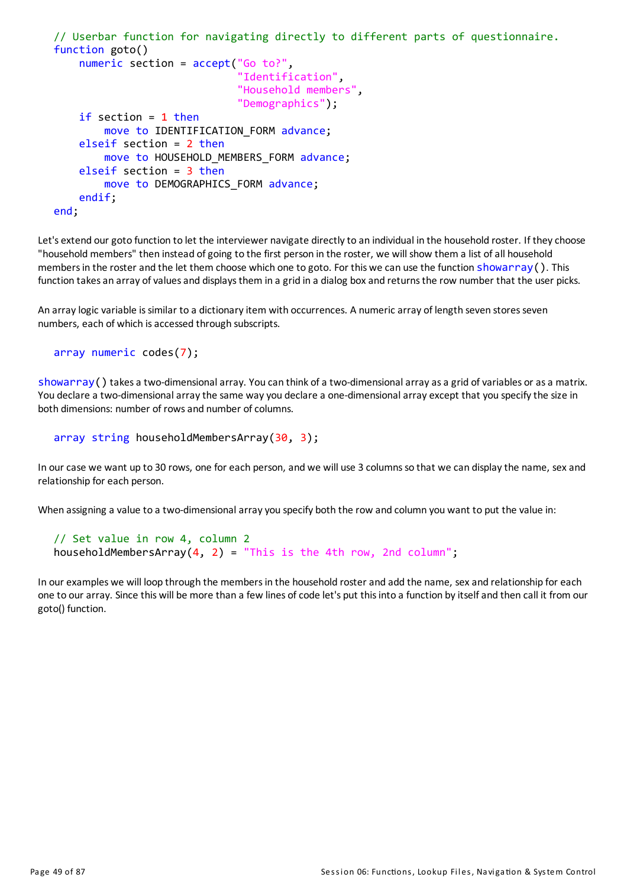```
// Userbar function for navigating directly to different parts of questionnaire.
function goto()
    numeric section = accept("Go to?",
                             "Identification",
                             "Household members",
                             "Demographics");
    if section = 1 then
        move to IDENTIFICATION_FORM advance;
    elseif section = 2 then
        move to HOUSEHOLD_MEMBERS_FORM advance;
    elseif section = 3 then
        move to DEMOGRAPHICS_FORM advance;
    endif;
end;
```

Let's extend our goto function to let the interviewer navigate directly to an individual in the household roster. If they choose "household members" then instead of going to the first person in the roster, we will show them a list of all household members in the roster and the let them choose which one to goto. For this we can use the function showarray(). This function takes an array of values and displays them in a grid in a dialog box and returns the row number that the user picks.

An array logic variable is similar to a dictionary item with occurrences. A numeric array of length seven stores seven numbers, each of which is accessed through subscripts.

```
array numeric codes(7);
```

showarray() takes a two-dimensional array. You can think of a two-dimensional array as a grid of variables or as a matrix. You declare a two-dimensional array the same way you declare a one-dimensional array except that you specify the size in both dimensions: number of rows and number of columns.

```
array string householdMembersArray(30, 3);
```

In our case we want up to 30 rows, one for each person, and we will use 3 columns so that we can display the name, sex and relationship for each person.

When assigning a value to a two-dimensional array you specify both the row and column you want to put the value in:

```
// Set value in row 4, column 2
householdMembersArray(4, 2) = "This is the 4th row, 2nd column";
```

In our examples we will loop through the members in the household roster and add the name, sex and relationship for each one to our array. Since this will be more than a few lines of code let's put this into a function by itself and then call it from our goto() function.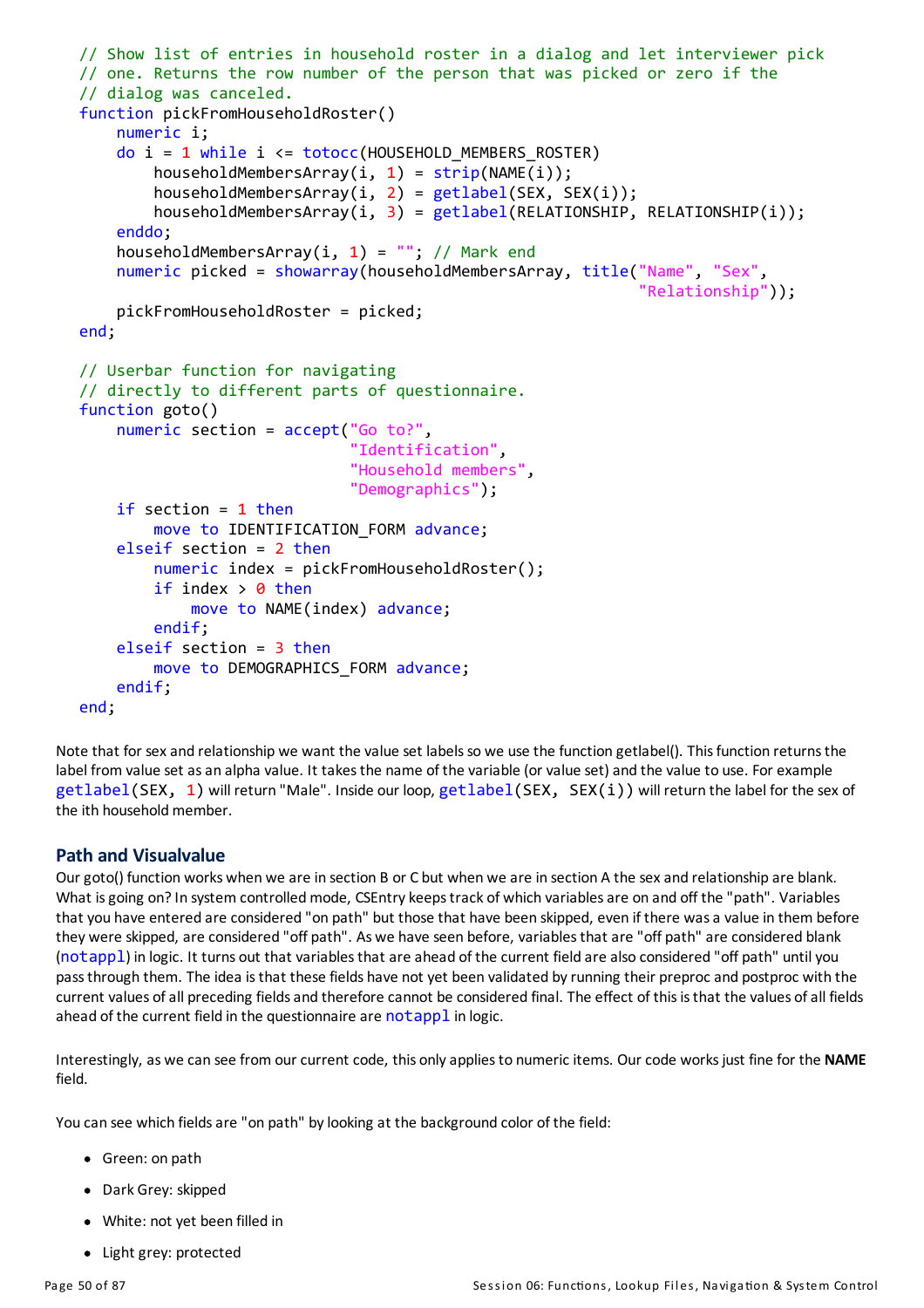```
// Show list of entries in household roster in a dialog and let interviewer pick
// one. Returns the row number of the person that was picked or zero if the
// dialog was canceled.
function pickFromHouseholdRoster()
    numeric i;
    do i = 1 while i <= totocc(HOUSEHOLD_MEMBERS_ROSTER)
        householdMembersArray(i, 1) = strip(NAME(i));
        householdMembersArray(i, 2) = getlabel(SEX, SEX(i));
        householdMembersArray(i, 3) = getlabel(RELATIONSHIP, RELATIONSHIP(i));
    enddo;
    householdMembersArray(i, 1) = ""; // Mark end
    numeric picked = showarray(householdMembersArray, title("Name", "Sex",
                                                            "Relationship"));

    pickFromHouseholdRoster = picked;
end;

// Userbar function for navigating
// directly to different parts of questionnaire.
function goto()
    numeric section = accept("Go to?",
                             "Identification",
                             "Household members",
                             "Demographics");

    if section = 1 then
        move to IDENTIFICATION_FORM advance;
    elseif section = 2 then
        numeric index = pickFromHouseholdRoster();
        if index > 0 then
            move to NAME(index) advance;
        endif;
    elseif section = 3 then
        move to DEMOGRAPHICS_FORM advance;
    endif;
end;
```

Note that for sex and relationship we want the value set labels so we use the function getlabel(). This function returns the label from value set as an alpha value. It takes the name of the variable (or value set) and the value to use. For example `getlabel(SEX, 1)` will return "Male". Inside our loop, `getlabel(SEX, SEX(i))` will return the label for the sex of the ith household member.

## Path and Visualvalue

Our goto() function works when we are in section B or C but when we are in section A the sex and relationship are blank. What is going on? In system controlled mode, CSEntry keeps track of which variables are on and off the "path". Variables that you have entered are considered "on path" but those that have been skipped, even if there was a value in them before they were skipped, are considered "off path". As we have seen before, variables that are "off path" are considered blank (`notappl`) in logic. It turns out that variables that are ahead of the current field are also considered "off path" until you pass through them. The idea is that these fields have not yet been validated by running their preproc and postproc with the current values of all preceding fields and therefore cannot be considered final. The effect of this is that the values of all fields ahead of the current field in the questionnaire are `notappl` in logic.

Interestingly, as we can see from our current code, this only applies to numeric items. Our code works just fine for the **NAME** field.

You can see which fields are "on path" by looking at the background color of the field:

- Green: on path
- Dark Grey: skipped
- White: not yet been filled in
- Light grey: protected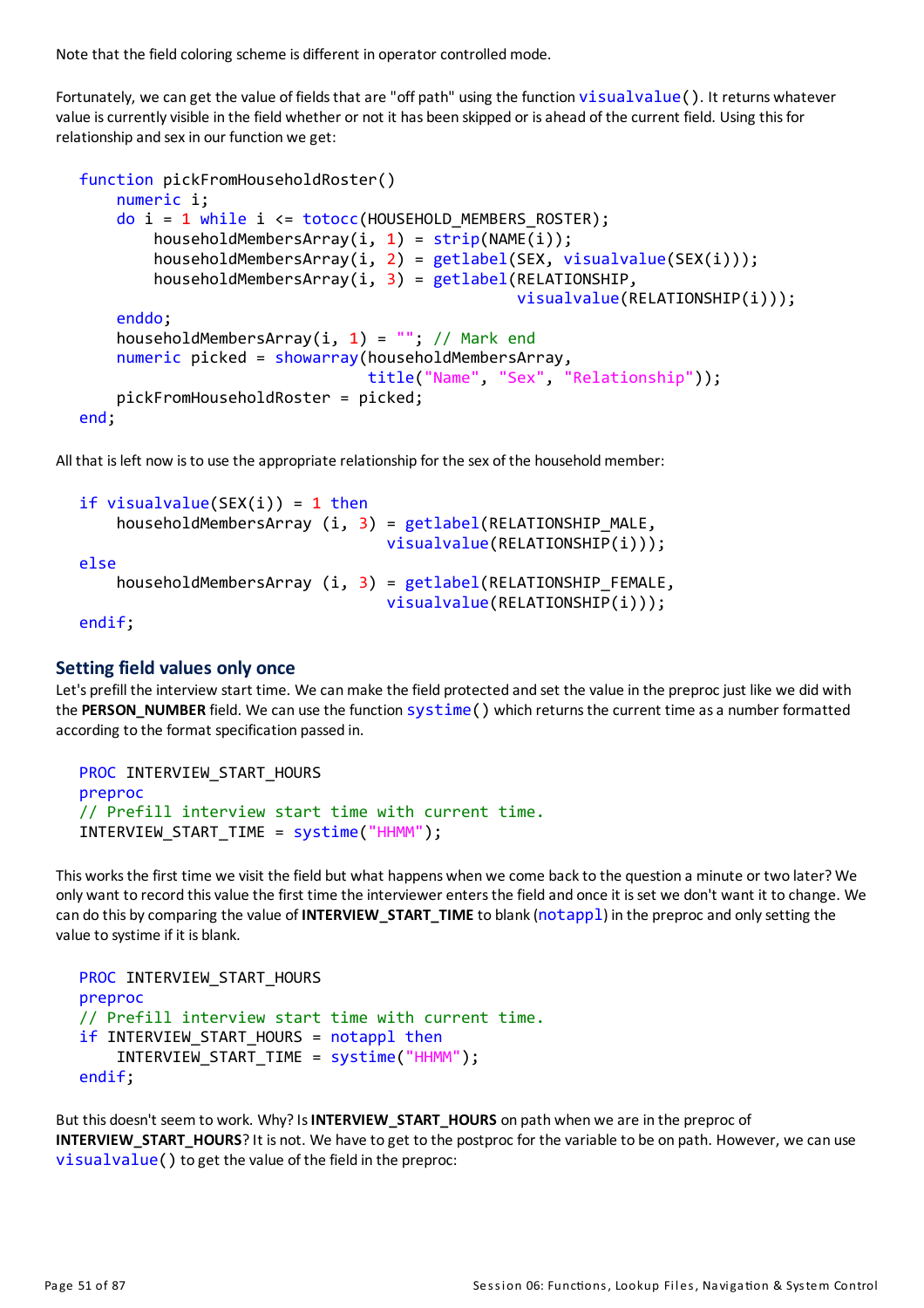Note that the field coloring scheme is different in operator controlled mode.

Fortunately, we can get the value of fields that are "off path" using the function `visualvalue()`. It returns whatever value is currently visible in the field whether or not it has been skipped or is ahead of the current field. Using this for relationship and sex in our function we get:

```
function pickFromHouseholdRoster()
    numeric i;
    do i = 1 while i <= totocc(HOUSEHOLD_MEMBERS_ROSTER);
        householdMembersArray(i, 1) = strip(NAME(i));
        householdMembersArray(i, 2) = getlabel(SEX, visualvalue(SEX(i)));
        householdMembersArray(i, 3) = getlabel(RELATIONSHIP,
                                       visualvalue(RELATIONSHIP(i)));
    enddo;
    householdMembersArray(i, 1) = ""; // Mark end
    numeric picked = showarray(householdMembersArray,
                         title("Name", "Sex", "Relationship"));
    pickFromHouseholdRoster = picked;
end;
```

All that is left now is to use the appropriate relationship for the sex of the household member:

```
if visualvalue(SEX(i)) = 1 then
    householdMembersArray (i, 3) = getlabel(RELATIONSHIP_MALE,
                                   visualvalue(RELATIONSHIP(i)));
else
    householdMembersArray (i, 3) = getlabel(RELATIONSHIP_FEMALE,
                                   visualvalue(RELATIONSHIP(i)));
endif;
```

## Setting field values only once

Let's prefill the interview start time. We can make the field protected and set the value in the preproc just like we did with the **PERSON_NUMBER** field. We can use the function `systime()` which returns the current time as a number formatted according to the format specification passed in.

```
PROC INTERVIEW_START_HOURS
preproc
// Prefill interview start time with current time.
INTERVIEW_START_TIME = systime("HHMM");
```

This works the first time we visit the field but what happens when we come back to the question a minute or two later? We only want to record this value the first time the interviewer enters the field and once it is set we don't want it to change. We can do this by comparing the value of **INTERVIEW_START_TIME** to blank (`notappl`) in the preproc and only setting the value to systime if it is blank.

```
PROC INTERVIEW_START_HOURS
preproc
// Prefill interview start time with current time.
if INTERVIEW_START_HOURS = notappl then
    INTERVIEW_START_TIME = systime("HHMM");
endif;
```

But this doesn't seem to work. Why? Is **INTERVIEW_START_HOURS** on path when we are in the preproc of **INTERVIEW_START_HOURS**? It is not. We have to get to the postproc for the variable to be on path. However, we can use `visualvalue()` to get the value of the field in the preproc: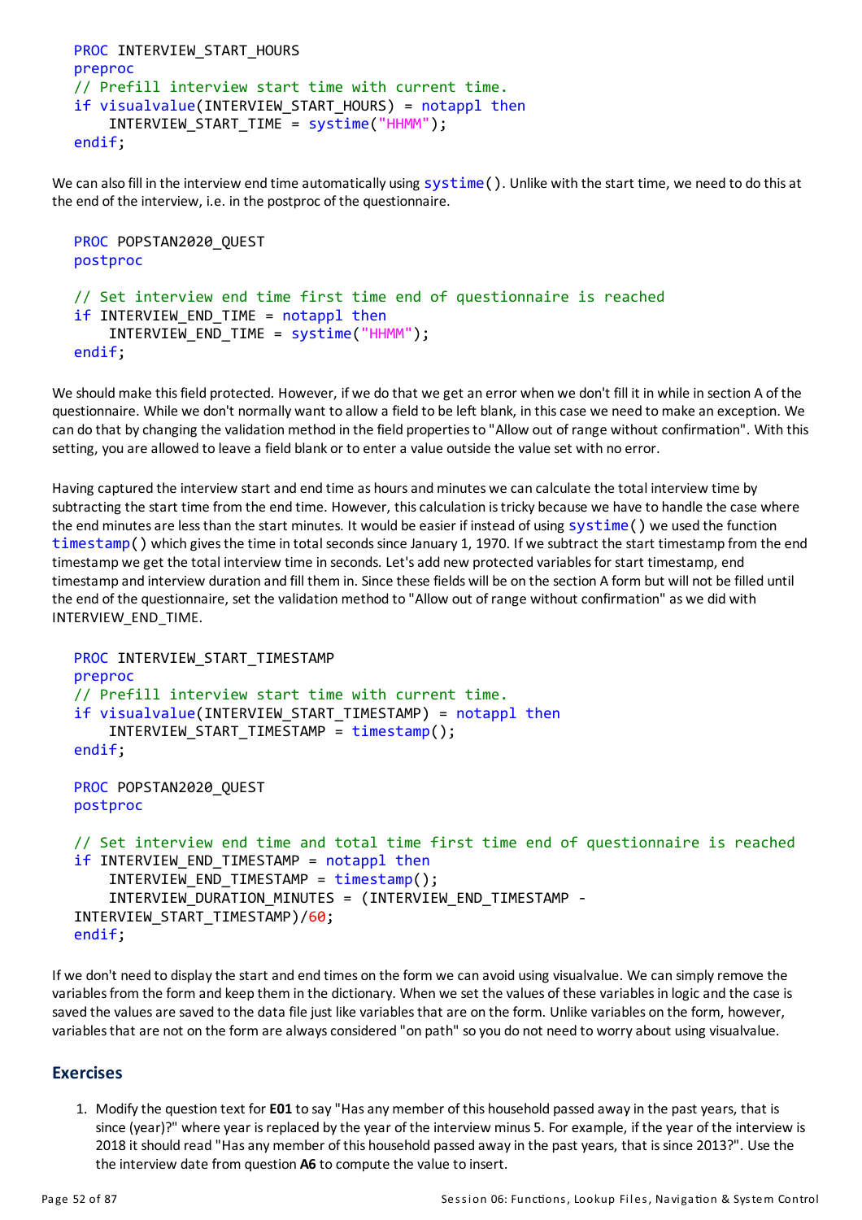```
PROC INTERVIEW_START_HOURS
preproc
// Prefill interview start time with current time.
if visualvalue(INTERVIEW_START_HOURS) = notappl then
    INTERVIEW_START_TIME = systime("HHMM");
endif;
```

We can also fill in the interview end time automatically using `systime()`. Unlike with the start time, we need to do this at the end of the interview, i.e. in the postproc of the questionnaire.

```
PROC POPSTAN2020_QUEST
postproc

// Set interview end time first time end of questionnaire is reached
if INTERVIEW_END_TIME = notappl then
    INTERVIEW_END_TIME = systime("HHMM");
endif;
```

We should make this field protected. However, if we do that we get an error when we don't fill it in while in section A of the questionnaire. While we don't normally want to allow a field to be left blank, in this case we need to make an exception. We can do that by changing the validation method in the field properties to "Allow out of range without confirmation". With this setting, you are allowed to leave a field blank or to enter a value outside the value set with no error.

Having captured the interview start and end time as hours and minutes we can calculate the total interview time by subtracting the start time from the end time. However, this calculation is tricky because we have to handle the case where the end minutes are less than the start minutes. It would be easier if instead of using `systime()` we used the function `timestamp()` which gives the time in total seconds since January 1, 1970. If we subtract the start timestamp from the end timestamp we get the total interview time in seconds. Let's add new protected variables for start timestamp, end timestamp and interview duration and fill them in. Since these fields will be on the section A form but will not be filled until the end of the questionnaire, set the validation method to "Allow out of range without confirmation" as we did with INTERVIEW_END_TIME.

```
PROC INTERVIEW_START_TIMESTAMP
preproc
// Prefill interview start time with current time.
if visualvalue(INTERVIEW_START_TIMESTAMP) = notappl then
    INTERVIEW_START_TIMESTAMP = timestamp();
endif;

PROC POPSTAN2020_QUEST
postproc

// Set interview end time and total time first time end of questionnaire is reached
if INTERVIEW_END_TIMESTAMP = notappl then
    INTERVIEW_END_TIMESTAMP = timestamp();
    INTERVIEW_DURATION_MINUTES = (INTERVIEW_END_TIMESTAMP -
INTERVIEW_START_TIMESTAMP)/60;
endif;
```

If we don't need to display the start and end times on the form we can avoid using visualvalue. We can simply remove the variables from the form and keep them in the dictionary. When we set the values of these variables in logic and the case is saved the values are saved to the data file just like variables that are on the form. Unlike variables on the form, however, variables that are not on the form are always considered "on path" so you do not need to worry about using visualvalue.

## Exercises

1. Modify the question text for **E01** to say "Has any member of this household passed away in the past years, that is since (year)?" where year is replaced by the year of the interview minus 5. For example, if the year of the interview is 2018 it should read "Has any member of this household passed away in the past years, that is since 2013?". Use the the interview date from question **A6** to compute the value to insert.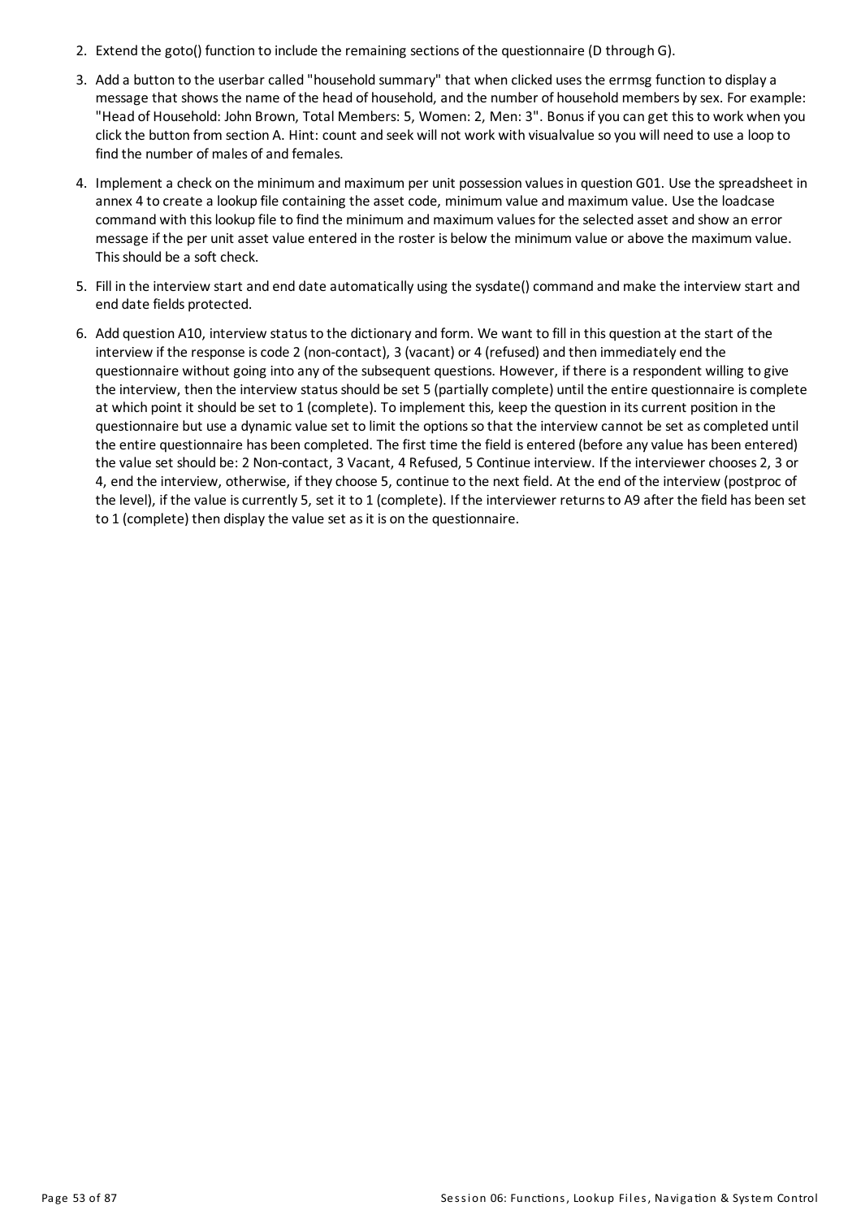2. Extend the goto() function to include the remaining sections of the questionnaire (D through G).

3. Add a button to the userbar called "household summary" that when clicked uses the errmsg function to display a message that shows the name of the head of household, and the number of household members by sex. For example: "Head of Household: John Brown, Total Members: 5, Women: 2, Men: 3". Bonus if you can get this to work when you click the button from section A. Hint: count and seek will not work with visualvalue so you will need to use a loop to find the number of males of and females.

4. Implement a check on the minimum and maximum per unit possession values in question G01. Use the spreadsheet in annex 4 to create a lookup file containing the asset code, minimum value and maximum value. Use the loadcase command with this lookup file to find the minimum and maximum values for the selected asset and show an error message if the per unit asset value entered in the roster is below the minimum value or above the maximum value. This should be a soft check.

5. Fill in the interview start and end date automatically using the sysdate() command and make the interview start and end date fields protected.

6. Add question A10, interview status to the dictionary and form. We want to fill in this question at the start of the interview if the response is code 2 (non-contact), 3 (vacant) or 4 (refused) and then immediately end the questionnaire without going into any of the subsequent questions. However, if there is a respondent willing to give the interview, then the interview status should be set 5 (partially complete) until the entire questionnaire is complete at which point it should be set to 1 (complete). To implement this, keep the question in its current position in the questionnaire but use a dynamic value set to limit the options so that the interview cannot be set as completed until the entire questionnaire has been completed. The first time the field is entered (before any value has been entered) the value set should be: 2 Non-contact, 3 Vacant, 4 Refused, 5 Continue interview. If the interviewer chooses 2, 3 or 4, end the interview, otherwise, if they choose 5, continue to the next field. At the end of the interview (postproc of the level), if the value is currently 5, set it to 1 (complete). If the interviewer returns to A9 after the field has been set to 1 (complete) then display the value set as it is on the questionnaire.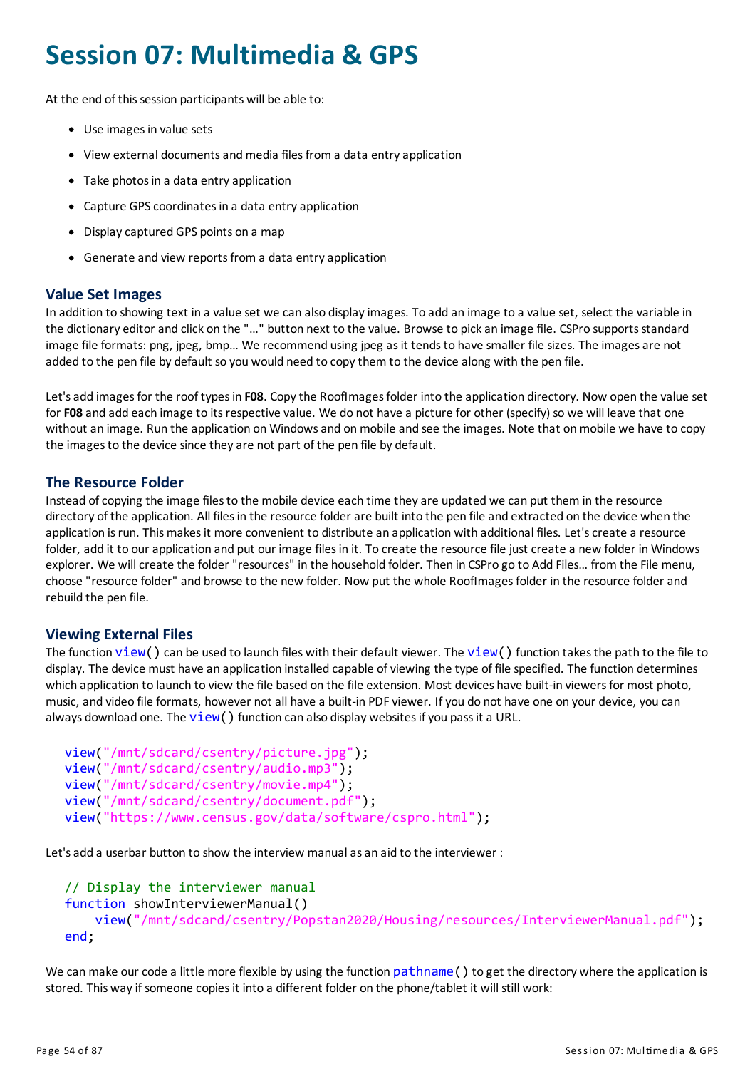# Session 07: Multimedia & GPS

At the end of this session participants will be able to:

- Use images in value sets
- View external documents and media files from a data entry application
- Take photos in a data entry application
- Capture GPS coordinates in a data entry application
- Display captured GPS points on a map
- Generate and view reports from a data entry application

## Value Set Images

In addition to showing text in a value set we can also display images. To add an image to a value set, select the variable in the dictionary editor and click on the "…" button next to the value. Browse to pick an image file. CSPro supports standard image file formats: png, jpeg, bmp… We recommend using jpeg as it tends to have smaller file sizes. The images are not added to the pen file by default so you would need to copy them to the device along with the pen file.

Let's add images for the roof types in **F08**. Copy the RoofImages folder into the application directory. Now open the value set for **F08** and add each image to its respective value. We do not have a picture for other (specify) so we will leave that one without an image. Run the application on Windows and on mobile and see the images. Note that on mobile we have to copy the images to the device since they are not part of the pen file by default.

## The Resource Folder

Instead of copying the image files to the mobile device each time they are updated we can put them in the resource directory of the application. All files in the resource folder are built into the pen file and extracted on the device when the application is run. This makes it more convenient to distribute an application with additional files. Let's create a resource folder, add it to our application and put our image files in it. To create the resource file just create a new folder in Windows explorer. We will create the folder "resources" in the household folder. Then in CSPro go to Add Files… from the File menu, choose "resource folder" and browse to the new folder. Now put the whole RoofImages folder in the resource folder and rebuild the pen file.

## Viewing External Files

The function `view()` can be used to launch files with their default viewer. The `view()` function takes the path to the file to display. The device must have an application installed capable of viewing the type of file specified. The function determines which application to launch to view the file based on the file extension. Most devices have built-in viewers for most photo, music, and video file formats, however not all have a built-in PDF viewer. If you do not have one on your device, you can always download one. The `view()` function can also display websites if you pass it a URL.

```
view("/mnt/sdcard/csentry/picture.jpg");
view("/mnt/sdcard/csentry/audio.mp3");
view("/mnt/sdcard/csentry/movie.mp4");
view("/mnt/sdcard/csentry/document.pdf");
view("https://www.census.gov/data/software/cspro.html");
```

Let's add a userbar button to show the interview manual as an aid to the interviewer :

```
// Display the interviewer manual
function showInterviewerManual()
    view("/mnt/sdcard/csentry/Popstan2020/Housing/resources/InterviewerManual.pdf");
end;
```

We can make our code a little more flexible by using the function `pathname()` to get the directory where the application is stored. This way if someone copies it into a different folder on the phone/tablet it will still work: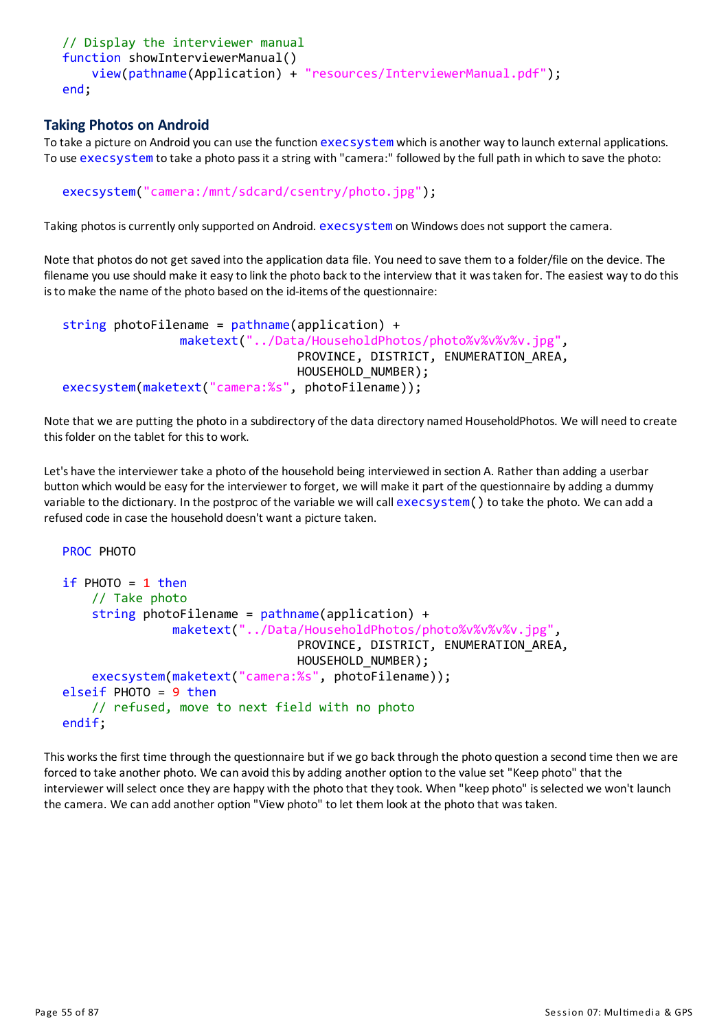```
// Display the interviewer manual
function showInterviewerManual()
    view(pathname(Application) + "resources/InterviewerManual.pdf");
end;
```

### Taking Photos on Android

To take a picture on Android you can use the function execsystem which is another way to launch external applications. To use execsystem to take a photo pass it a string with "camera:" followed by the full path in which to save the photo:

```
execsystem("camera:/mnt/sdcard/csentry/photo.jpg");
```

Taking photos is currently only supported on Android. execsystem on Windows does not support the camera.

Note that photos do not get saved into the application data file. You need to save them to a folder/file on the device. The filename you use should make it easy to link the photo back to the interview that it was taken for. The easiest way to do this is to make the name of the photo based on the id-items of the questionnaire:

```
string photoFilename = pathname(application) +
                maketext("../Data/HouseholdPhotos/photo%v%v%v%v.jpg",
                              PROVINCE, DISTRICT, ENUMERATION_AREA,
                              HOUSEHOLD_NUMBER);
execsystem(maketext("camera:%s", photoFilename));
```

Note that we are putting the photo in a subdirectory of the data directory named HouseholdPhotos. We will need to create this folder on the tablet for this to work.

Let's have the interviewer take a photo of the household being interviewed in section A. Rather than adding a userbar button which would be easy for the interviewer to forget, we will make it part of the questionnaire by adding a dummy variable to the dictionary. In the postproc of the variable we will call execsystem() to take the photo. We can add a refused code in case the household doesn't want a picture taken.

```
PROC PHOTO

if PHOTO = 1 then
    // Take photo
    string photoFilename = pathname(application) +
              maketext("../Data/HouseholdPhotos/photo%v%v%v%v.jpg",
                              PROVINCE, DISTRICT, ENUMERATION_AREA,
                              HOUSEHOLD_NUMBER);
    execsystem(maketext("camera:%s", photoFilename));
elseif PHOTO = 9 then
    // refused, move to next field with no photo
endif;
```

This works the first time through the questionnaire but if we go back through the photo question a second time then we are forced to take another photo. We can avoid this by adding another option to the value set "Keep photo" that the interviewer will select once they are happy with the photo that they took. When "keep photo" is selected we won't launch the camera. We can add another option "View photo" to let them look at the photo that was taken.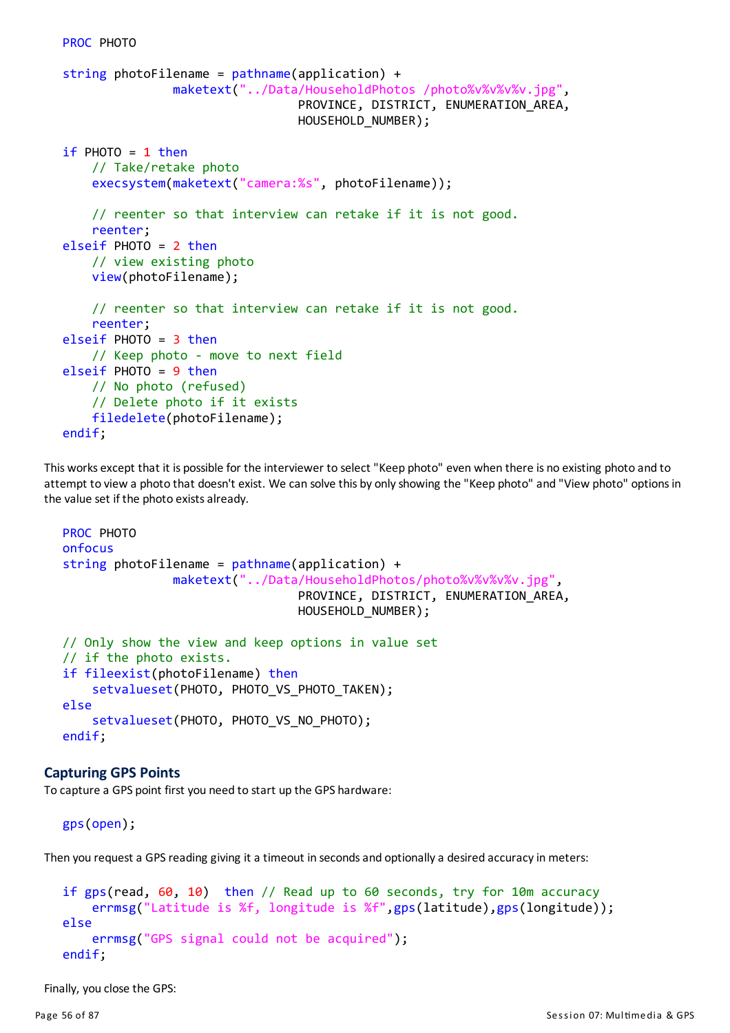```
PROC PHOTO

string photoFilename = pathname(application) +
               maketext("../Data/HouseholdPhotos /photo%v%v%v%v.jpg",
                                 PROVINCE, DISTRICT, ENUMERATION_AREA,
                                 HOUSEHOLD_NUMBER);

if PHOTO = 1 then
    // Take/retake photo
    execsystem(maketext("camera:%s", photoFilename));

    // reenter so that interview can retake if it is not good.
    reenter;
elseif PHOTO = 2 then
    // view existing photo
    view(photoFilename);

    // reenter so that interview can retake if it is not good.
    reenter;
elseif PHOTO = 3 then
    // Keep photo - move to next field
elseif PHOTO = 9 then
    // No photo (refused)
    // Delete photo if it exists
    filedelete(photoFilename);
endif;
```

This works except that it is possible for the interviewer to select "Keep photo" even when there is no existing photo and to attempt to view a photo that doesn't exist. We can solve this by only showing the "Keep photo" and "View photo" options in the value set if the photo exists already.

```
PROC PHOTO
onfocus
string photoFilename = pathname(application) +
               maketext("../Data/HouseholdPhotos/photo%v%v%v%v.jpg",
                                 PROVINCE, DISTRICT, ENUMERATION_AREA,
                                 HOUSEHOLD_NUMBER);

// Only show the view and keep options in value set
// if the photo exists.
if fileexist(photoFilename) then
    setvalueset(PHOTO, PHOTO_VS_PHOTO_TAKEN);
else
    setvalueset(PHOTO, PHOTO_VS_NO_PHOTO);
endif;
```

## Capturing GPS Points

To capture a GPS point first you need to start up the GPS hardware:

```
gps(open);
```

Then you request a GPS reading giving it a timeout in seconds and optionally a desired accuracy in meters:

```
if gps(read, 60, 10)  then // Read up to 60 seconds, try for 10m accuracy
    errmsg("Latitude is %f, longitude is %f",gps(latitude),gps(longitude));
else
    errmsg("GPS signal could not be acquired");
endif;
```

Finally, you close the GPS: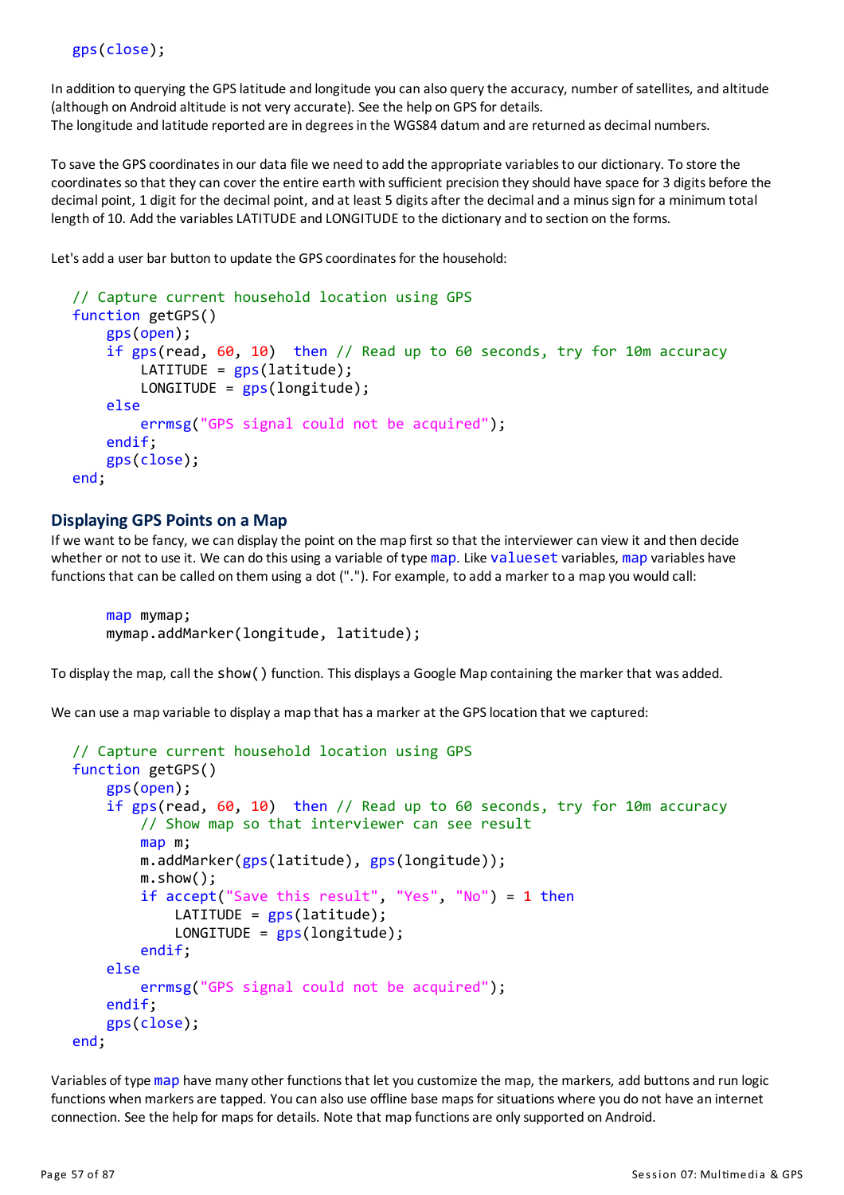```
gps(close);
```

In addition to querying the GPS latitude and longitude you can also query the accuracy, number of satellites, and altitude (although on Android altitude is not very accurate). See the help on GPS for details.
The longitude and latitude reported are in degrees in the WGS84 datum and are returned as decimal numbers.

To save the GPS coordinates in our data file we need to add the appropriate variables to our dictionary. To store the coordinates so that they can cover the entire earth with sufficient precision they should have space for 3 digits before the decimal point, 1 digit for the decimal point, and at least 5 digits after the decimal and a minus sign for a minimum total length of 10. Add the variables LATITUDE and LONGITUDE to the dictionary and to section on the forms.

Let's add a user bar button to update the GPS coordinates for the household:

```
// Capture current household location using GPS
function getGPS()
    gps(open);
    if gps(read, 60, 10)  then // Read up to 60 seconds, try for 10m accuracy
        LATITUDE = gps(latitude);
        LONGITUDE = gps(longitude);
    else
        errmsg("GPS signal could not be acquired");
    endif;
    gps(close);
end;
```

### Displaying GPS Points on a Map

If we want to be fancy, we can display the point on the map first so that the interviewer can view it and then decide whether or not to use it. We can do this using a variable of type `map`. Like `valueset` variables, `map` variables have functions that can be called on them using a dot ("."). For example, to add a marker to a map you would call:

```
map mymap;
mymap.addMarker(longitude, latitude);
```

To display the map, call the `show()` function. This displays a Google Map containing the marker that was added.

We can use a map variable to display a map that has a marker at the GPS location that we captured:

```
// Capture current household location using GPS
function getGPS()
    gps(open);
    if gps(read, 60, 10)  then // Read up to 60 seconds, try for 10m accuracy
        // Show map so that interviewer can see result
        map m;
        m.addMarker(gps(latitude), gps(longitude));
        m.show();
        if accept("Save this result", "Yes", "No") = 1 then
            LATITUDE = gps(latitude);
            LONGITUDE = gps(longitude);
        endif;
    else
        errmsg("GPS signal could not be acquired");
    endif;
    gps(close);
end;
```

Variables of type `map` have many other functions that let you customize the map, the markers, add buttons and run logic functions when markers are tapped. You can also use offline base maps for situations where you do not have an internet connection. See the help for maps for details. Note that map functions are only supported on Android.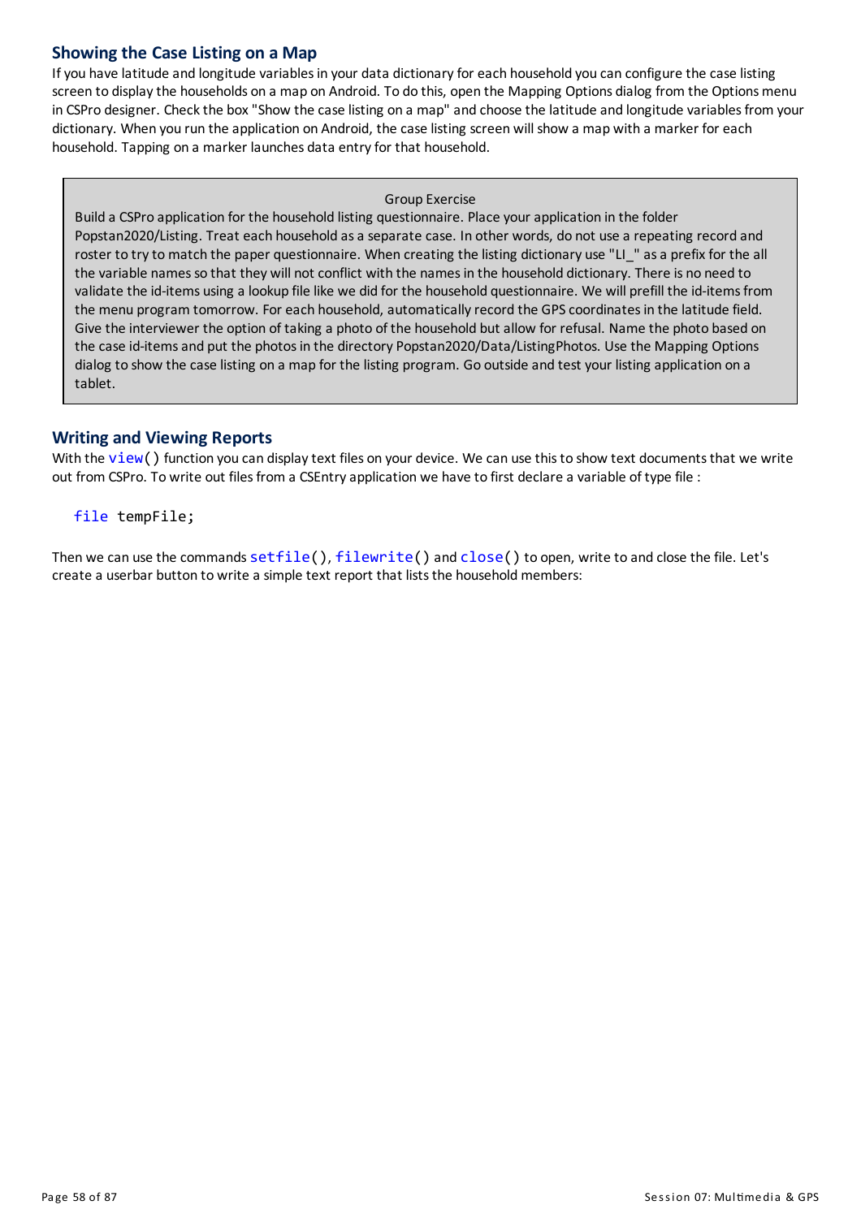## Showing the Case Listing on a Map

If you have latitude and longitude variables in your data dictionary for each household you can configure the case listing screen to display the households on a map on Android. To do this, open the Mapping Options dialog from the Options menu in CSPro designer. Check the box "Show the case listing on a map" and choose the latitude and longitude variables from your dictionary. When you run the application on Android, the case listing screen will show a map with a marker for each household. Tapping on a marker launches data entry for that household.

> Group Exercise
>
> Build a CSPro application for the household listing questionnaire. Place your application in the folder Popstan2020/Listing. Treat each household as a separate case. In other words, do not use a repeating record and roster to try to match the paper questionnaire. When creating the listing dictionary use "LI_" as a prefix for the all the variable names so that they will not conflict with the names in the household dictionary. There is no need to validate the id-items using a lookup file like we did for the household questionnaire. We will prefill the id-items from the menu program tomorrow. For each household, automatically record the GPS coordinates in the latitude field. Give the interviewer the option of taking a photo of the household but allow for refusal. Name the photo based on the case id-items and put the photos in the directory Popstan2020/Data/ListingPhotos. Use the Mapping Options dialog to show the case listing on a map for the listing program. Go outside and test your listing application on a tablet.

## Writing and Viewing Reports

With the `view()` function you can display text files on your device. We can use this to show text documents that we write out from CSPro. To write out files from a CSEntry application we have to first declare a variable of type file :

```
file tempFile;
```

Then we can use the commands `setfile()`, `filewrite()` and `close()` to open, write to and close the file. Let's create a userbar button to write a simple text report that lists the household members: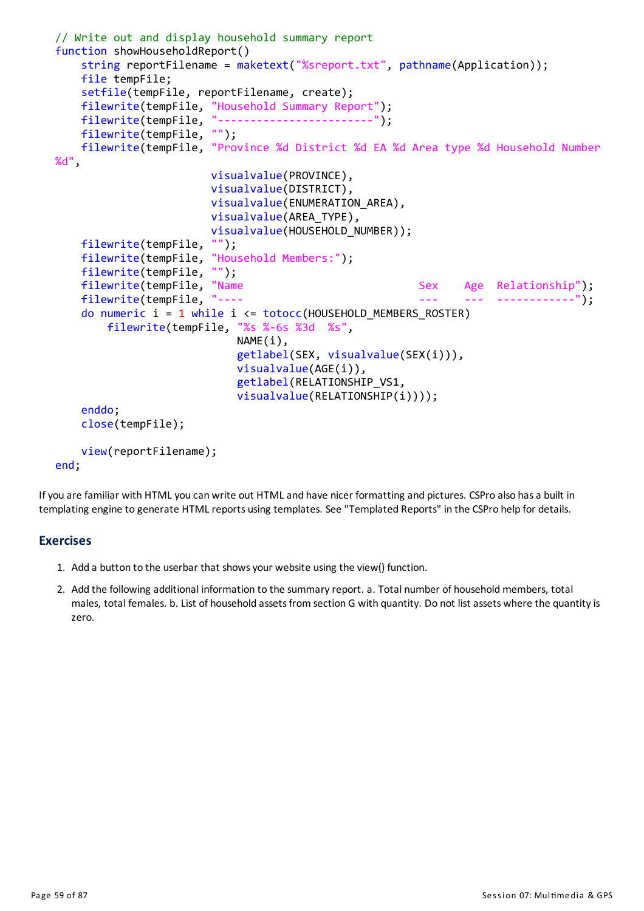```
// Write out and display household summary report
function showHouseholdReport()
    string reportFilename = maketext("%sreport.txt", pathname(Application));
    file tempFile;
    setfile(tempFile, reportFilename, create);
    filewrite(tempFile, "Household Summary Report");
    filewrite(tempFile, "------------------------");
    filewrite(tempFile, "");
    filewrite(tempFile, "Province %d District %d EA %d Area type %d Household Number
%d",
                        visualvalue(PROVINCE),
                        visualvalue(DISTRICT),
                        visualvalue(ENUMERATION_AREA),
                        visualvalue(AREA_TYPE),
                        visualvalue(HOUSEHOLD_NUMBER));
    filewrite(tempFile, "");
    filewrite(tempFile, "Household Members:");
    filewrite(tempFile, "");
    filewrite(tempFile, "Name                          Sex    Age  Relationship");
    filewrite(tempFile, "----                          ---    ---  ------------");
    do numeric i = 1 while i <= totocc(HOUSEHOLD_MEMBERS_ROSTER)
        filewrite(tempFile, "%s %-6s %3d  %s",
                            NAME(i),
                            getlabel(SEX, visualvalue(SEX(i))),
                            visualvalue(AGE(i)),
                            getlabel(RELATIONSHIP_VS1,
                            visualvalue(RELATIONSHIP(i))));
    enddo;
    close(tempFile);

    view(reportFilename);
end;
```

If you are familiar with HTML you can write out HTML and have nicer formatting and pictures. CSPro also has a built in templating engine to generate HTML reports using templates. See "Templated Reports" in the CSPro help for details.

## Exercises

1. Add a button to the userbar that shows your website using the view() function.
2. Add the following additional information to the summary report. a. Total number of household members, total males, total females. b. List of household assets from section G with quantity. Do not list assets where the quantity is zero.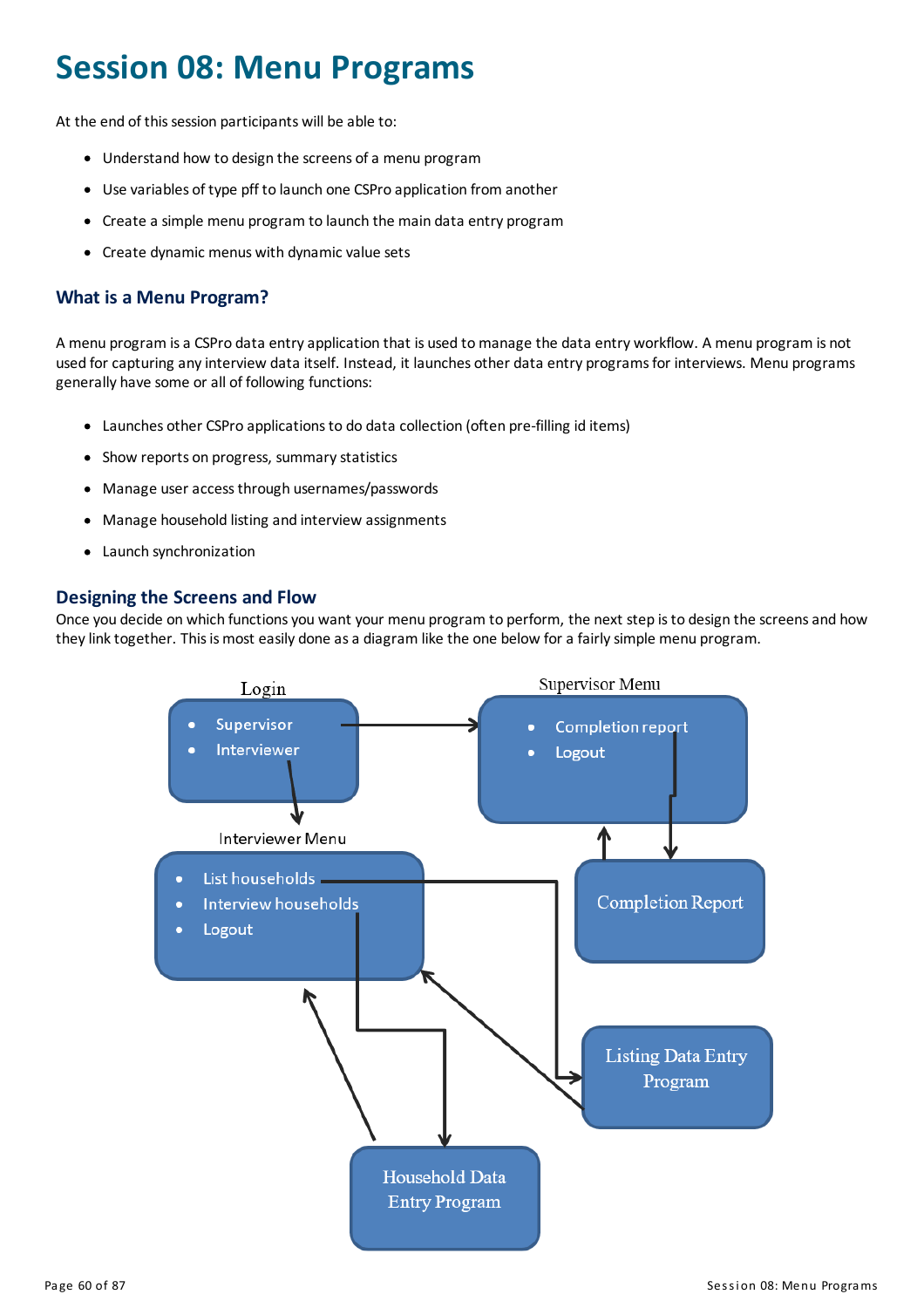# Session 08: Menu Programs

At the end of this session participants will be able to:

- Understand how to design the screens of a menu program
- Use variables of type pff to launch one CSPro application from another
- Create a simple menu program to launch the main data entry program
- Create dynamic menus with dynamic value sets

## What is a Menu Program?

A menu program is a CSPro data entry application that is used to manage the data entry workflow. A menu program is not used for capturing any interview data itself. Instead, it launches other data entry programs for interviews. Menu programs generally have some or all of following functions:

- Launches other CSPro applications to do data collection (often pre-filling id items)
- Show reports on progress, summary statistics
- Manage user access through usernames/passwords
- Manage household listing and interview assignments
- Launch synchronization

## Designing the Screens and Flow

Once you decide on which functions you want your menu program to perform, the next step is to design the screens and how they link together. This is most easily done as a diagram like the one below for a fairly simple menu program.

Login
- Supervisor
- Interviewer

Supervisor Menu
- Completion report
- Logout

Interviewer Menu
- List households
- Interview households
- Logout

Completion Report

Listing Data Entry Program

Household Data Entry Program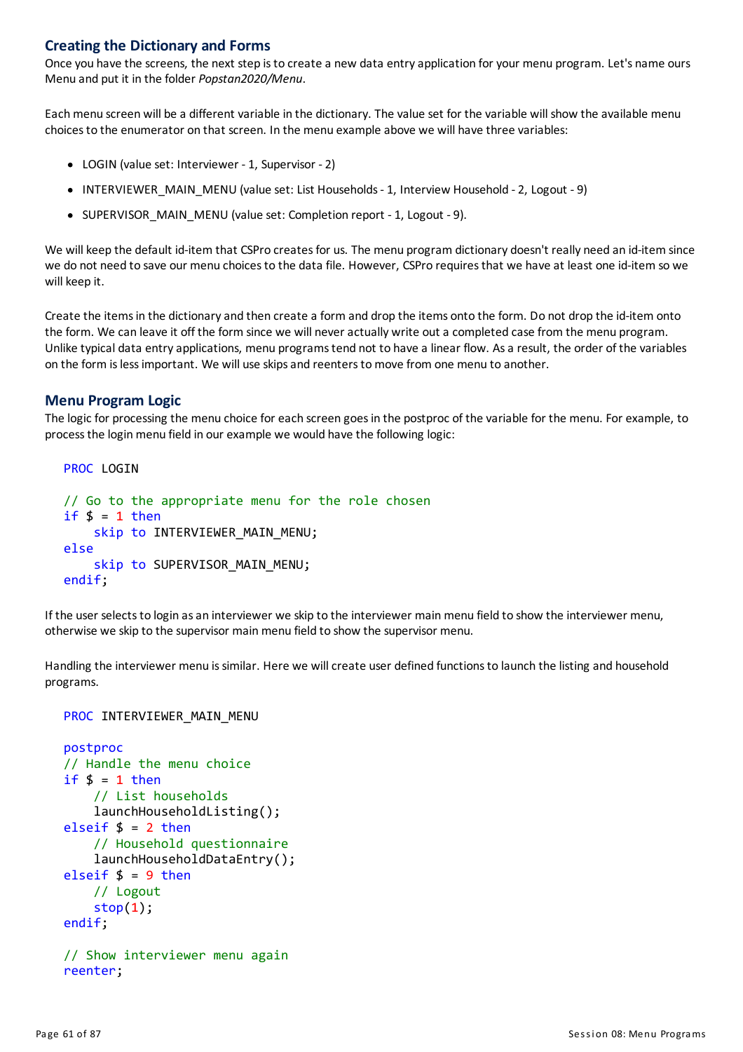### Creating the Dictionary and Forms

Once you have the screens, the next step is to create a new data entry application for your menu program. Let's name ours Menu and put it in the folder *Popstan2020/Menu*.

Each menu screen will be a different variable in the dictionary. The value set for the variable will show the available menu choices to the enumerator on that screen. In the menu example above we will have three variables:

- LOGIN (value set: Interviewer - 1, Supervisor - 2)
- INTERVIEWER_MAIN_MENU (value set: List Households - 1, Interview Household - 2, Logout - 9)
- SUPERVISOR_MAIN_MENU (value set: Completion report - 1, Logout - 9).

We will keep the default id-item that CSPro creates for us. The menu program dictionary doesn't really need an id-item since we do not need to save our menu choices to the data file. However, CSPro requires that we have at least one id-item so we will keep it.

Create the items in the dictionary and then create a form and drop the items onto the form. Do not drop the id-item onto the form. We can leave it off the form since we will never actually write out a completed case from the menu program. Unlike typical data entry applications, menu programs tend not to have a linear flow. As a result, the order of the variables on the form is less important. We will use skips and reenters to move from one menu to another.

### Menu Program Logic

The logic for processing the menu choice for each screen goes in the postproc of the variable for the menu. For example, to process the login menu field in our example we would have the following logic:

```
PROC LOGIN

// Go to the appropriate menu for the role chosen
if $ = 1 then
    skip to INTERVIEWER_MAIN_MENU;
else
    skip to SUPERVISOR_MAIN_MENU;
endif;
```

If the user selects to login as an interviewer we skip to the interviewer main menu field to show the interviewer menu, otherwise we skip to the supervisor main menu field to show the supervisor menu.

Handling the interviewer menu is similar. Here we will create user defined functions to launch the listing and household programs.

```
PROC INTERVIEWER_MAIN_MENU

postproc
// Handle the menu choice
if $ = 1 then
    // List households
    launchHouseholdListing();
elseif $ = 2 then
    // Household questionnaire
    launchHouseholdDataEntry();
elseif $ = 9 then
    // Logout
    stop(1);
endif;

// Show interviewer menu again
reenter;
```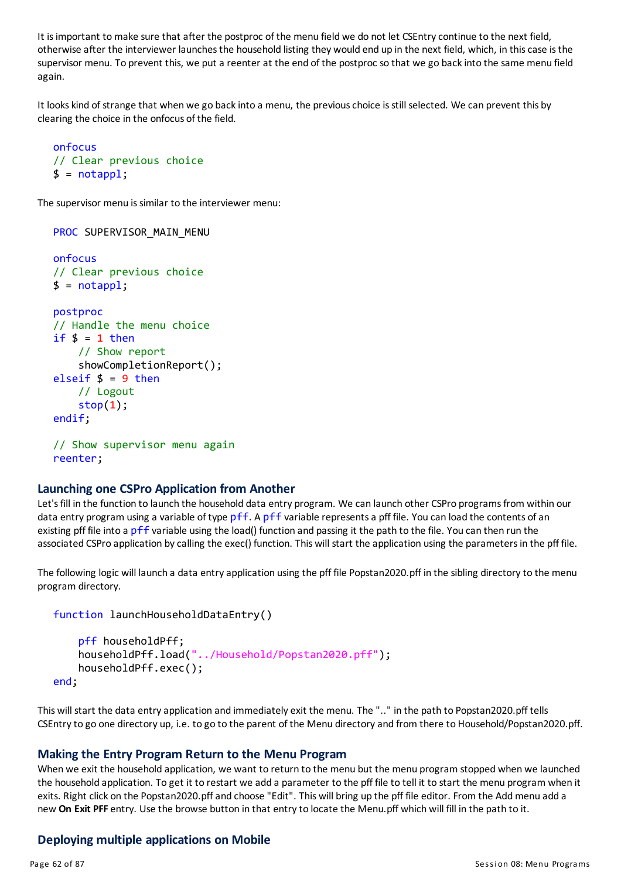It is important to make sure that after the postproc of the menu field we do not let CSEntry continue to the next field, otherwise after the interviewer launches the household listing they would end up in the next field, which, in this case is the supervisor menu. To prevent this, we put a reenter at the end of the postproc so that we go back into the same menu field again.

It looks kind of strange that when we go back into a menu, the previous choice is still selected. We can prevent this by clearing the choice in the onfocus of the field.

```
onfocus
// Clear previous choice
$ = notappl;
```

The supervisor menu is similar to the interviewer menu:

```
PROC SUPERVISOR_MAIN_MENU

onfocus
// Clear previous choice
$ = notappl;

postproc
// Handle the menu choice
if $ = 1 then
    // Show report
    showCompletionReport();
elseif $ = 9 then
    // Logout
    stop(1);
endif;

// Show supervisor menu again
reenter;
```

### Launching one CSPro Application from Another

Let's fill in the function to launch the household data entry program. We can launch other CSPro programs from within our data entry program using a variable of type pff. A pff variable represents a pff file. You can load the contents of an existing pff file into a pff variable using the load() function and passing it the path to the file. You can then run the associated CSPro application by calling the exec() function. This will start the application using the parameters in the pff file.

The following logic will launch a data entry application using the pff file Popstan2020.pff in the sibling directory to the menu program directory.

```
function launchHouseholdDataEntry()

    pff householdPff;
    householdPff.load("../Household/Popstan2020.pff");
    householdPff.exec();
end;
```

This will start the data entry application and immediately exit the menu. The ".." in the path to Popstan2020.pff tells CSEntry to go one directory up, i.e. to go to the parent of the Menu directory and from there to Household/Popstan2020.pff.

### Making the Entry Program Return to the Menu Program

When we exit the household application, we want to return to the menu but the menu program stopped when we launched the household application. To get it to restart we add a parameter to the pff file to tell it to start the menu program when it exits. Right click on the Popstan2020.pff and choose "Edit". This will bring up the pff file editor. From the Add menu add a new **On Exit PFF** entry. Use the browse button in that entry to locate the Menu.pff which will fill in the path to it.

### Deploying multiple applications on Mobile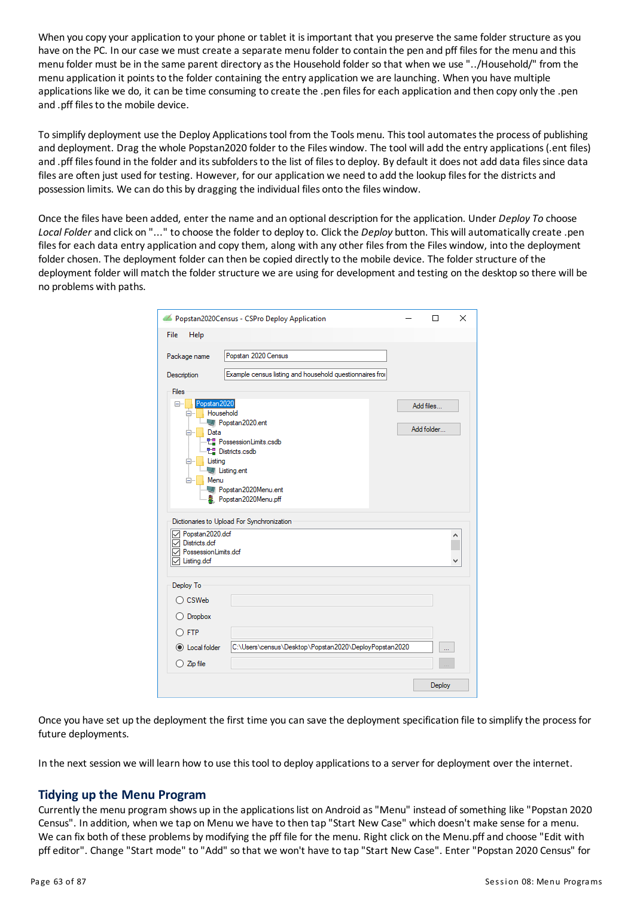When you copy your application to your phone or tablet it is important that you preserve the same folder structure as you have on the PC. In our case we must create a separate menu folder to contain the pen and pff files for the menu and this menu folder must be in the same parent directory as the Household folder so that when we use "../Household/" from the menu application it points to the folder containing the entry application we are launching. When you have multiple applications like we do, it can be time consuming to create the .pen files for each application and then copy only the .pen and .pff files to the mobile device.

To simplify deployment use the Deploy Applications tool from the Tools menu. This tool automates the process of publishing and deployment. Drag the whole Popstan2020 folder to the Files window. The tool will add the entry applications (.ent files) and .pff files found in the folder and its subfolders to the list of files to deploy. By default it does not add data files since data files are often just used for testing. However, for our application we need to add the lookup files for the districts and possession limits. We can do this by dragging the individual files onto the files window.

Once the files have been added, enter the name and an optional description for the application. Under *Deploy To* choose *Local Folder* and click on "..." to choose the folder to deploy to. Click the *Deploy* button. This will automatically create .pen files for each data entry application and copy them, along with any other files from the Files window, into the deployment folder chosen. The deployment folder can then be copied directly to the mobile device. The folder structure of the deployment folder will match the folder structure we are using for development and testing on the desktop so there will be no problems with paths.

Once you have set up the deployment the first time you can save the deployment specification file to simplify the process for future deployments.

In the next session we will learn how to use this tool to deploy applications to a server for deployment over the internet.

## Tidying up the Menu Program

Currently the menu program shows up in the applications list on Android as "Menu" instead of something like "Popstan 2020 Census". In addition, when we tap on Menu we have to then tap "Start New Case" which doesn't make sense for a menu. We can fix both of these problems by modifying the pff file for the menu. Right click on the Menu.pff and choose "Edit with pff editor". Change "Start mode" to "Add" so that we won't have to tap "Start New Case". Enter "Popstan 2020 Census" for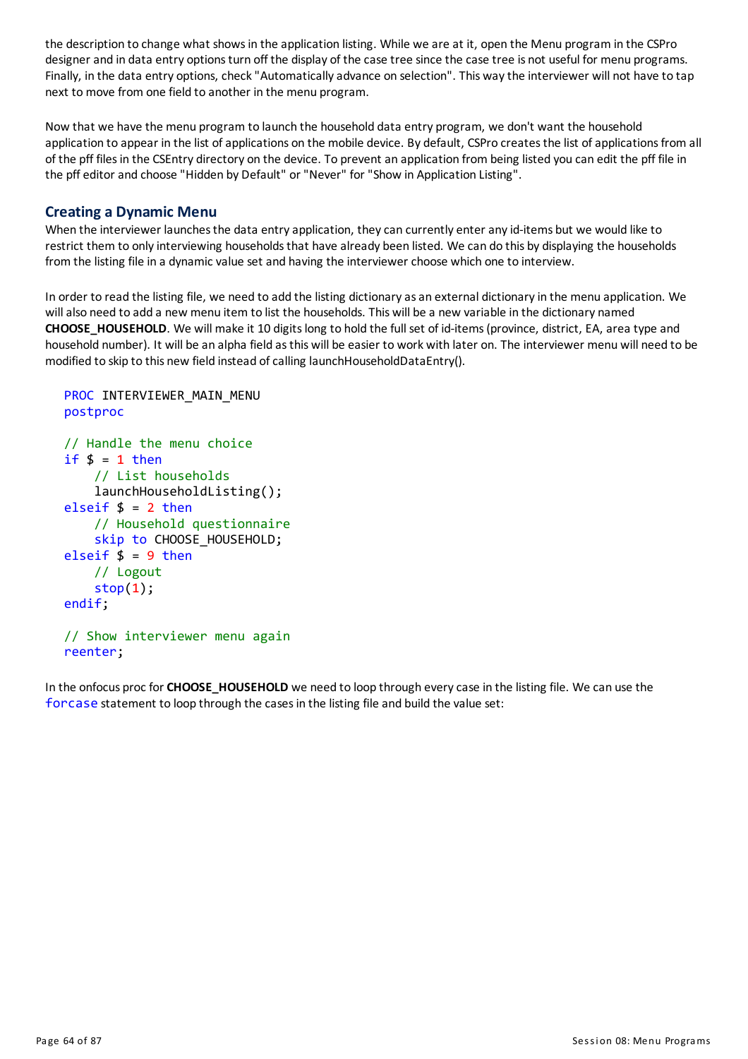the description to change what shows in the application listing. While we are at it, open the Menu program in the CSPro designer and in data entry options turn off the display of the case tree since the case tree is not useful for menu programs. Finally, in the data entry options, check "Automatically advance on selection". This way the interviewer will not have to tap next to move from one field to another in the menu program.

Now that we have the menu program to launch the household data entry program, we don't want the household application to appear in the list of applications on the mobile device. By default, CSPro creates the list of applications from all of the pff files in the CSEntry directory on the device. To prevent an application from being listed you can edit the pff file in the pff editor and choose "Hidden by Default" or "Never" for "Show in Application Listing".

## Creating a Dynamic Menu

When the interviewer launches the data entry application, they can currently enter any id-items but we would like to restrict them to only interviewing households that have already been listed. We can do this by displaying the households from the listing file in a dynamic value set and having the interviewer choose which one to interview.

In order to read the listing file, we need to add the listing dictionary as an external dictionary in the menu application. We will also need to add a new menu item to list the households. This will be a new variable in the dictionary named **CHOOSE_HOUSEHOLD**. We will make it 10 digits long to hold the full set of id-items (province, district, EA, area type and household number). It will be an alpha field as this will be easier to work with later on. The interviewer menu will need to be modified to skip to this new field instead of calling launchHouseholdDataEntry().

```
PROC INTERVIEWER_MAIN_MENU
postproc

// Handle the menu choice
if $ = 1 then
    // List households
    launchHouseholdListing();
elseif $ = 2 then
    // Household questionnaire
    skip to CHOOSE_HOUSEHOLD;
elseif $ = 9 then
    // Logout
    stop(1);
endif;

// Show interviewer menu again
reenter;
```

In the onfocus proc for **CHOOSE_HOUSEHOLD** we need to loop through every case in the listing file. We can use the forcase statement to loop through the cases in the listing file and build the value set: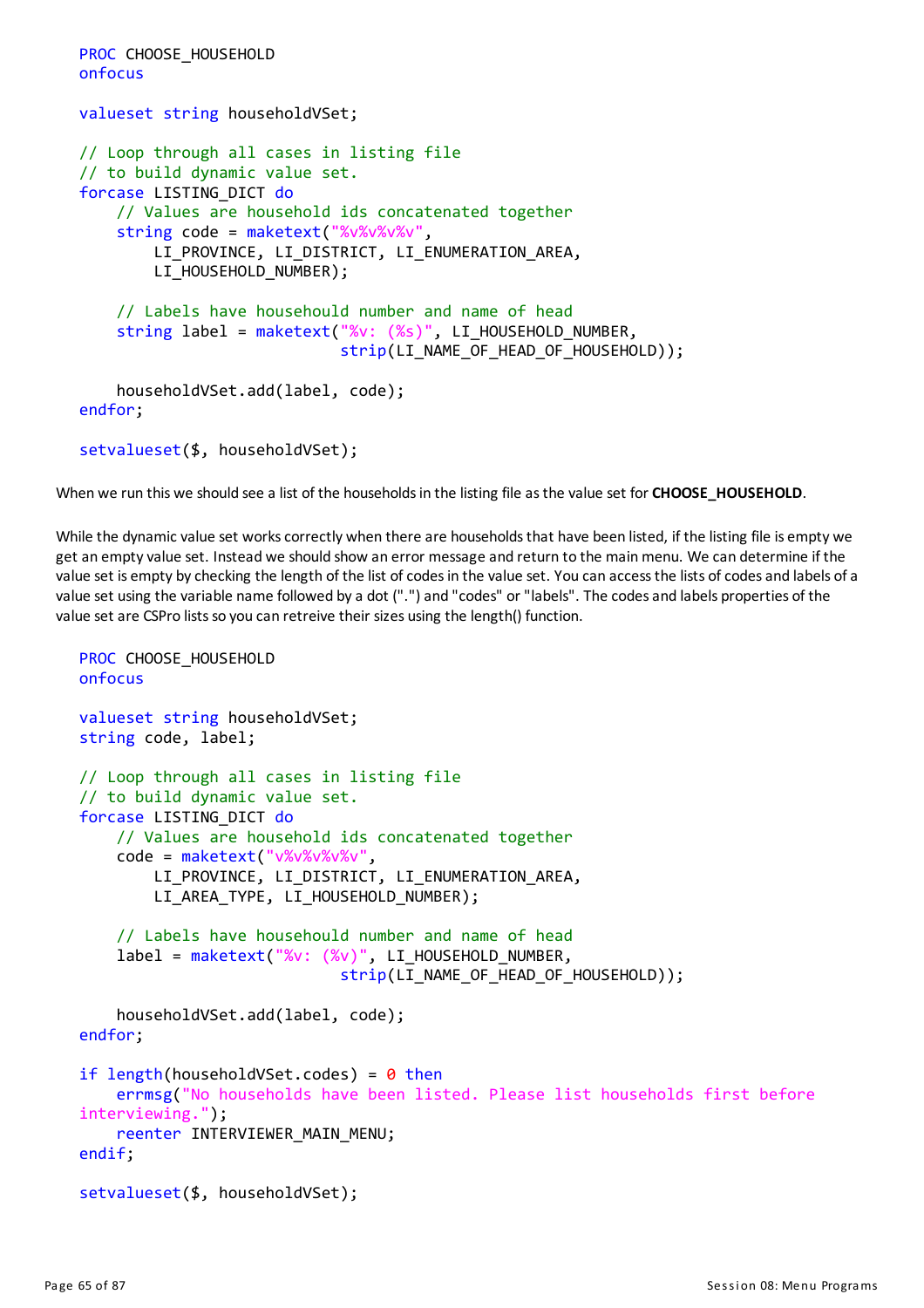```
PROC CHOOSE_HOUSEHOLD
onfocus

valueset string householdVSet;

// Loop through all cases in listing file
// to build dynamic value set.
forcase LISTING_DICT do
    // Values are household ids concatenated together
    string code = maketext("%v%v%v%v",
        LI_PROVINCE, LI_DISTRICT, LI_ENUMERATION_AREA,
        LI_HOUSEHOLD_NUMBER);

    // Labels have househould number and name of head
    string label = maketext("%v: (%s)", LI_HOUSEHOLD_NUMBER,
                            strip(LI_NAME_OF_HEAD_OF_HOUSEHOLD));

    householdVSet.add(label, code);
endfor;

setvalueset($, householdVSet);
```

When we run this we should see a list of the households in the listing file as the value set for **CHOOSE_HOUSEHOLD**.

While the dynamic value set works correctly when there are households that have been listed, if the listing file is empty we get an empty value set. Instead we should show an error message and return to the main menu. We can determine if the value set is empty by checking the length of the list of codes in the value set. You can access the lists of codes and labels of a value set using the variable name followed by a dot (".") and "codes" or "labels". The codes and labels properties of the value set are CSPro lists so you can retreive their sizes using the length() function.

```
PROC CHOOSE_HOUSEHOLD
onfocus

valueset string householdVSet;
string code, label;

// Loop through all cases in listing file
// to build dynamic value set.
forcase LISTING_DICT do
    // Values are household ids concatenated together
    code = maketext("v%v%v%v%v",
        LI_PROVINCE, LI_DISTRICT, LI_ENUMERATION_AREA,
        LI_AREA_TYPE, LI_HOUSEHOLD_NUMBER);

    // Labels have househould number and name of head
    label = maketext("%v: (%v)", LI_HOUSEHOLD_NUMBER,
                            strip(LI_NAME_OF_HEAD_OF_HOUSEHOLD));

    householdVSet.add(label, code);
endfor;

if length(householdVSet.codes) = 0 then
    errmsg("No households have been listed. Please list households first before
interviewing.");
    reenter INTERVIEWER_MAIN_MENU;
endif;

setvalueset($, householdVSet);
```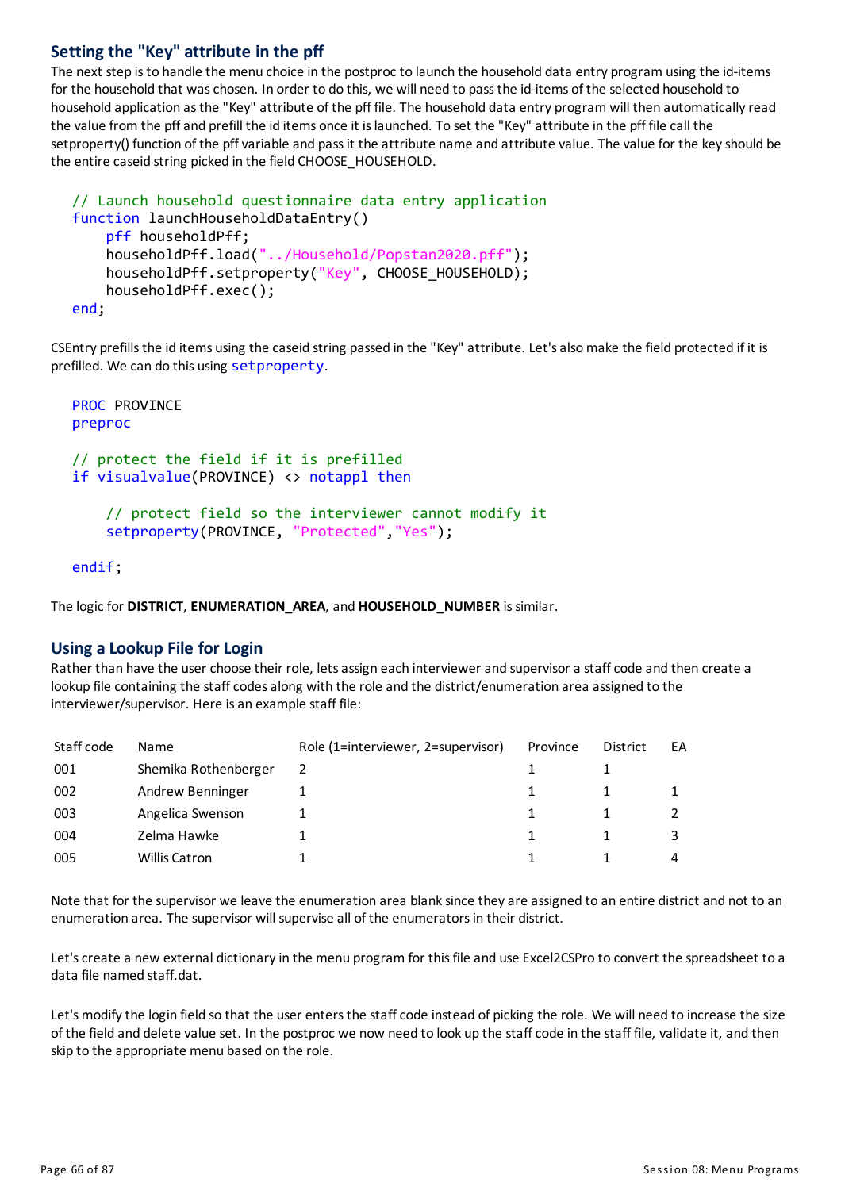## Setting the "Key" attribute in the pff

The next step is to handle the menu choice in the postproc to launch the household data entry program using the id-items for the household that was chosen. In order to do this, we will need to pass the id-items of the selected household to household application as the "Key" attribute of the pff file. The household data entry program will then automatically read the value from the pff and prefill the id items once it is launched. To set the "Key" attribute in the pff file call the setproperty() function of the pff variable and pass it the attribute name and attribute value. The value for the key should be the entire caseid string picked in the field CHOOSE_HOUSEHOLD.

```
// Launch household questionnaire data entry application
function launchHouseholdDataEntry()
    pff householdPff;
    householdPff.load("../Household/Popstan2020.pff");
    householdPff.setproperty("Key", CHOOSE_HOUSEHOLD);
    householdPff.exec();
end;
```

CSEntry prefills the id items using the caseid string passed in the "Key" attribute. Let's also make the field protected if it is prefilled. We can do this using setproperty.

```
PROC PROVINCE
preproc

// protect the field if it is prefilled
if visualvalue(PROVINCE) <> notappl then

    // protect field so the interviewer cannot modify it
    setproperty(PROVINCE, "Protected","Yes");

endif;
```

The logic for **DISTRICT**, **ENUMERATION_AREA**, and **HOUSEHOLD_NUMBER** is similar.

## Using a Lookup File for Login

Rather than have the user choose their role, lets assign each interviewer and supervisor a staff code and then create a lookup file containing the staff codes along with the role and the district/enumeration area assigned to the interviewer/supervisor. Here is an example staff file:

| Staff code | Name | Role (1=interviewer, 2=supervisor) | Province | District | EA |
|---|---|---|---|---|---|
| 001 | Shemika Rothenberger | 2 | 1 | 1 | |
| 002 | Andrew Benninger | 1 | 1 | 1 | 1 |
| 003 | Angelica Swenson | 1 | 1 | 1 | 2 |
| 004 | Zelma Hawke | 1 | 1 | 1 | 3 |
| 005 | Willis Catron | 1 | 1 | 1 | 4 |

Note that for the supervisor we leave the enumeration area blank since they are assigned to an entire district and not to an enumeration area. The supervisor will supervise all of the enumerators in their district.

Let's create a new external dictionary in the menu program for this file and use Excel2CSPro to convert the spreadsheet to a data file named staff.dat.

Let's modify the login field so that the user enters the staff code instead of picking the role. We will need to increase the size of the field and delete value set. In the postproc we now need to look up the staff code in the staff file, validate it, and then skip to the appropriate menu based on the role.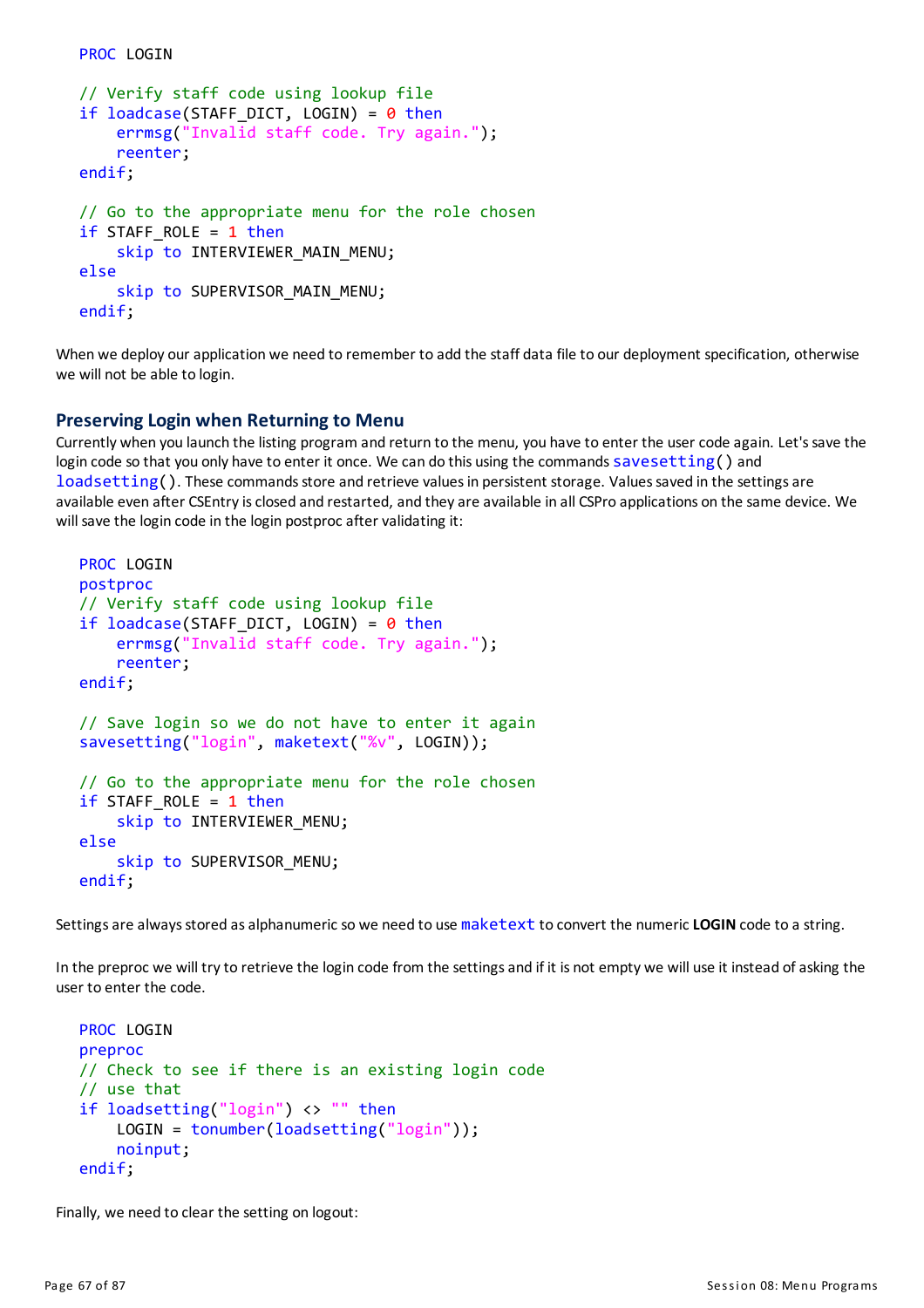```
PROC LOGIN

// Verify staff code using lookup file
if loadcase(STAFF_DICT, LOGIN) = 0 then
    errmsg("Invalid staff code. Try again.");
    reenter;
endif;

// Go to the appropriate menu for the role chosen
if STAFF_ROLE = 1 then
    skip to INTERVIEWER_MAIN_MENU;
else
    skip to SUPERVISOR_MAIN_MENU;
endif;
```

When we deploy our application we need to remember to add the staff data file to our deployment specification, otherwise we will not be able to login.

### Preserving Login when Returning to Menu

Currently when you launch the listing program and return to the menu, you have to enter the user code again. Let's save the login code so that you only have to enter it once. We can do this using the commands `savesetting()` and `loadsetting()`. These commands store and retrieve values in persistent storage. Values saved in the settings are available even after CSEntry is closed and restarted, and they are available in all CSPro applications on the same device. We will save the login code in the login postproc after validating it:

```
PROC LOGIN
postproc
// Verify staff code using lookup file
if loadcase(STAFF_DICT, LOGIN) = 0 then
    errmsg("Invalid staff code. Try again.");
    reenter;
endif;

// Save login so we do not have to enter it again
savesetting("login", maketext("%v", LOGIN));

// Go to the appropriate menu for the role chosen
if STAFF_ROLE = 1 then
    skip to INTERVIEWER_MENU;
else
    skip to SUPERVISOR_MENU;
endif;
```

Settings are always stored as alphanumeric so we need to use `maketext` to convert the numeric **LOGIN** code to a string.

In the preproc we will try to retrieve the login code from the settings and if it is not empty we will use it instead of asking the user to enter the code.

```
PROC LOGIN
preproc
// Check to see if there is an existing login code
// use that
if loadsetting("login") <> "" then
    LOGIN = tonumber(loadsetting("login"));
    noinput;
endif;
```

Finally, we need to clear the setting on logout: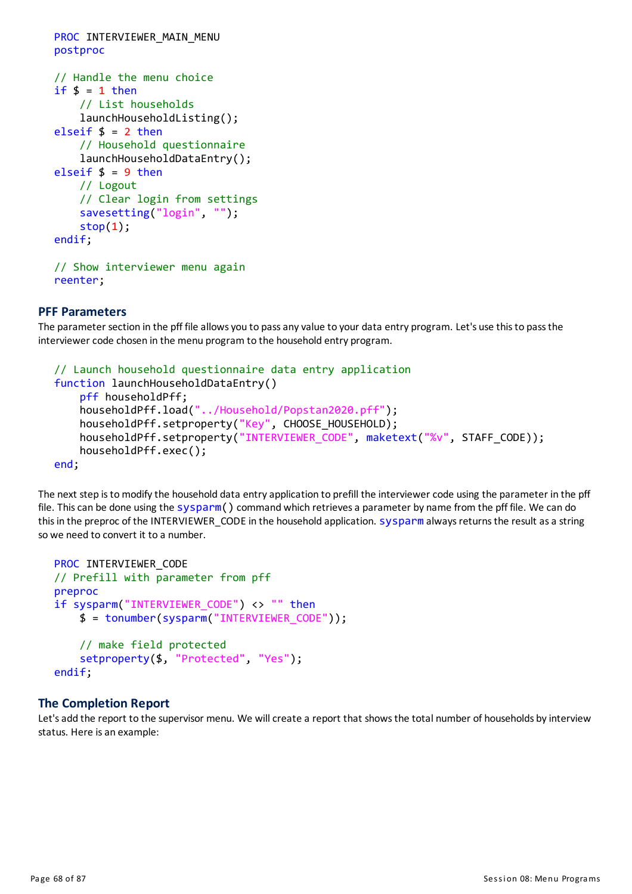```
PROC INTERVIEWER_MAIN_MENU
postproc

// Handle the menu choice
if $ = 1 then
    // List households
    launchHouseholdListing();
elseif $ = 2 then
    // Household questionnaire
    launchHouseholdDataEntry();
elseif $ = 9 then
    // Logout
    // Clear login from settings
    savesetting("login", "");
    stop(1);
endif;

// Show interviewer menu again
reenter;
```

### PFF Parameters

The parameter section in the pff file allows you to pass any value to your data entry program. Let's use this to pass the interviewer code chosen in the menu program to the household entry program.

```
// Launch household questionnaire data entry application
function launchHouseholdDataEntry()
    pff householdPff;
    householdPff.load("../Household/Popstan2020.pff");
    householdPff.setproperty("Key", CHOOSE_HOUSEHOLD);
    householdPff.setproperty("INTERVIEWER_CODE", maketext("%v", STAFF_CODE));
    householdPff.exec();
end;
```

The next step is to modify the household data entry application to prefill the interviewer code using the parameter in the pff file. This can be done using the `sysparm()` command which retrieves a parameter by name from the pff file. We can do this in the preproc of the INTERVIEWER_CODE in the household application. `sysparm` always returns the result as a string so we need to convert it to a number.

```
PROC INTERVIEWER_CODE
// Prefill with parameter from pff
preproc
if sysparm("INTERVIEWER_CODE") <> "" then
    $ = tonumber(sysparm("INTERVIEWER_CODE"));

    // make field protected
    setproperty($, "Protected", "Yes");
endif;
```

### The Completion Report

Let's add the report to the supervisor menu. We will create a report that shows the total number of households by interview status. Here is an example: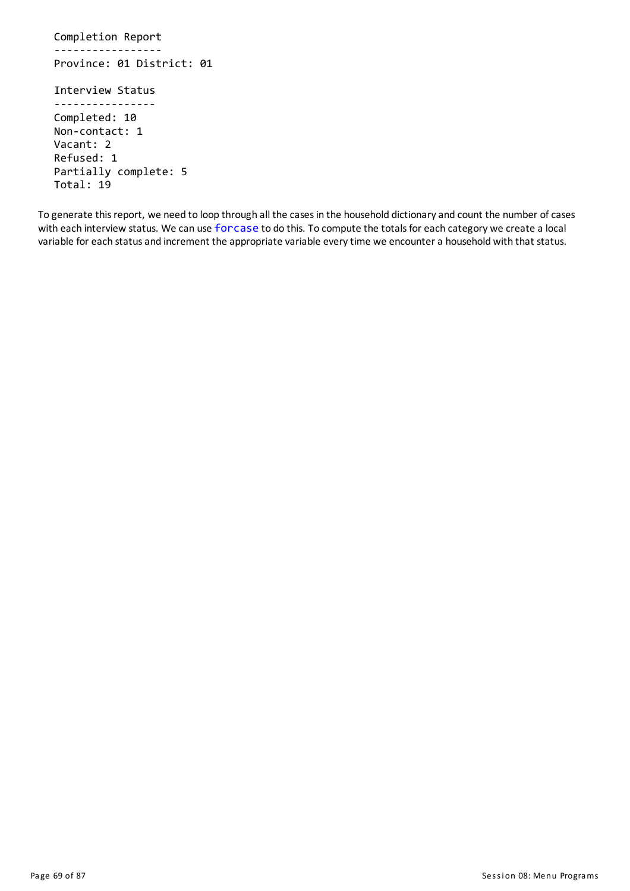```
Completion Report
-----------------
Province: 01 District: 01

Interview Status
----------------
Completed: 10
Non-contact: 1
Vacant: 2
Refused: 1
Partially complete: 5
Total: 19
```

To generate this report, we need to loop through all the cases in the household dictionary and count the number of cases with each interview status. We can use `forcase` to do this. To compute the totals for each category we create a local variable for each status and increment the appropriate variable every time we encounter a household with that status.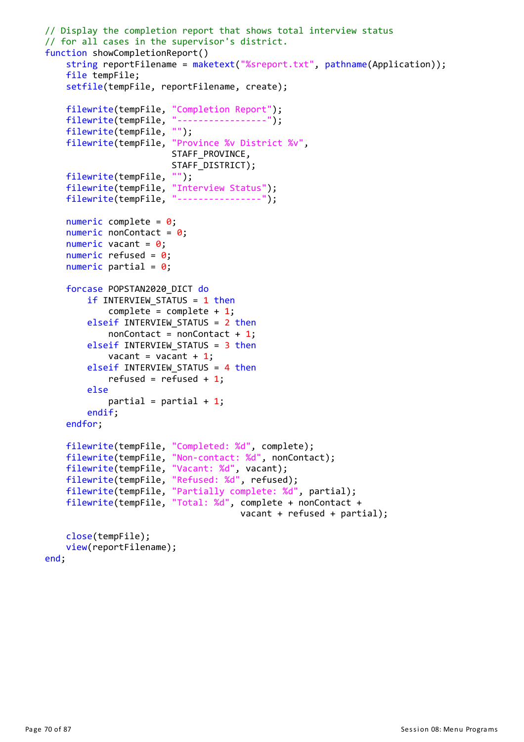```
// Display the completion report that shows total interview status
// for all cases in the supervisor's district.
function showCompletionReport()
    string reportFilename = maketext("%sreport.txt", pathname(Application));
    file tempFile;
    setfile(tempFile, reportFilename, create);

    filewrite(tempFile, "Completion Report");
    filewrite(tempFile, "-----------------");
    filewrite(tempFile, "");
    filewrite(tempFile, "Province %v District %v",
                        STAFF_PROVINCE,
                        STAFF_DISTRICT);
    filewrite(tempFile, "");
    filewrite(tempFile, "Interview Status");
    filewrite(tempFile, "----------------");

    numeric complete = 0;
    numeric nonContact = 0;
    numeric vacant = 0;
    numeric refused = 0;
    numeric partial = 0;

    forcase POPSTAN2020_DICT do
        if INTERVIEW_STATUS = 1 then
            complete = complete + 1;
        elseif INTERVIEW_STATUS = 2 then
            nonContact = nonContact + 1;
        elseif INTERVIEW_STATUS = 3 then
            vacant = vacant + 1;
        elseif INTERVIEW_STATUS = 4 then
            refused = refused + 1;
        else
            partial = partial + 1;
        endif;
    endfor;

    filewrite(tempFile, "Completed: %d", complete);
    filewrite(tempFile, "Non-contact: %d", nonContact);
    filewrite(tempFile, "Vacant: %d", vacant);
    filewrite(tempFile, "Refused: %d", refused);
    filewrite(tempFile, "Partially complete: %d", partial);
    filewrite(tempFile, "Total: %d", complete + nonContact +
                                     vacant + refused + partial);

    close(tempFile);
    view(reportFilename);
end;
```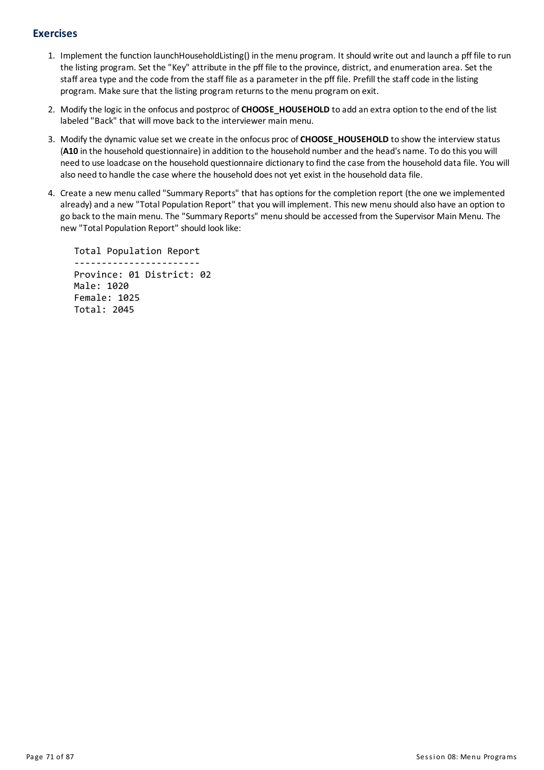## Exercises

1. Implement the function launchHouseholdListing() in the menu program. It should write out and launch a pff file to run the listing program. Set the "Key" attribute in the pff file to the province, district, and enumeration area. Set the staff area type and the code from the staff file as a parameter in the pff file. Prefill the staff code in the listing program. Make sure that the listing program returns to the menu program on exit.
2. Modify the logic in the onfocus and postproc of **CHOOSE_HOUSEHOLD** to add an extra option to the end of the list labeled "Back" that will move back to the interviewer main menu.
3. Modify the dynamic value set we create in the onfocus proc of **CHOOSE_HOUSEHOLD** to show the interview status (**A10** in the household questionnaire) in addition to the household number and the head's name. To do this you will need to use loadcase on the household questionnaire dictionary to find the case from the household data file. You will also need to handle the case where the household does not yet exist in the household data file.
4. Create a new menu called "Summary Reports" that has options for the completion report (the one we implemented already) and a new "Total Population Report" that you will implement. This new menu should also have an option to go back to the main menu. The "Summary Reports" menu should be accessed from the Supervisor Main Menu. The new "Total Population Report" should look like:

```
Total Population Report
-----------------------
Province: 01 District: 02
Male: 1020
Female: 1025
Total: 2045
```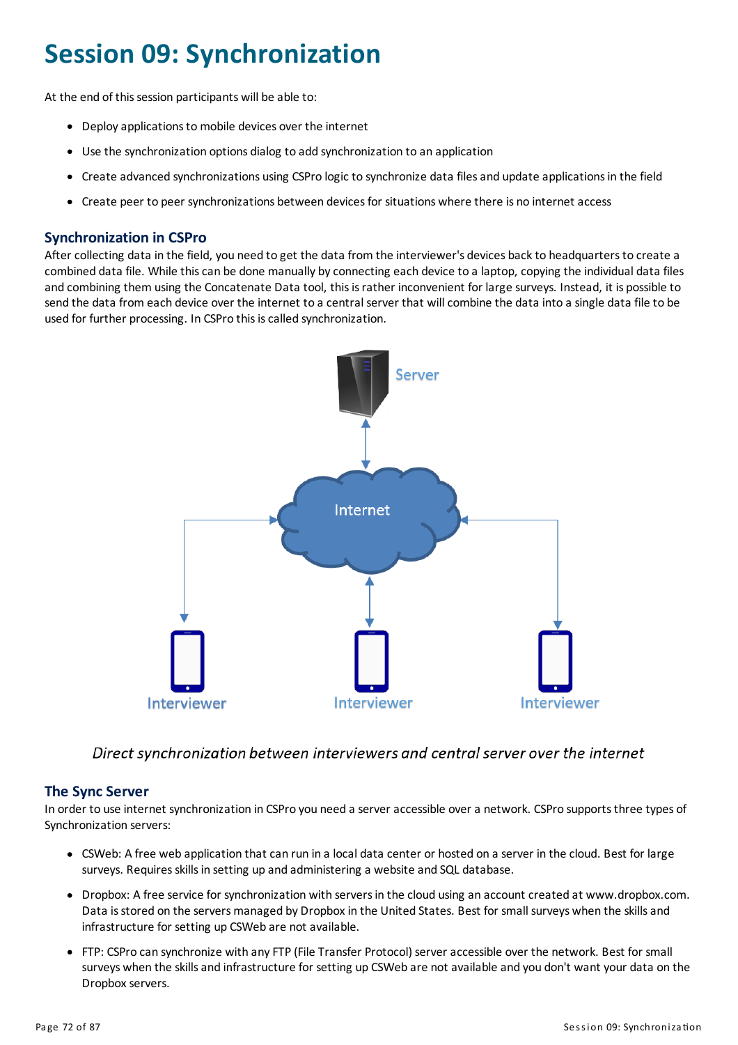# Session 09: Synchronization

At the end of this session participants will be able to:

- Deploy applications to mobile devices over the internet
- Use the synchronization options dialog to add synchronization to an application
- Create advanced synchronizations using CSPro logic to synchronize data files and update applications in the field
- Create peer to peer synchronizations between devices for situations where there is no internet access

## Synchronization in CSPro

After collecting data in the field, you need to get the data from the interviewer's devices back to headquarters to create a combined data file. While this can be done manually by connecting each device to a laptop, copying the individual data files and combining them using the Concatenate Data tool, this is rather inconvenient for large surveys. Instead, it is possible to send the data from each device over the internet to a central server that will combine the data into a single data file to be used for further processing. In CSPro this is called synchronization.

*Direct synchronization between interviewers and central server over the internet*

## The Sync Server

In order to use internet synchronization in CSPro you need a server accessible over a network. CSPro supports three types of Synchronization servers:

- CSWeb: A free web application that can run in a local data center or hosted on a server in the cloud. Best for large surveys. Requires skills in setting up and administering a website and SQL database.
- Dropbox: A free service for synchronization with servers in the cloud using an account created at www.dropbox.com. Data is stored on the servers managed by Dropbox in the United States. Best for small surveys when the skills and infrastructure for setting up CSWeb are not available.
- FTP: CSPro can synchronize with any FTP (File Transfer Protocol) server accessible over the network. Best for small surveys when the skills and infrastructure for setting up CSWeb are not available and you don't want your data on the Dropbox servers.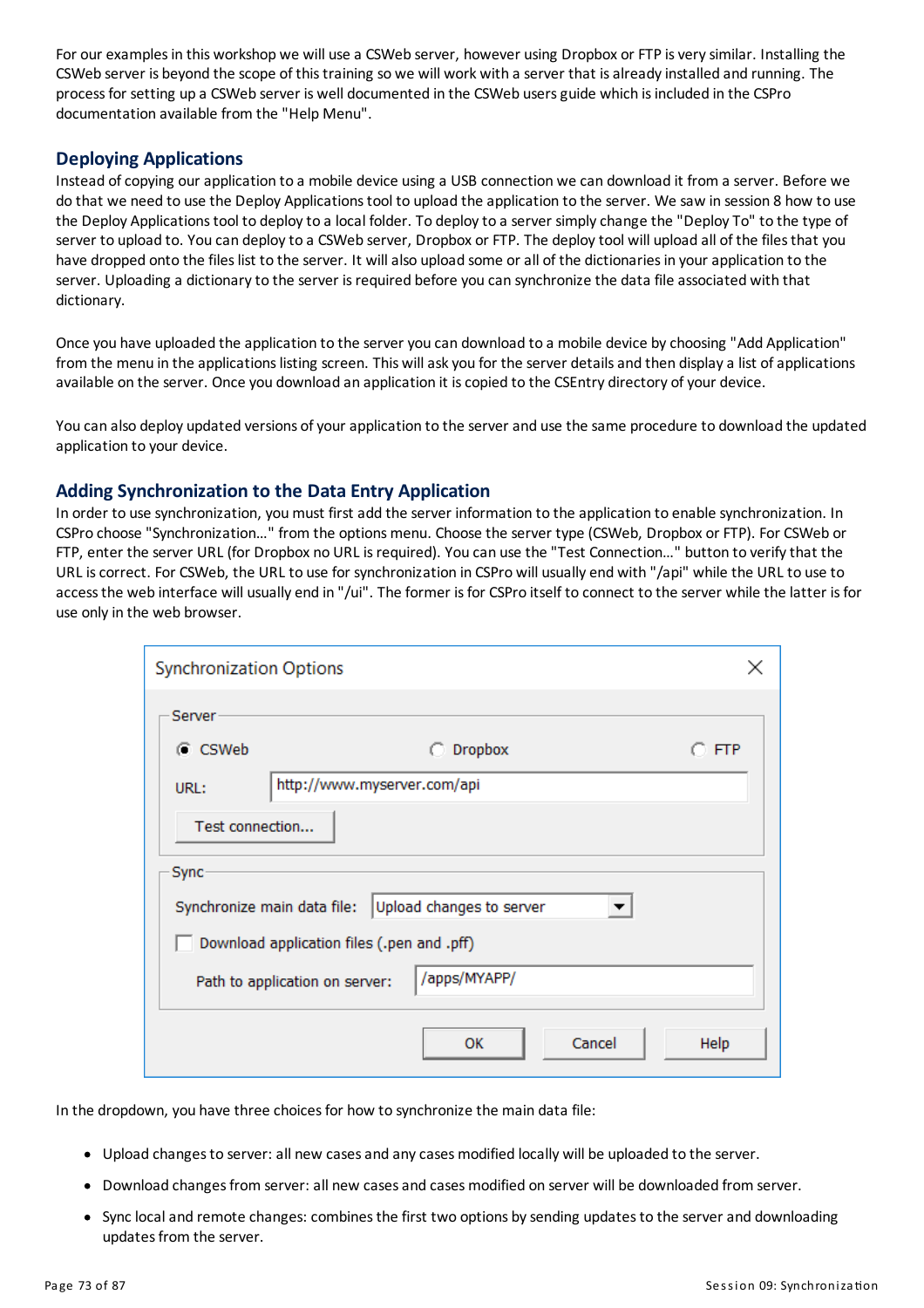For our examples in this workshop we will use a CSWeb server, however using Dropbox or FTP is very similar. Installing the CSWeb server is beyond the scope of this training so we will work with a server that is already installed and running. The process for setting up a CSWeb server is well documented in the CSWeb users guide which is included in the CSPro documentation available from the "Help Menu".

## Deploying Applications

Instead of copying our application to a mobile device using a USB connection we can download it from a server. Before we do that we need to use the Deploy Applications tool to upload the application to the server. We saw in session 8 how to use the Deploy Applications tool to deploy to a local folder. To deploy to a server simply change the "Deploy To" to the type of server to upload to. You can deploy to a CSWeb server, Dropbox or FTP. The deploy tool will upload all of the files that you have dropped onto the files list to the server. It will also upload some or all of the dictionaries in your application to the server. Uploading a dictionary to the server is required before you can synchronize the data file associated with that dictionary.

Once you have uploaded the application to the server you can download to a mobile device by choosing "Add Application" from the menu in the applications listing screen. This will ask you for the server details and then display a list of applications available on the server. Once you download an application it is copied to the CSEntry directory of your device.

You can also deploy updated versions of your application to the server and use the same procedure to download the updated application to your device.

## Adding Synchronization to the Data Entry Application

In order to use synchronization, you must first add the server information to the application to enable synchronization. In CSPro choose "Synchronization…" from the options menu. Choose the server type (CSWeb, Dropbox or FTP). For CSWeb or FTP, enter the server URL (for Dropbox no URL is required). You can use the "Test Connection…" button to verify that the URL is correct. For CSWeb, the URL to use for synchronization in CSPro will usually end with "/api" while the URL to use to access the web interface will usually end in "/ui". The former is for CSPro itself to connect to the server while the latter is for use only in the web browser.

Synchronization Options

Server

- (•) CSWeb ( ) Dropbox ( ) FTP
- URL: http://www.myserver.com/api
- [Test connection...]

Sync

- Synchronize main data file: Upload changes to server
- [ ] Download application files (.pen and .pff)
- Path to application on server: /apps/MYAPP/

[OK] [Cancel] [Help]

In the dropdown, you have three choices for how to synchronize the main data file:

- Upload changes to server: all new cases and any cases modified locally will be uploaded to the server.
- Download changes from server: all new cases and cases modified on server will be downloaded from server.
- Sync local and remote changes: combines the first two options by sending updates to the server and downloading updates from the server.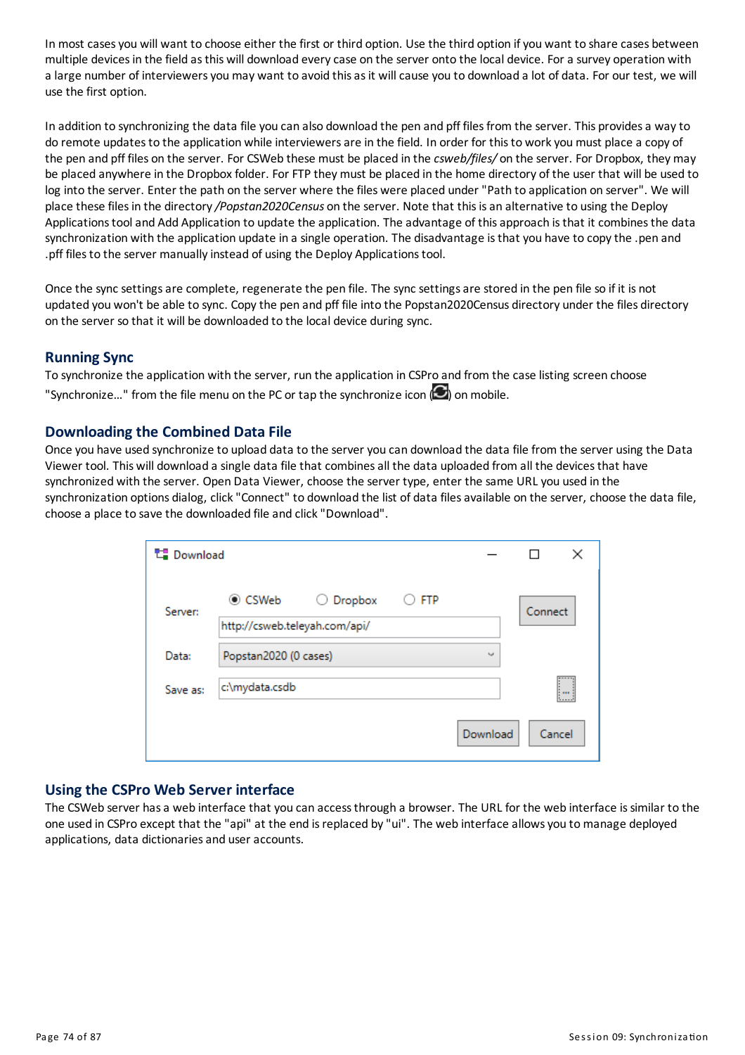In most cases you will want to choose either the first or third option. Use the third option if you want to share cases between multiple devices in the field as this will download every case on the server onto the local device. For a survey operation with a large number of interviewers you may want to avoid this as it will cause you to download a lot of data. For our test, we will use the first option.

In addition to synchronizing the data file you can also download the pen and pff files from the server. This provides a way to do remote updates to the application while interviewers are in the field. In order for this to work you must place a copy of the pen and pff files on the server. For CSWeb these must be placed in the *csweb/files/* on the server. For Dropbox, they may be placed anywhere in the Dropbox folder. For FTP they must be placed in the home directory of the user that will be used to log into the server. Enter the path on the server where the files were placed under "Path to application on server". We will place these files in the directory */Popstan2020Census* on the server. Note that this is an alternative to using the Deploy Applications tool and Add Application to update the application. The advantage of this approach is that it combines the data synchronization with the application update in a single operation. The disadvantage is that you have to copy the .pen and .pff files to the server manually instead of using the Deploy Applications tool.

Once the sync settings are complete, regenerate the pen file. The sync settings are stored in the pen file so if it is not updated you won't be able to sync. Copy the pen and pff file into the Popstan2020Census directory under the files directory on the server so that it will be downloaded to the local device during sync.

## Running Sync

To synchronize the application with the server, run the application in CSPro and from the case listing screen choose "Synchronize…" from the file menu on the PC or tap the synchronize icon ( ) on mobile.

## Downloading the Combined Data File

Once you have used synchronize to upload data to the server you can download the data file from the server using the Data Viewer tool. This will download a single data file that combines all the data uploaded from all the devices that have synchronized with the server. Open Data Viewer, choose the server type, enter the same URL you used in the synchronization options dialog, click "Connect" to download the list of data files available on the server, choose the data file, choose a place to save the downloaded file and click "Download".

Download

Server: (•) CSWeb ( ) Dropbox ( ) FTP [Connect]

http://csweb.teleyah.com/api/

Data: Popstan2020 (0 cases)

Save as: c:\mydata.csdb

[Download] [Cancel]

## Using the CSPro Web Server interface

The CSWeb server has a web interface that you can access through a browser. The URL for the web interface is similar to the one used in CSPro except that the "api" at the end is replaced by "ui". The web interface allows you to manage deployed applications, data dictionaries and user accounts.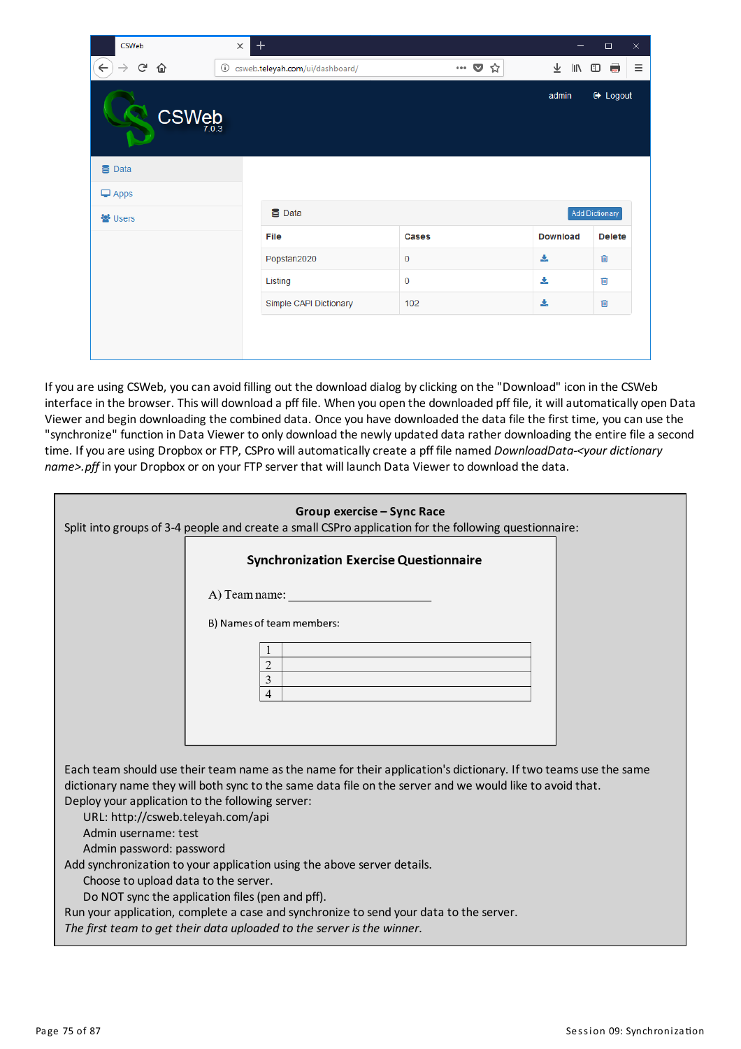If you are using CSWeb, you can avoid filling out the download dialog by clicking on the "Download" icon in the CSWeb interface in the browser. This will download a pff file. When you open the downloaded pff file, it will automatically open Data Viewer and begin downloading the combined data. Once you have downloaded the data file the first time, you can use the "synchronize" function in Data Viewer to only download the newly updated data rather downloading the entire file a second time. If you are using Dropbox or FTP, CSPro will automatically create a pff file named *DownloadData-<your dictionary name>.pff* in your Dropbox or on your FTP server that will launch Data Viewer to download the data.

**Group exercise – Sync Race**

Split into groups of 3-4 people and create a small CSPro application for the following questionnaire:

**Synchronization Exercise Questionnaire**

A) Team name: ____________________

B) Names of team members:

| | |
|---|---|
| 1 | |
| 2 | |
| 3 | |
| 4 | |

Each team should use their team name as the name for their application's dictionary. If two teams use the same dictionary name they will both sync to the same data file on the server and we would like to avoid that.

Deploy your application to the following server:

- URL: http://csweb.teleyah.com/api
- Admin username: test
- Admin password: password

Add synchronization to your application using the above server details.

- Choose to upload data to the server.
- Do NOT sync the application files (pen and pff).

Run your application, complete a case and synchronize to send your data to the server.

*The first team to get their data uploaded to the server is the winner.*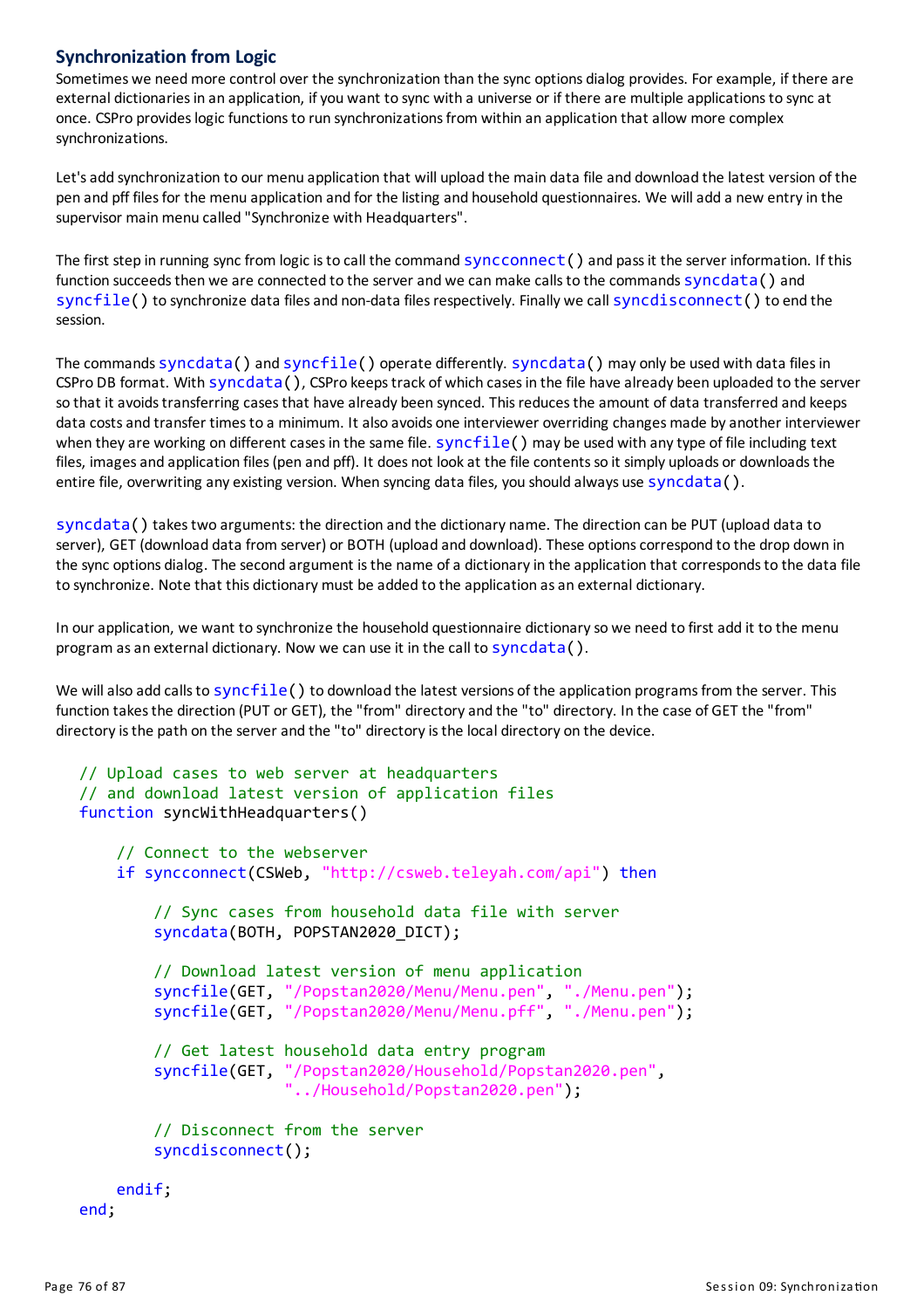## Synchronization from Logic

Sometimes we need more control over the synchronization than the sync options dialog provides. For example, if there are external dictionaries in an application, if you want to sync with a universe or if there are multiple applications to sync at once. CSPro provides logic functions to run synchronizations from within an application that allow more complex synchronizations.

Let's add synchronization to our menu application that will upload the main data file and download the latest version of the pen and pff files for the menu application and for the listing and household questionnaires. We will add a new entry in the supervisor main menu called "Synchronize with Headquarters".

The first step in running sync from logic is to call the command syncconnect() and pass it the server information. If this function succeeds then we are connected to the server and we can make calls to the commands syncdata() and syncfile() to synchronize data files and non-data files respectively. Finally we call syncdisconnect() to end the session.

The commands syncdata() and syncfile() operate differently. syncdata() may only be used with data files in CSPro DB format. With syncdata(), CSPro keeps track of which cases in the file have already been uploaded to the server so that it avoids transferring cases that have already been synced. This reduces the amount of data transferred and keeps data costs and transfer times to a minimum. It also avoids one interviewer overriding changes made by another interviewer when they are working on different cases in the same file. syncfile() may be used with any type of file including text files, images and application files (pen and pff). It does not look at the file contents so it simply uploads or downloads the entire file, overwriting any existing version. When syncing data files, you should always use syncdata().

syncdata() takes two arguments: the direction and the dictionary name. The direction can be PUT (upload data to server), GET (download data from server) or BOTH (upload and download). These options correspond to the drop down in the sync options dialog. The second argument is the name of a dictionary in the application that corresponds to the data file to synchronize. Note that this dictionary must be added to the application as an external dictionary.

In our application, we want to synchronize the household questionnaire dictionary so we need to first add it to the menu program as an external dictionary. Now we can use it in the call to syncdata().

We will also add calls to syncfile() to download the latest versions of the application programs from the server. This function takes the direction (PUT or GET), the "from" directory and the "to" directory. In the case of GET the "from" directory is the path on the server and the "to" directory is the local directory on the device.

```
// Upload cases to web server at headquarters
// and download latest version of application files
function syncWithHeadquarters()

    // Connect to the webserver
    if syncconnect(CSWeb, "http://csweb.teleyah.com/api") then

        // Sync cases from household data file with server
        syncdata(BOTH, POPSTAN2020_DICT);

        // Download latest version of menu application
        syncfile(GET, "/Popstan2020/Menu/Menu.pen", "./Menu.pen");
        syncfile(GET, "/Popstan2020/Menu/Menu.pff", "./Menu.pen");

        // Get latest household data entry program
        syncfile(GET, "/Popstan2020/Household/Popstan2020.pen",
                      "../Household/Popstan2020.pen");

        // Disconnect from the server
        syncdisconnect();

    endif;
end;
```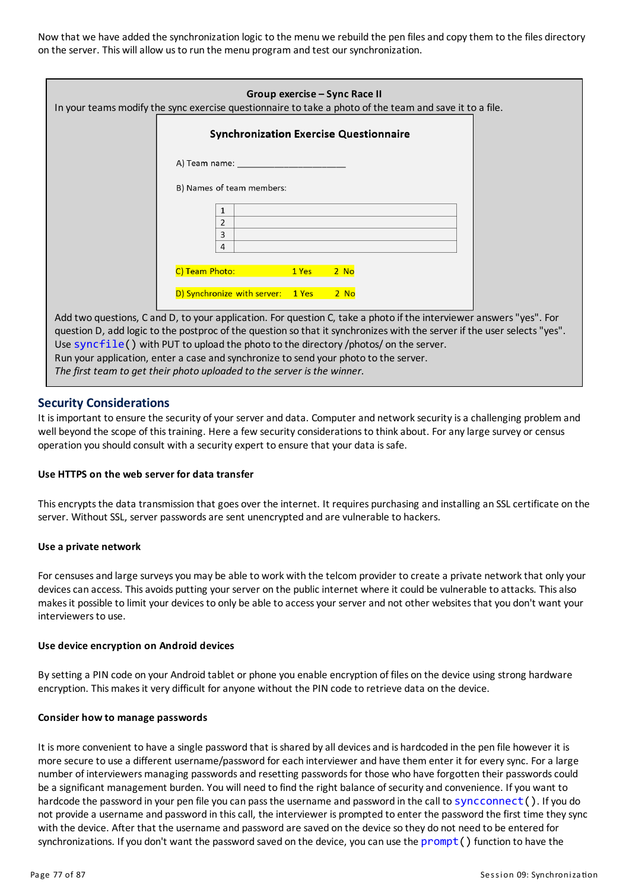Now that we have added the synchronization logic to the menu we rebuild the pen files and copy them to the files directory on the server. This will allow us to run the menu program and test our synchronization.

**Group exercise – Sync Race II**

In your teams modify the sync exercise questionnaire to take a photo of the team and save it to a file.

**Synchronization Exercise Questionnaire**

A) Team name: ______________________

B) Names of team members:

| | |
|---|---|
| 1 | |
| 2 | |
| 3 | |
| 4 | |

C) Team Photo: 1 Yes 2 No

D) Synchronize with server: 1 Yes 2 No

Add two questions, C and D, to your application. For question C, take a photo if the interviewer answers "yes". For question D, add logic to the postproc of the question so that it synchronizes with the server if the user selects "yes". Use `syncfile()` with PUT to upload the photo to the directory /photos/ on the server.
Run your application, enter a case and synchronize to send your photo to the server.
*The first team to get their photo uploaded to the server is the winner.*

## Security Considerations

It is important to ensure the security of your server and data. Computer and network security is a challenging problem and well beyond the scope of this training. Here a few security considerations to think about. For any large survey or census operation you should consult with a security expert to ensure that your data is safe.

**Use HTTPS on the web server for data transfer**

This encrypts the data transmission that goes over the internet. It requires purchasing and installing an SSL certificate on the server. Without SSL, server passwords are sent unencrypted and are vulnerable to hackers.

**Use a private network**

For censuses and large surveys you may be able to work with the telcom provider to create a private network that only your devices can access. This avoids putting your server on the public internet where it could be vulnerable to attacks. This also makes it possible to limit your devices to only be able to access your server and not other websites that you don't want your interviewers to use.

**Use device encryption on Android devices**

By setting a PIN code on your Android tablet or phone you enable encryption of files on the device using strong hardware encryption. This makes it very difficult for anyone without the PIN code to retrieve data on the device.

**Consider how to manage passwords**

It is more convenient to have a single password that is shared by all devices and is hardcoded in the pen file however it is more secure to use a different username/password for each interviewer and have them enter it for every sync. For a large number of interviewers managing passwords and resetting passwords for those who have forgotten their passwords could be a significant management burden. You will need to find the right balance of security and convenience. If you want to hardcode the password in your pen file you can pass the username and password in the call to `syncconnect()`. If you do not provide a username and password in this call, the interviewer is prompted to enter the password the first time they sync with the device. After that the username and password are saved on the device so they do not need to be entered for synchronizations. If you don't want the password saved on the device, you can use the `prompt()` function to have the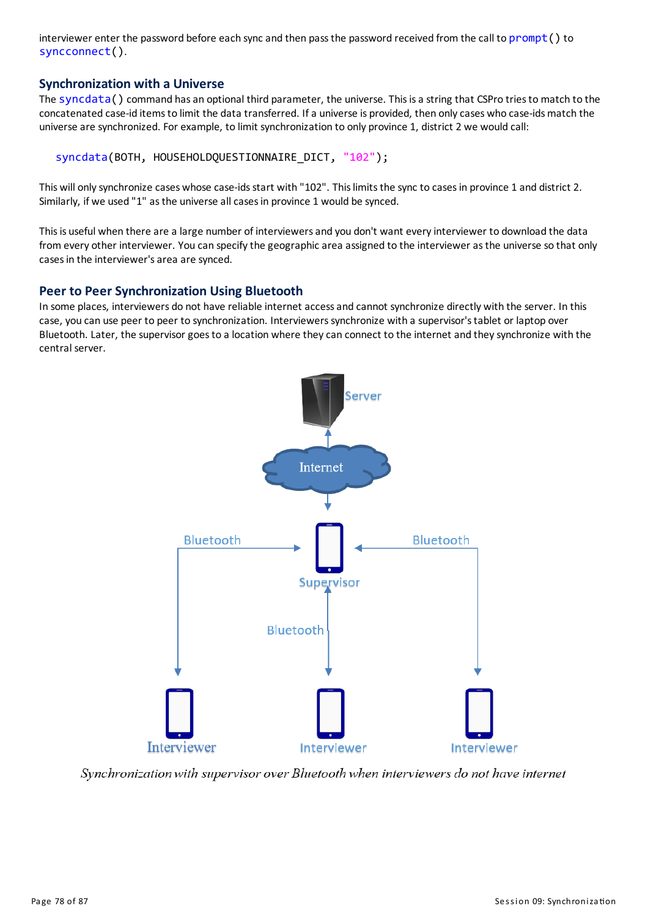interviewer enter the password before each sync and then pass the password received from the call to prompt() to syncconnect().

### Synchronization with a Universe

The syncdata() command has an optional third parameter, the universe. This is a string that CSPro tries to match to the concatenated case-id items to limit the data transferred. If a universe is provided, then only cases who case-ids match the universe are synchronized. For example, to limit synchronization to only province 1, district 2 we would call:

```
syncdata(BOTH, HOUSEHOLDQUESTIONNAIRE_DICT, "102");
```

This will only synchronize cases whose case-ids start with "102". This limits the sync to cases in province 1 and district 2. Similarly, if we used "1" as the universe all cases in province 1 would be synced.

This is useful when there are a large number of interviewers and you don't want every interviewer to download the data from every other interviewer. You can specify the geographic area assigned to the interviewer as the universe so that only cases in the interviewer's area are synced.

### Peer to Peer Synchronization Using Bluetooth

In some places, interviewers do not have reliable internet access and cannot synchronize directly with the server. In this case, you can use peer to peer synchronization. Interviewers synchronize with a supervisor's tablet or laptop over Bluetooth. Later, the supervisor goes to a location where they can connect to the internet and they synchronize with the central server.

*Synchronization with supervisor over Bluetooth when interviewers do not have internet*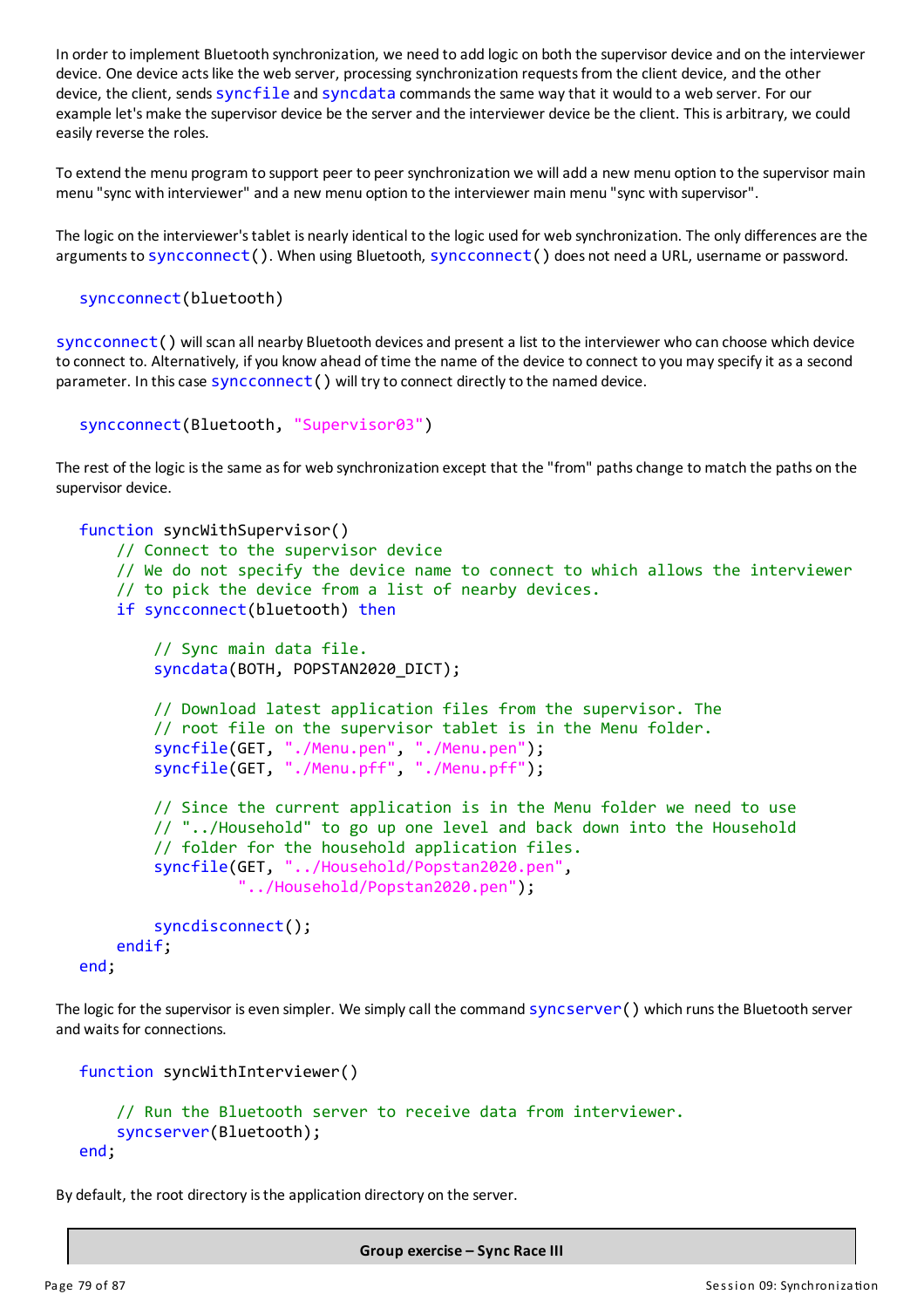In order to implement Bluetooth synchronization, we need to add logic on both the supervisor device and on the interviewer device. One device acts like the web server, processing synchronization requests from the client device, and the other device, the client, sends syncfile and syncdata commands the same way that it would to a web server. For our example let's make the supervisor device be the server and the interviewer device be the client. This is arbitrary, we could easily reverse the roles.

To extend the menu program to support peer to peer synchronization we will add a new menu option to the supervisor main menu "sync with interviewer" and a new menu option to the interviewer main menu "sync with supervisor".

The logic on the interviewer's tablet is nearly identical to the logic used for web synchronization. The only differences are the arguments to syncconnect(). When using Bluetooth, syncconnect() does not need a URL, username or password.

```
syncconnect(bluetooth)
```

syncconnect() will scan all nearby Bluetooth devices and present a list to the interviewer who can choose which device to connect to. Alternatively, if you know ahead of time the name of the device to connect to you may specify it as a second parameter. In this case syncconnect() will try to connect directly to the named device.

```
syncconnect(Bluetooth, "Supervisor03")
```

The rest of the logic is the same as for web synchronization except that the "from" paths change to match the paths on the supervisor device.

```
function syncWithSupervisor()
    // Connect to the supervisor device
    // We do not specify the device name to connect to which allows the interviewer
    // to pick the device from a list of nearby devices.
    if syncconnect(bluetooth) then

        // Sync main data file.
        syncdata(BOTH, POPSTAN2020_DICT);

        // Download latest application files from the supervisor. The
        // root file on the supervisor tablet is in the Menu folder.
        syncfile(GET, "./Menu.pen", "./Menu.pen");
        syncfile(GET, "./Menu.pff", "./Menu.pff");

        // Since the current application is in the Menu folder we need to use
        // "../Household" to go up one level and back down into the Household
        // folder for the household application files.
        syncfile(GET, "../Household/Popstan2020.pen",
                 "../Household/Popstan2020.pen");

        syncdisconnect();
    endif;
end;
```

The logic for the supervisor is even simpler. We simply call the command syncserver() which runs the Bluetooth server and waits for connections.

```
function syncWithInterviewer()

    // Run the Bluetooth server to receive data from interviewer.
    syncserver(Bluetooth);
end;
```

By default, the root directory is the application directory on the server.

**Group exercise – Sync Race III**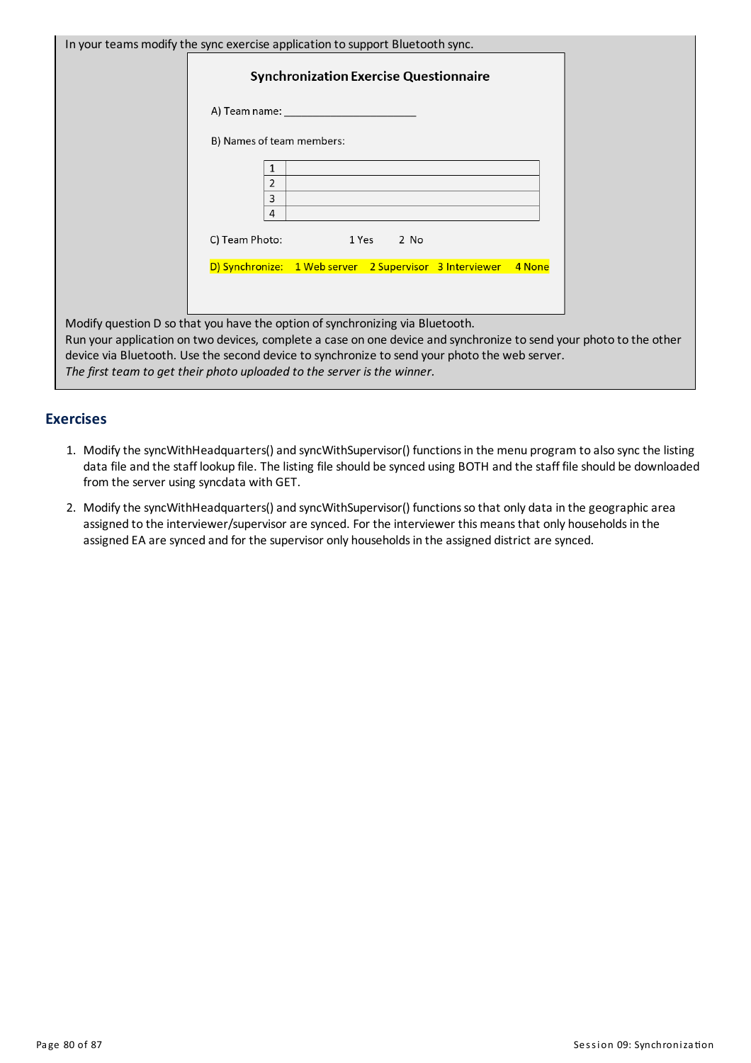In your teams modify the sync exercise application to support Bluetooth sync.

**Synchronization Exercise Questionnaire**

A) Team name: ______________________

B) Names of team members:

| | |
|---|---|
| 1 | |
| 2 | |
| 3 | |
| 4 | |

C) Team Photo: 1 Yes 2 No

D) Synchronize: 1 Web server 2 Supervisor 3 Interviewer 4 None

Modify question D so that you have the option of synchronizing via Bluetooth.
Run your application on two devices, complete a case on one device and synchronize to send your photo to the other device via Bluetooth. Use the second device to synchronize to send your photo the web server.
*The first team to get their photo uploaded to the server is the winner.*

## Exercises

1. Modify the syncWithHeadquarters() and syncWithSupervisor() functions in the menu program to also sync the listing data file and the staff lookup file. The listing file should be synced using BOTH and the staff file should be downloaded from the server using syncdata with GET.
2. Modify the syncWithHeadquarters() and syncWithSupervisor() functions so that only data in the geographic area assigned to the interviewer/supervisor are synced. For the interviewer this means that only households in the assigned EA are synced and for the supervisor only households in the assigned district are synced.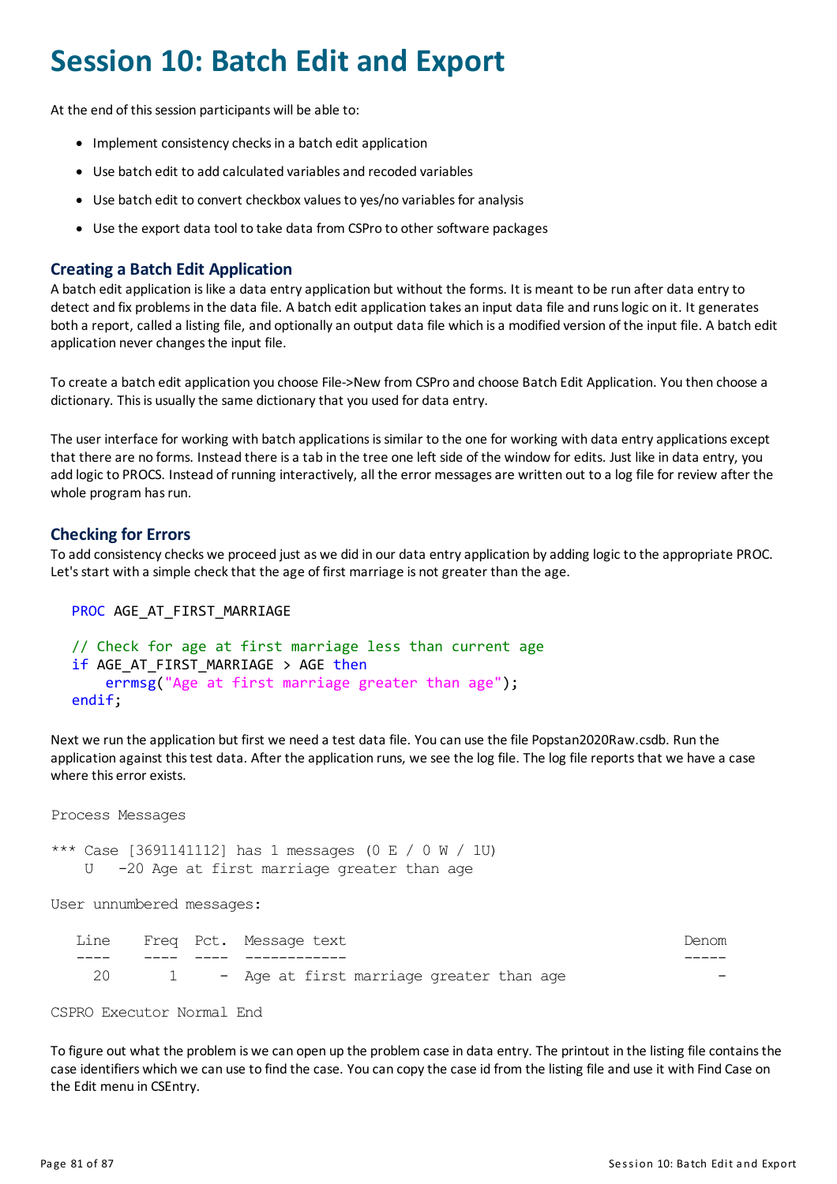# Session 10: Batch Edit and Export

At the end of this session participants will be able to:

- Implement consistency checks in a batch edit application
- Use batch edit to add calculated variables and recoded variables
- Use batch edit to convert checkbox values to yes/no variables for analysis
- Use the export data tool to take data from CSPro to other software packages

## Creating a Batch Edit Application

A batch edit application is like a data entry application but without the forms. It is meant to be run after data entry to detect and fix problems in the data file. A batch edit application takes an input data file and runs logic on it. It generates both a report, called a listing file, and optionally an output data file which is a modified version of the input file. A batch edit application never changes the input file.

To create a batch edit application you choose File->New from CSPro and choose Batch Edit Application. You then choose a dictionary. This is usually the same dictionary that you used for data entry.

The user interface for working with batch applications is similar to the one for working with data entry applications except that there are no forms. Instead there is a tab in the tree one left side of the window for edits. Just like in data entry, you add logic to PROCS. Instead of running interactively, all the error messages are written out to a log file for review after the whole program has run.

## Checking for Errors

To add consistency checks we proceed just as we did in our data entry application by adding logic to the appropriate PROC. Let's start with a simple check that the age of first marriage is not greater than the age.

```
PROC AGE_AT_FIRST_MARRIAGE

// Check for age at first marriage less than current age
if AGE_AT_FIRST_MARRIAGE > AGE then
    errmsg("Age at first marriage greater than age");
endif;
```

Next we run the application but first we need a test data file. You can use the file Popstan2020Raw.csdb. Run the application against this test data. After the application runs, we see the log file. The log file reports that we have a case where this error exists.

```
Process Messages

*** Case [3691141112] has 1 messages (0 E / 0 W / 1U)
    U   -20 Age at first marriage greater than age

User unnumbered messages:

   Line    Freq  Pct.  Message text                                              Denom
   ----    ----  ----  ------------                                              -----
     20       1     -  Age at first marriage greater than age                        -

CSPRO Executor Normal End
```

To figure out what the problem is we can open up the problem case in data entry. The printout in the listing file contains the case identifiers which we can use to find the case. You can copy the case id from the listing file and use it with Find Case on the Edit menu in CSEntry.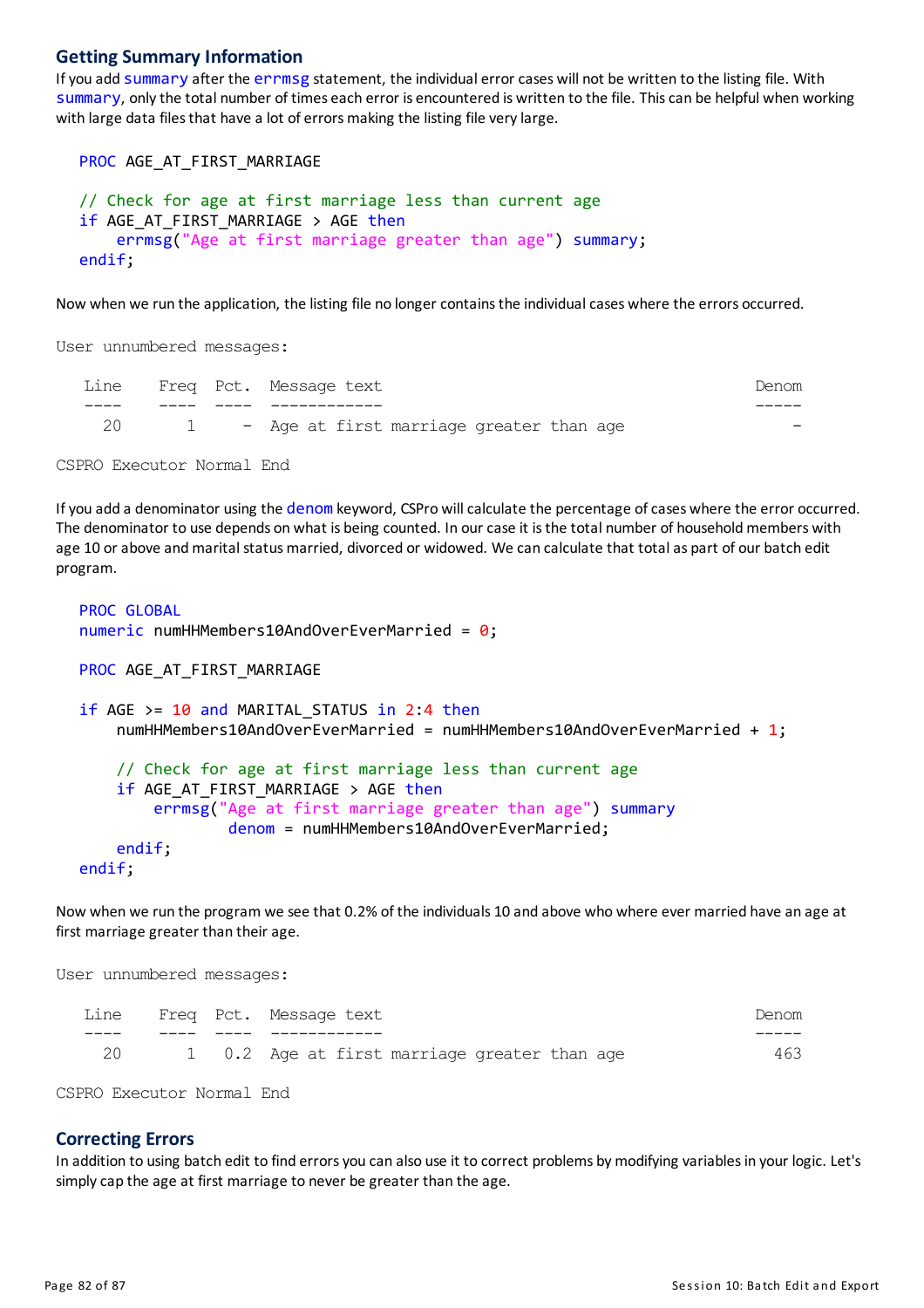## Getting Summary Information

If you add summary after the errmsg statement, the individual error cases will not be written to the listing file. With summary, only the total number of times each error is encountered is written to the file. This can be helpful when working with large data files that have a lot of errors making the listing file very large.

```
PROC AGE_AT_FIRST_MARRIAGE

// Check for age at first marriage less than current age
if AGE_AT_FIRST_MARRIAGE > AGE then
    errmsg("Age at first marriage greater than age") summary;
endif;
```

Now when we run the application, the listing file no longer contains the individual cases where the errors occurred.

```
User unnumbered messages:

   Line    Freq  Pct.  Message text                                          Denom
   ----    ----  ----  ------------                                          -----
     20       1     -  Age at first marriage greater than age                    -

CSPRO Executor Normal End
```

If you add a denominator using the denom keyword, CSPro will calculate the percentage of cases where the error occurred. The denominator to use depends on what is being counted. In our case it is the total number of household members with age 10 or above and marital status married, divorced or widowed. We can calculate that total as part of our batch edit program.

```
PROC GLOBAL
numeric numHHMembers10AndOverEverMarried = 0;

PROC AGE_AT_FIRST_MARRIAGE

if AGE >= 10 and MARITAL_STATUS in 2:4 then
    numHHMembers10AndOverEverMarried = numHHMembers10AndOverEverMarried + 1;

    // Check for age at first marriage less than current age
    if AGE_AT_FIRST_MARRIAGE > AGE then
        errmsg("Age at first marriage greater than age") summary
              denom = numHHMembers10AndOverEverMarried;
    endif;
endif;
```

Now when we run the program we see that 0.2% of the individuals 10 and above who where ever married have an age at first marriage greater than their age.

```
User unnumbered messages:

   Line    Freq  Pct.  Message text                                          Denom
   ----    ----  ----  ------------                                          -----
     20       1   0.2  Age at first marriage greater than age                  463

CSPRO Executor Normal End
```

## Correcting Errors

In addition to using batch edit to find errors you can also use it to correct problems by modifying variables in your logic. Let's simply cap the age at first marriage to never be greater than the age.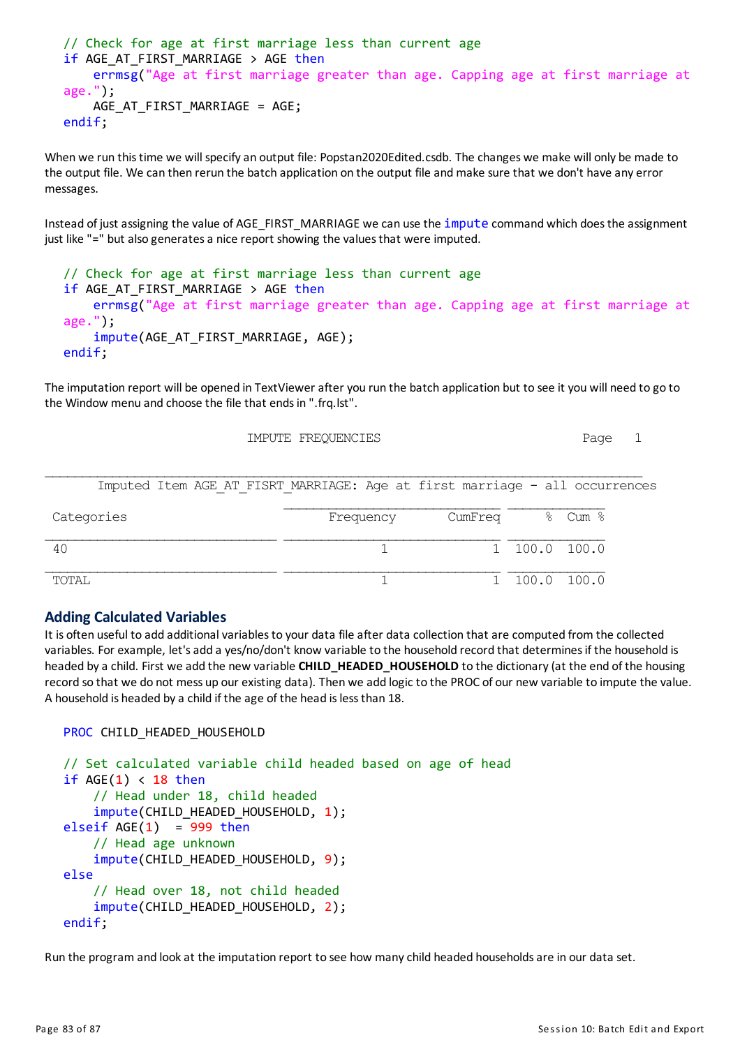```
// Check for age at first marriage less than current age
if AGE_AT_FIRST_MARRIAGE > AGE then
    errmsg("Age at first marriage greater than age. Capping age at first marriage at age.");
    AGE_AT_FIRST_MARRIAGE = AGE;
endif;
```

When we run this time we will specify an output file: Popstan2020Edited.csdb. The changes we make will only be made to the output file. We can then rerun the batch application on the output file and make sure that we don't have any error messages.

Instead of just assigning the value of AGE_FIRST_MARRIAGE we can use the `impute` command which does the assignment just like "=" but also generates a nice report showing the values that were imputed.

```
// Check for age at first marriage less than current age
if AGE_AT_FIRST_MARRIAGE > AGE then
    errmsg("Age at first marriage greater than age. Capping age at first marriage at age.");
    impute(AGE_AT_FIRST_MARRIAGE, AGE);
endif;
```

The imputation report will be opened in TextViewer after you run the batch application but to see it you will need to go to the Window menu and choose the file that ends in ".frq.lst".

```
                         IMPUTE FREQUENCIES                             Page    1
______________________________________________________________________________
      Imputed Item AGE_AT_FISRT_MARRIAGE: Age at first marriage - all occurrences

                                 _____________________________ ____________
Categories                              Frequency      CumFreq       %  Cum %
______________________________ _____________________________ ____________
40                                             1            1  100.0  100.0
______________________________ _____________________________ ____________
TOTAL                                          1            1  100.0  100.0
```

### Adding Calculated Variables

It is often useful to add additional variables to your data file after data collection that are computed from the collected variables. For example, let's add a yes/no/don't know variable to the household record that determines if the household is headed by a child. First we add the new variable **CHILD_HEADED_HOUSEHOLD** to the dictionary (at the end of the housing record so that we do not mess up our existing data). Then we add logic to the PROC of our new variable to impute the value. A household is headed by a child if the age of the head is less than 18.

```
PROC CHILD_HEADED_HOUSEHOLD

// Set calculated variable child headed based on age of head
if AGE(1) < 18 then
    // Head under 18, child headed
    impute(CHILD_HEADED_HOUSEHOLD, 1);
elseif AGE(1)  = 999 then
    // Head age unknown
    impute(CHILD_HEADED_HOUSEHOLD, 9);
else
    // Head over 18, not child headed
    impute(CHILD_HEADED_HOUSEHOLD, 2);
endif;
```

Run the program and look at the imputation report to see how many child headed households are in our data set.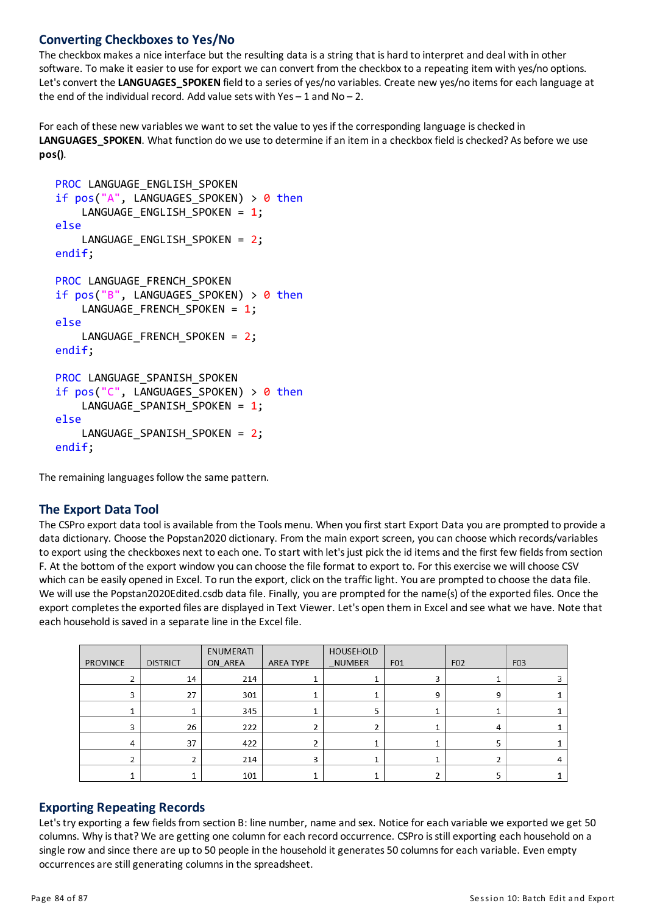## Converting Checkboxes to Yes/No

The checkbox makes a nice interface but the resulting data is a string that is hard to interpret and deal with in other software. To make it easier to use for export we can convert from the checkbox to a repeating item with yes/no options. Let's convert the **LANGUAGES_SPOKEN** field to a series of yes/no variables. Create new yes/no items for each language at the end of the individual record. Add value sets with Yes – 1 and No – 2.

For each of these new variables we want to set the value to yes if the corresponding language is checked in **LANGUAGES_SPOKEN**. What function do we use to determine if an item in a checkbox field is checked? As before we use **pos()**.

```
PROC LANGUAGE_ENGLISH_SPOKEN
if pos("A", LANGUAGES_SPOKEN) > 0 then
    LANGUAGE_ENGLISH_SPOKEN = 1;
else
    LANGUAGE_ENGLISH_SPOKEN = 2;
endif;

PROC LANGUAGE_FRENCH_SPOKEN
if pos("B", LANGUAGES_SPOKEN) > 0 then
    LANGUAGE_FRENCH_SPOKEN = 1;
else
    LANGUAGE_FRENCH_SPOKEN = 2;
endif;

PROC LANGUAGE_SPANISH_SPOKEN
if pos("C", LANGUAGES_SPOKEN) > 0 then
    LANGUAGE_SPANISH_SPOKEN = 1;
else
    LANGUAGE_SPANISH_SPOKEN = 2;
endif;
```

The remaining languages follow the same pattern.

## The Export Data Tool

The CSPro export data tool is available from the Tools menu. When you first start Export Data you are prompted to provide a data dictionary. Choose the Popstan2020 dictionary. From the main export screen, you can choose which records/variables to export using the checkboxes next to each one. To start with let's just pick the id items and the first few fields from section F. At the bottom of the export window you can choose the file format to export to. For this exercise we will choose CSV which can be easily opened in Excel. To run the export, click on the traffic light. You are prompted to choose the data file. We will use the Popstan2020Edited.csdb data file. Finally, you are prompted for the name(s) of the exported files. Once the export completes the exported files are displayed in Text Viewer. Let's open them in Excel and see what we have. Note that each household is saved in a separate line in the Excel file.

| PROVINCE | DISTRICT | ENUMERATION_AREA | AREA TYPE | HOUSEHOLD_NUMBER | F01 | F02 | F03 |
|---|---|---|---|---|---|---|---|
| 2 | 14 | 214 | 1 | 1 | 3 | 1 | 3 |
| 3 | 27 | 301 | 1 | 1 | 9 | 9 | 1 |
| 1 | 1 | 345 | 1 | 5 | 1 | 1 | 1 |
| 3 | 26 | 222 | 2 | 2 | 1 | 4 | 1 |
| 4 | 37 | 422 | 2 | 1 | 1 | 5 | 1 |
| 2 | 2 | 214 | 3 | 1 | 1 | 2 | 4 |
| 1 | 1 | 101 | 1 | 1 | 2 | 5 | 1 |

## Exporting Repeating Records

Let's try exporting a few fields from section B: line number, name and sex. Notice for each variable we exported we get 50 columns. Why is that? We are getting one column for each record occurrence. CSPro is still exporting each household on a single row and since there are up to 50 people in the household it generates 50 columns for each variable. Even empty occurrences are still generating columns in the spreadsheet.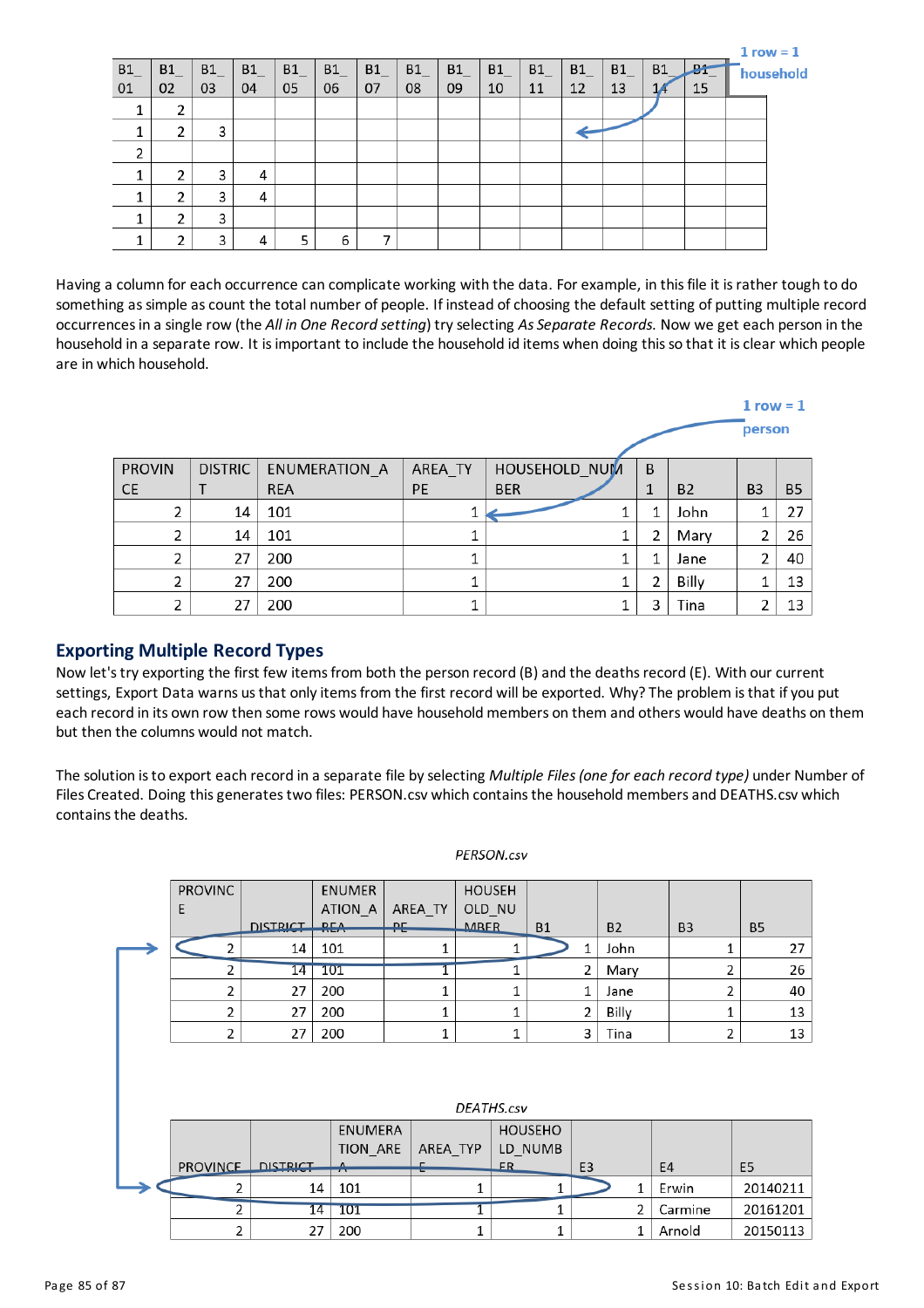1 row = 1 household

| B1_01 | B1_02 | B1_03 | B1_04 | B1_05 | B1_06 | B1_07 | B1_08 | B1_09 | B1_10 | B1_11 | B1_12 | B1_13 | B1_14 | B1_15 |
|---|---|---|---|---|---|---|---|---|---|---|---|---|---|---|
| 1 | 2 | | | | | | | | | | | | | |
| 1 | 2 | 3 | | | | | | | | | | | | |
| 2 | | | | | | | | | | | | | | |
| 1 | 2 | 3 | 4 | | | | | | | | | | | |
| 1 | 2 | 3 | 4 | | | | | | | | | | | |
| 1 | 2 | 3 | | | | | | | | | | | | |
| 1 | 2 | 3 | 4 | 5 | 6 | 7 | | | | | | | | |

Having a column for each occurrence can complicate working with the data. For example, in this file it is rather tough to do something as simple as count the total number of people. If instead of choosing the default setting of putting multiple record occurrences in a single row (the *All in One Record setting*) try selecting *As Separate Records*. Now we get each person in the household in a separate row. It is important to include the household id items when doing this so that it is clear which people are in which household.

1 row = 1 person

| PROVINCE | DISTRICT | ENUMERATION_AREA | AREA_TYPE | HOUSEHOLD_NUMBER | B1 | B2 | B3 | B5 |
|---|---|---|---|---|---|---|---|---|
| 2 | 14 | 101 | 1 | 1 | 1 | John | 1 | 27 |
| 2 | 14 | 101 | 1 | 1 | 2 | Mary | 2 | 26 |
| 2 | 27 | 200 | 1 | 1 | 1 | Jane | 2 | 40 |
| 2 | 27 | 200 | 1 | 1 | 2 | Billy | 1 | 13 |
| 2 | 27 | 200 | 1 | 1 | 3 | Tina | 2 | 13 |

## Exporting Multiple Record Types

Now let's try exporting the first few items from both the person record (B) and the deaths record (E). With our current settings, Export Data warns us that only items from the first record will be exported. Why? The problem is that if you put each record in its own row then some rows would have household members on them and others would have deaths on them but then the columns would not match.

The solution is to export each record in a separate file by selecting *Multiple Files (one for each record type)* under Number of Files Created. Doing this generates two files: PERSON.csv which contains the household members and DEATHS.csv which contains the deaths.

*PERSON.csv*

| PROVINCE | DISTRICT | ENUMERATION_AREA | AREA_TYPE | HOUSEHOLD_NUMBER | B1 | B2 | B3 | B5 |
|---|---|---|---|---|---|---|---|---|
| 2 | 14 | 101 | 1 | 1 | 1 | John | 1 | 27 |
| 2 | 14 | 101 | 1 | 1 | 2 | Mary | 2 | 26 |
| 2 | 27 | 200 | 1 | 1 | 1 | Jane | 2 | 40 |
| 2 | 27 | 200 | 1 | 1 | 2 | Billy | 1 | 13 |
| 2 | 27 | 200 | 1 | 1 | 3 | Tina | 2 | 13 |

*DEATHS.csv*

| PROVINCE | DISTRICT | ENUMERATION_AREA | AREA_TYPE | HOUSEHOLD_NUMBER | E3 | E4 | E5 |
|---|---|---|---|---|---|---|---|
| 2 | 14 | 101 | 1 | 1 | 1 | Erwin | 20140211 |
| 2 | 14 | 101 | 1 | 1 | 2 | Carmine | 20161201 |
| 2 | 27 | 200 | 1 | 1 | 1 | Arnold | 20150113 |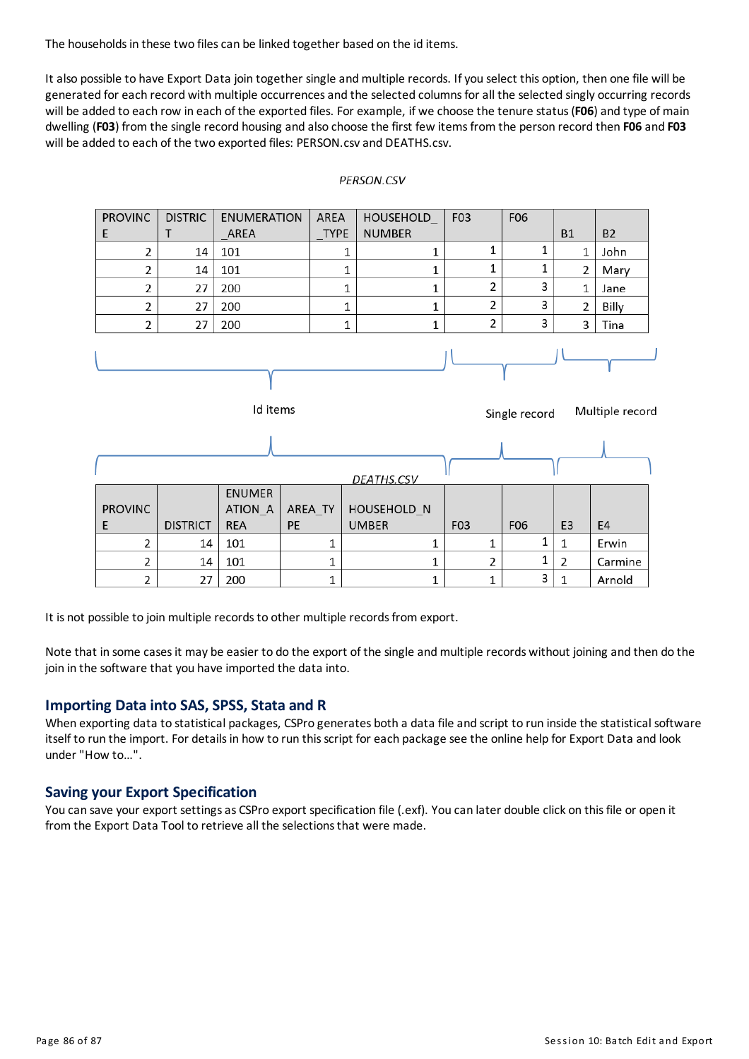The households in these two files can be linked together based on the id items.

It also possible to have Export Data join together single and multiple records. If you select this option, then one file will be generated for each record with multiple occurrences and the selected columns for all the selected singly occurring records will be added to each row in each of the exported files. For example, if we choose the tenure status (**F06**) and type of main dwelling (**F03**) from the single record housing and also choose the first few items from the person record then **F06** and **F03** will be added to each of the two exported files: PERSON.csv and DEATHS.csv.

*PERSON.CSV*

| PROVINCE | DISTRICT | ENUMERATION_AREA | AREA_TYPE | HOUSEHOLD_NUMBER | F03 | F06 | B1 | B2 |
|---|---|---|---|---|---|---|---|---|
| 2 | 14 | 101 | 1 | 1 | 1 | 1 | 1 | John |
| 2 | 14 | 101 | 1 | 1 | 1 | 1 | 2 | Mary |
| 2 | 27 | 200 | 1 | 1 | 2 | 3 | 1 | Jane |
| 2 | 27 | 200 | 1 | 1 | 2 | 3 | 2 | Billy |
| 2 | 27 | 200 | 1 | 1 | 2 | 3 | 3 | Tina |

Id items (PROVINCE through HOUSEHOLD_NUMBER) — Single record (F03, F06) — Multiple record (B1, B2 / E3, E4)

*DEATHS.CSV*

| PROVINCE | DISTRICT | ENUMERATION_AREA | AREA_TYPE | HOUSEHOLD_NUMBER | F03 | F06 | E3 | E4 |
|---|---|---|---|---|---|---|---|---|
| 2 | 14 | 101 | 1 | 1 | 1 | 1 | 1 | Erwin |
| 2 | 14 | 101 | 1 | 1 | 2 | 1 | 2 | Carmine |
| 2 | 27 | 200 | 1 | 1 | 1 | 3 | 1 | Arnold |

It is not possible to join multiple records to other multiple records from export.

Note that in some cases it may be easier to do the export of the single and multiple records without joining and then do the join in the software that you have imported the data into.

## Importing Data into SAS, SPSS, Stata and R

When exporting data to statistical packages, CSPro generates both a data file and script to run inside the statistical software itself to run the import. For details in how to run this script for each package see the online help for Export Data and look under "How to...".

## Saving your Export Specification

You can save your export settings as CSPro export specification file (.exf). You can later double click on this file or open it from the Export Data Tool to retrieve all the selections that were made.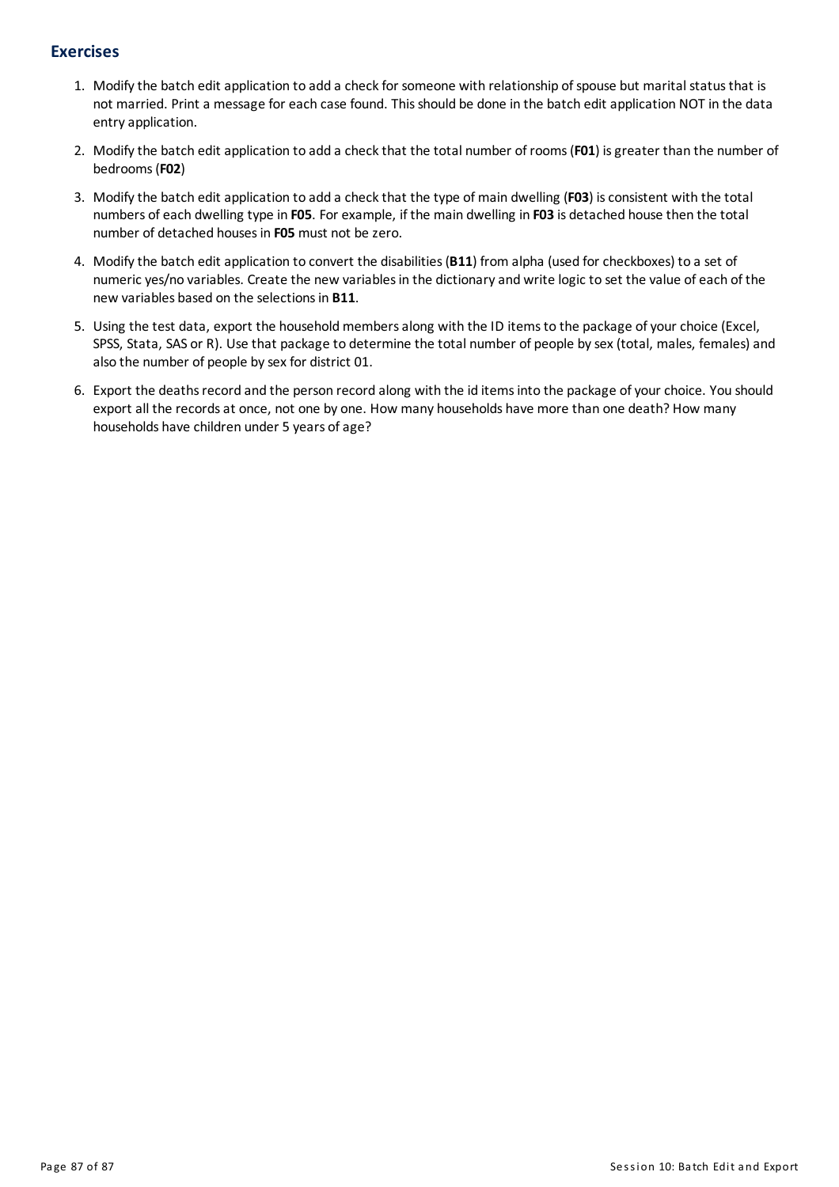## Exercises

1. Modify the batch edit application to add a check for someone with relationship of spouse but marital status that is not married. Print a message for each case found. This should be done in the batch edit application NOT in the data entry application.
2. Modify the batch edit application to add a check that the total number of rooms (**F01**) is greater than the number of bedrooms (**F02**)
3. Modify the batch edit application to add a check that the type of main dwelling (**F03**) is consistent with the total numbers of each dwelling type in **F05**. For example, if the main dwelling in **F03** is detached house then the total number of detached houses in **F05** must not be zero.
4. Modify the batch edit application to convert the disabilities (**B11**) from alpha (used for checkboxes) to a set of numeric yes/no variables. Create the new variables in the dictionary and write logic to set the value of each of the new variables based on the selections in **B11**.
5. Using the test data, export the household members along with the ID items to the package of your choice (Excel, SPSS, Stata, SAS or R). Use that package to determine the total number of people by sex (total, males, females) and also the number of people by sex for district 01.
6. Export the deaths record and the person record along with the id items into the package of your choice. You should export all the records at once, not one by one. How many households have more than one death? How many households have children under 5 years of age?